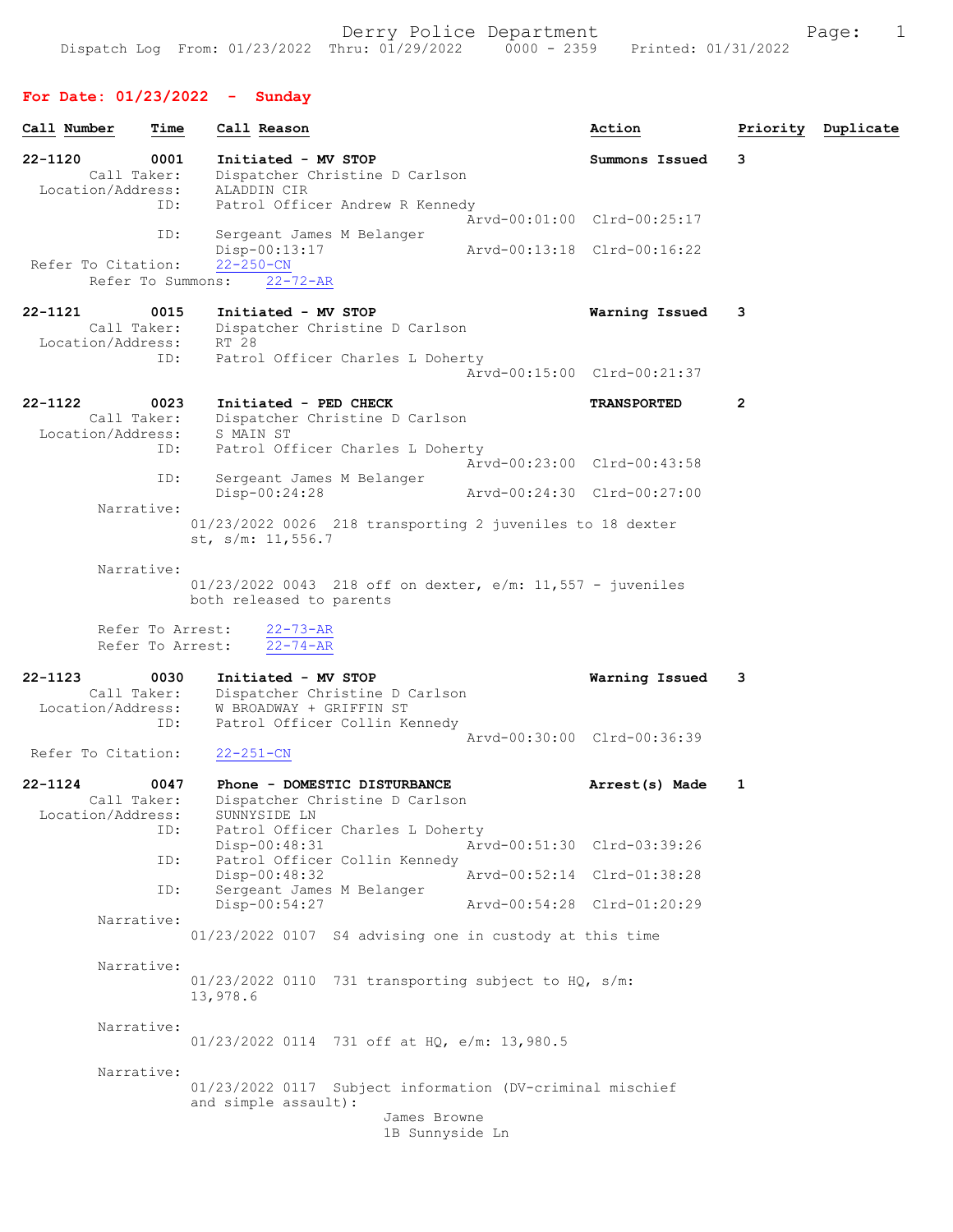Derry Police Department

Dispatch Log From: 01/23/2022 Thru: 01/29/2022 0000 - 2359 Printed: 01/31/2022

## For Date: 01/23/2022 - Sunday

| Call Number | Time | Call Reason | Action | Priority | Duplicate |
|---|---|---|---|---|---|

**22-1120** 0001 Initiated - MV STOP — Summons Issued — 3

Call Taker: Dispatcher Christine D Carlson
Location/Address: ALADDIN CIR
ID: Patrol Officer Andrew R Kennedy
Arvd-00:01:00 Clrd-00:25:17
ID: Sergeant James M Belanger
Disp-00:13:17 Arvd-00:13:18 Clrd-00:16:22
Refer To Citation: 22-250-CN
Refer To Summons: 22-72-AR

**22-1121** 0015 Initiated - MV STOP — Warning Issued — 3

Call Taker: Dispatcher Christine D Carlson
Location/Address: RT 28
ID: Patrol Officer Charles L Doherty
Arvd-00:15:00 Clrd-00:21:37

**22-1122** 0023 Initiated - PED CHECK — TRANSPORTED — 2

Call Taker: Dispatcher Christine D Carlson
Location/Address: S MAIN ST
ID: Patrol Officer Charles L Doherty
Arvd-00:23:00 Clrd-00:43:58
ID: Sergeant James M Belanger
Disp-00:24:28 Arvd-00:24:30 Clrd-00:27:00

Narrative:
01/23/2022 0026 218 transporting 2 juveniles to 18 dexter st, s/m: 11,556.7

Narrative:
01/23/2022 0043 218 off on dexter, e/m: 11,557 - juveniles both released to parents

Refer To Arrest: 22-73-AR
Refer To Arrest: 22-74-AR

**22-1123** 0030 Initiated - MV STOP — Warning Issued — 3

Call Taker: Dispatcher Christine D Carlson
Location/Address: W BROADWAY + GRIFFIN ST
ID: Patrol Officer Collin Kennedy
Arvd-00:30:00 Clrd-00:36:39
Refer To Citation: 22-251-CN

**22-1124** 0047 Phone - DOMESTIC DISTURBANCE — Arrest(s) Made — 1

Call Taker: Dispatcher Christine D Carlson
Location/Address: SUNNYSIDE LN
ID: Patrol Officer Charles L Doherty
Disp-00:48:31 Arvd-00:51:30 Clrd-03:39:26
ID: Patrol Officer Collin Kennedy
Disp-00:48:32 Arvd-00:52:14 Clrd-01:38:28
ID: Sergeant James M Belanger
Disp-00:54:27 Arvd-00:54:28 Clrd-01:20:29

Narrative:
01/23/2022 0107 S4 advising one in custody at this time

Narrative:
01/23/2022 0110 731 transporting subject to HQ, s/m: 13,978.6

Narrative:
01/23/2022 0114 731 off at HQ, e/m: 13,980.5

Narrative:
01/23/2022 0117 Subject information (DV-criminal mischief and simple assault):
James Browne
1B Sunnyside Ln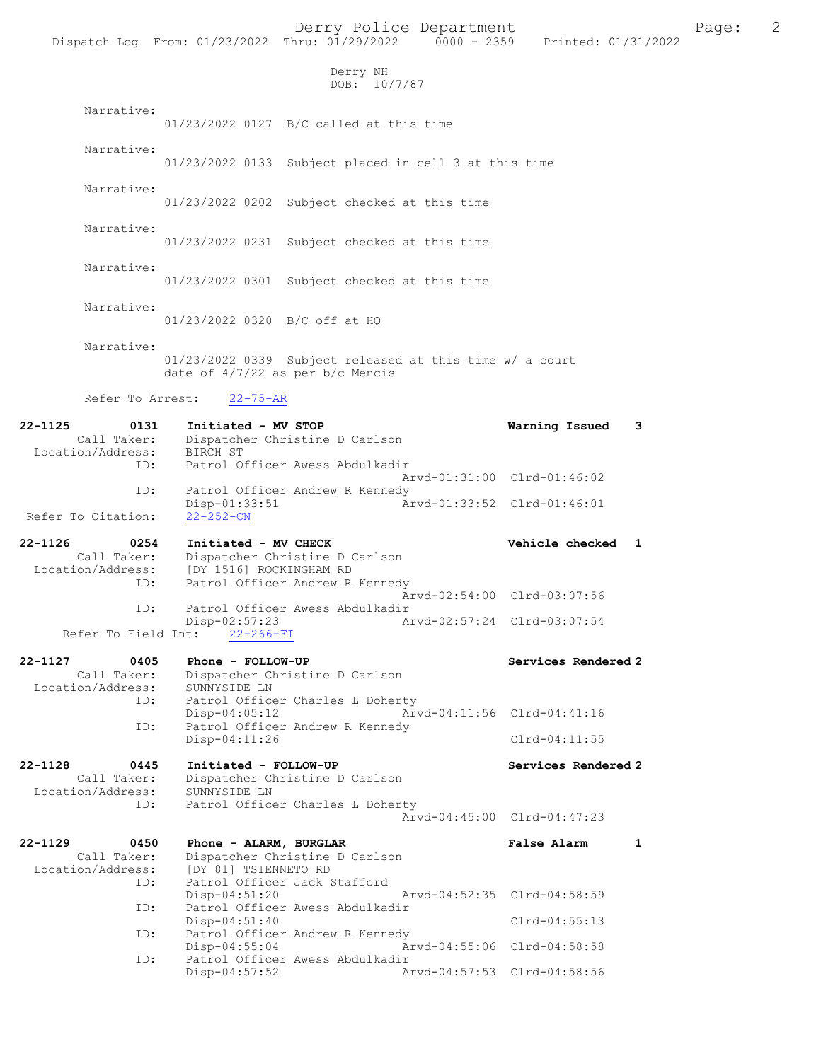Derry NH
DOB: 10/7/87

Narrative:
01/23/2022 0127 B/C called at this time

Narrative:
01/23/2022 0133 Subject placed in cell 3 at this time

Narrative:
01/23/2022 0202 Subject checked at this time

Narrative:
01/23/2022 0231 Subject checked at this time

Narrative:
01/23/2022 0301 Subject checked at this time

Narrative:
01/23/2022 0320 B/C off at HQ

Narrative:
01/23/2022 0339 Subject released at this time w/ a court date of 4/7/22 as per b/c Mencis

Refer To Arrest: 22-75-AR

**22-1125 0131 Initiated - MV STOP — Warning Issued 3**
Call Taker: Dispatcher Christine D Carlson
Location/Address: BIRCH ST
ID: Patrol Officer Awess Abdulkadir
Arvd-01:31:00 Clrd-01:46:02
ID: Patrol Officer Andrew R Kennedy
Disp-01:33:51 Arvd-01:33:52 Clrd-01:46:01
Refer To Citation: 22-252-CN

**22-1126 0254 Initiated - MV CHECK — Vehicle checked 1**
Call Taker: Dispatcher Christine D Carlson
Location/Address: [DY 1516] ROCKINGHAM RD
ID: Patrol Officer Andrew R Kennedy
Arvd-02:54:00 Clrd-03:07:56
ID: Patrol Officer Awess Abdulkadir
Disp-02:57:23 Arvd-02:57:24 Clrd-03:07:54
Refer To Field Int: 22-266-FI

**22-1127 0405 Phone - FOLLOW-UP — Services Rendered 2**
Call Taker: Dispatcher Christine D Carlson
Location/Address: SUNNYSIDE LN
ID: Patrol Officer Charles L Doherty
Disp-04:05:12 Arvd-04:11:56 Clrd-04:41:16
ID: Patrol Officer Andrew R Kennedy
Disp-04:11:26 Clrd-04:11:55

**22-1128 0445 Initiated - FOLLOW-UP — Services Rendered 2**
Call Taker: Dispatcher Christine D Carlson
Location/Address: SUNNYSIDE LN
ID: Patrol Officer Charles L Doherty
Arvd-04:45:00 Clrd-04:47:23

**22-1129 0450 Phone - ALARM, BURGLAR — False Alarm 1**
Call Taker: Dispatcher Christine D Carlson
Location/Address: [DY 81] TSIENNETO RD
ID: Patrol Officer Jack Stafford
Disp-04:51:20 Arvd-04:52:35 Clrd-04:58:59
ID: Patrol Officer Awess Abdulkadir
Disp-04:51:40 Clrd-04:55:13
ID: Patrol Officer Andrew R Kennedy
Disp-04:55:04 Arvd-04:55:06 Clrd-04:58:58
ID: Patrol Officer Awess Abdulkadir
Disp-04:57:52 Arvd-04:57:53 Clrd-04:58:56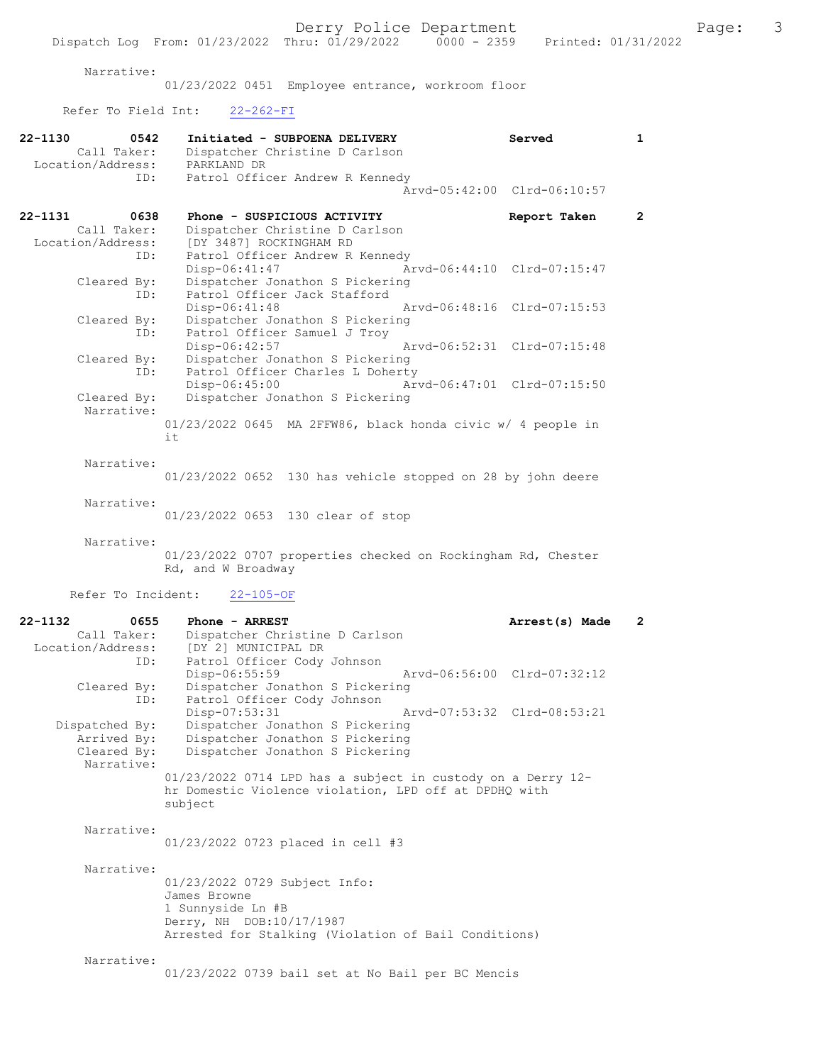Narrative:
01/23/2022 0451 Employee entrance, workroom floor

Refer To Field Int: 22-262-FI

**22-1130** 0542 **Initiated - SUBPOENA DELIVERY** **Served** **1**
Call Taker: Dispatcher Christine D Carlson
Location/Address: PARKLAND DR
ID: Patrol Officer Andrew R Kennedy
Arvd-05:42:00 Clrd-06:10:57

**22-1131** 0638 **Phone - SUSPICIOUS ACTIVITY** **Report Taken** **2**
Call Taker: Dispatcher Christine D Carlson
Location/Address: [DY 3487] ROCKINGHAM RD
ID: Patrol Officer Andrew R Kennedy
Disp-06:41:47 Arvd-06:44:10 Clrd-07:15:47
Cleared By: Dispatcher Jonathon S Pickering
ID: Patrol Officer Jack Stafford
Disp-06:41:48 Arvd-06:48:16 Clrd-07:15:53
Cleared By: Dispatcher Jonathon S Pickering
ID: Patrol Officer Samuel J Troy
Disp-06:42:57 Arvd-06:52:31 Clrd-07:15:48
Cleared By: Dispatcher Jonathon S Pickering
ID: Patrol Officer Charles L Doherty
Disp-06:45:00 Arvd-06:47:01 Clrd-07:15:50
Cleared By: Dispatcher Jonathon S Pickering
Narrative:
01/23/2022 0645 MA 2FFW86, black honda civic w/ 4 people in it

Narrative:
01/23/2022 0652 130 has vehicle stopped on 28 by john deere

Narrative:
01/23/2022 0653 130 clear of stop

Narrative:
01/23/2022 0707 properties checked on Rockingham Rd, Chester Rd, and W Broadway

Refer To Incident: 22-105-OF

**22-1132** 0655 **Phone - ARREST** **Arrest(s) Made** **2**
Call Taker: Dispatcher Christine D Carlson
Location/Address: [DY 2] MUNICIPAL DR
ID: Patrol Officer Cody Johnson
Disp-06:55:59 Arvd-06:56:00 Clrd-07:32:12
Cleared By: Dispatcher Jonathon S Pickering
ID: Patrol Officer Cody Johnson
Disp-07:53:31 Arvd-07:53:32 Clrd-08:53:21
Dispatched By: Dispatcher Jonathon S Pickering
Arrived By: Dispatcher Jonathon S Pickering
Cleared By: Dispatcher Jonathon S Pickering
Narrative:
01/23/2022 0714 LPD has a subject in custody on a Derry 12-hr Domestic Violence violation, LPD off at DPDHQ with subject

Narrative:
01/23/2022 0723 placed in cell #3

Narrative:
01/23/2022 0729 Subject Info:
James Browne
1 Sunnyside Ln #B
Derry, NH DOB:10/17/1987
Arrested for Stalking (Violation of Bail Conditions)

Narrative:
01/23/2022 0739 bail set at No Bail per BC Mencis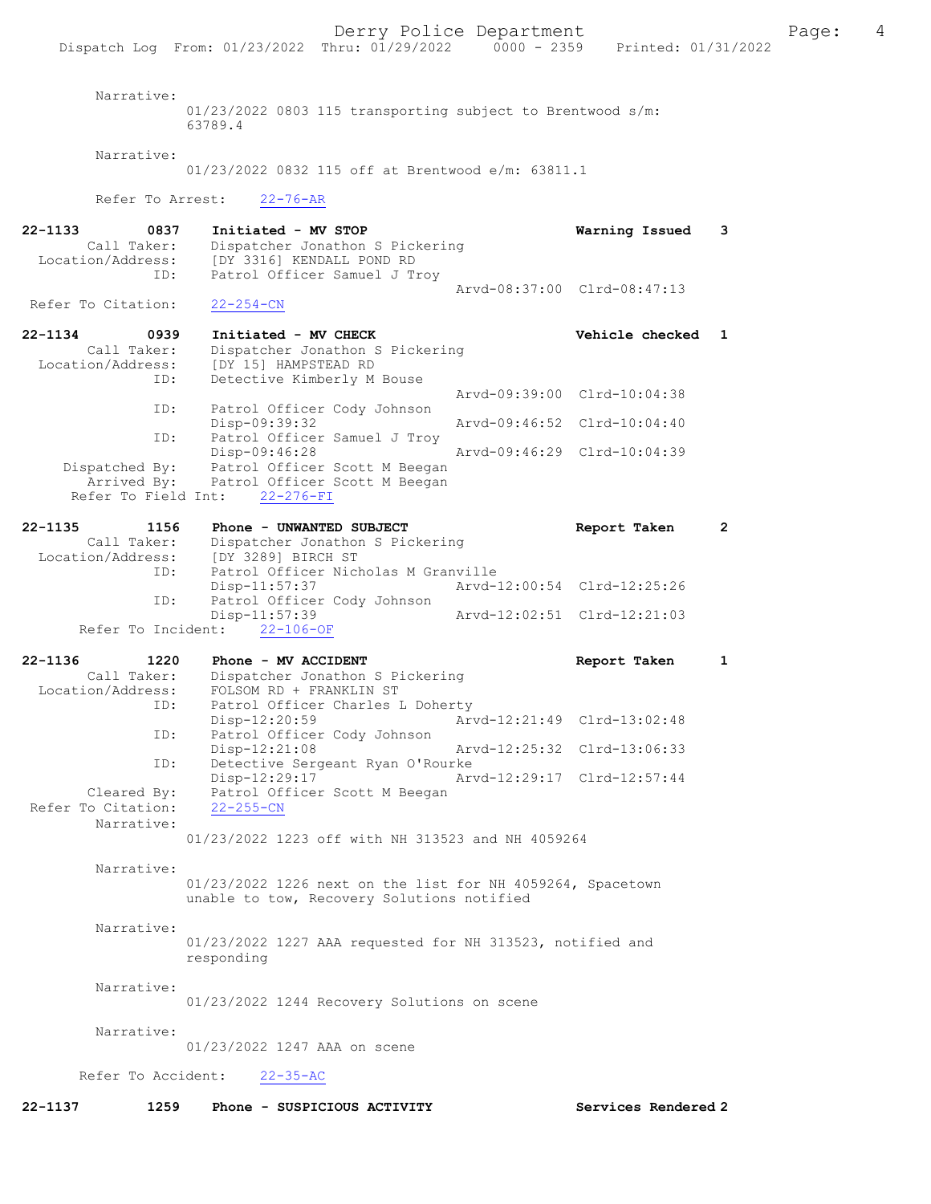Narrative:
01/23/2022 0803 115 transporting subject to Brentwood s/m: 63789.4

Narrative:
01/23/2022 0832 115 off at Brentwood e/m: 63811.1

Refer To Arrest: 22-76-AR

**22-1133 0837 Initiated - MV STOP Warning Issued 3**
Call Taker: Dispatcher Jonathon S Pickering
Location/Address: [DY 3316] KENDALL POND RD
ID: Patrol Officer Samuel J Troy
Arvd-08:37:00 Clrd-08:47:13
Refer To Citation: 22-254-CN

**22-1134 0939 Initiated - MV CHECK Vehicle checked 1**
Call Taker: Dispatcher Jonathon S Pickering
Location/Address: [DY 15] HAMPSTEAD RD
ID: Detective Kimberly M Bouse
Arvd-09:39:00 Clrd-10:04:38
ID: Patrol Officer Cody Johnson
Disp-09:39:32 Arvd-09:46:52 Clrd-10:04:40
ID: Patrol Officer Samuel J Troy
Disp-09:46:28 Arvd-09:46:29 Clrd-10:04:39
Dispatched By: Patrol Officer Scott M Beegan
Arrived By: Patrol Officer Scott M Beegan
Refer To Field Int: 22-276-FI

**22-1135 1156 Phone - UNWANTED SUBJECT Report Taken 2**
Call Taker: Dispatcher Jonathon S Pickering
Location/Address: [DY 3289] BIRCH ST
ID: Patrol Officer Nicholas M Granville
Disp-11:57:37 Arvd-12:00:54 Clrd-12:25:26
ID: Patrol Officer Cody Johnson
Disp-11:57:39 Arvd-12:02:51 Clrd-12:21:03
Refer To Incident: 22-106-OF

**22-1136 1220 Phone - MV ACCIDENT Report Taken 1**
Call Taker: Dispatcher Jonathon S Pickering
Location/Address: FOLSOM RD + FRANKLIN ST
ID: Patrol Officer Charles L Doherty
Disp-12:20:59 Arvd-12:21:49 Clrd-13:02:48
ID: Patrol Officer Cody Johnson
Disp-12:21:08 Arvd-12:25:32 Clrd-13:06:33
ID: Detective Sergeant Ryan O'Rourke
Disp-12:29:17 Arvd-12:29:17 Clrd-12:57:44
Cleared By: Patrol Officer Scott M Beegan
Refer To Citation: 22-255-CN
Narrative:
01/23/2022 1223 off with NH 313523 and NH 4059264

Narrative:
01/23/2022 1226 next on the list for NH 4059264, Spacetown unable to tow, Recovery Solutions notified

Narrative:
01/23/2022 1227 AAA requested for NH 313523, notified and responding

Narrative:
01/23/2022 1244 Recovery Solutions on scene

Narrative:
01/23/2022 1247 AAA on scene

Refer To Accident: 22-35-AC

**22-1137 1259 Phone - SUSPICIOUS ACTIVITY Services Rendered 2**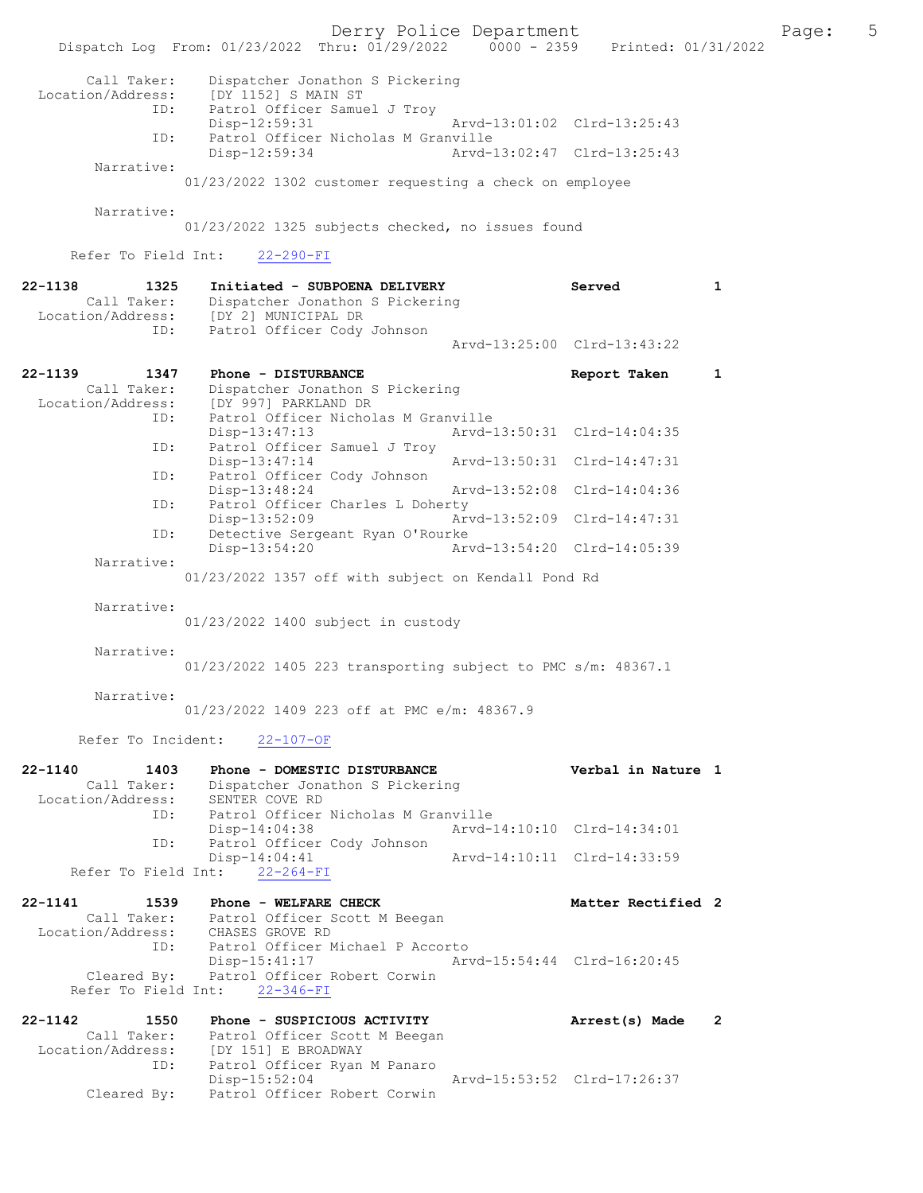Call Taker: Dispatcher Jonathon S Pickering
Location/Address: [DY 1152] S MAIN ST
ID: Patrol Officer Samuel J Troy
Disp-12:59:31 Arvd-13:01:02 Clrd-13:25:43
ID: Patrol Officer Nicholas M Granville
Disp-12:59:34 Arvd-13:02:47 Clrd-13:25:43
Narrative:
01/23/2022 1302 customer requesting a check on employee

Narrative:
01/23/2022 1325 subjects checked, no issues found

Refer To Field Int: 22-290-FI

**22-1138 1325 Initiated - SUBPOENA DELIVERY Served 1**
Call Taker: Dispatcher Jonathon S Pickering
Location/Address: [DY 2] MUNICIPAL DR
ID: Patrol Officer Cody Johnson
Arvd-13:25:00 Clrd-13:43:22

**22-1139 1347 Phone - DISTURBANCE Report Taken 1**
Call Taker: Dispatcher Jonathon S Pickering
Location/Address: [DY 997] PARKLAND DR
ID: Patrol Officer Nicholas M Granville
Disp-13:47:13 Arvd-13:50:31 Clrd-14:04:35
ID: Patrol Officer Samuel J Troy
Disp-13:47:14 Arvd-13:50:31 Clrd-14:47:31
ID: Patrol Officer Cody Johnson
Disp-13:48:24 Arvd-13:52:08 Clrd-14:04:36
ID: Patrol Officer Charles L Doherty
Disp-13:52:09 Arvd-13:52:09 Clrd-14:47:31
ID: Detective Sergeant Ryan O'Rourke
Disp-13:54:20 Arvd-13:54:20 Clrd-14:05:39
Narrative:
01/23/2022 1357 off with subject on Kendall Pond Rd

Narrative:
01/23/2022 1400 subject in custody

Narrative:
01/23/2022 1405 223 transporting subject to PMC s/m: 48367.1

Narrative:
01/23/2022 1409 223 off at PMC e/m: 48367.9

Refer To Incident: 22-107-OF

**22-1140 1403 Phone - DOMESTIC DISTURBANCE Verbal in Nature 1**
Call Taker: Dispatcher Jonathon S Pickering
Location/Address: SENTER COVE RD
ID: Patrol Officer Nicholas M Granville
Disp-14:04:38 Arvd-14:10:10 Clrd-14:34:01
ID: Patrol Officer Cody Johnson
Disp-14:04:41 Arvd-14:10:11 Clrd-14:33:59
Refer To Field Int: 22-264-FI

**22-1141 1539 Phone - WELFARE CHECK Matter Rectified 2**
Call Taker: Patrol Officer Scott M Beegan
Location/Address: CHASES GROVE RD
ID: Patrol Officer Michael P Accorto
Disp-15:41:17 Arvd-15:54:44 Clrd-16:20:45
Cleared By: Patrol Officer Robert Corwin
Refer To Field Int: 22-346-FI

**22-1142 1550 Phone - SUSPICIOUS ACTIVITY Arrest(s) Made 2**
Call Taker: Patrol Officer Scott M Beegan
Location/Address: [DY 151] E BROADWAY
ID: Patrol Officer Ryan M Panaro
Disp-15:52:04 Arvd-15:53:52 Clrd-17:26:37
Cleared By: Patrol Officer Robert Corwin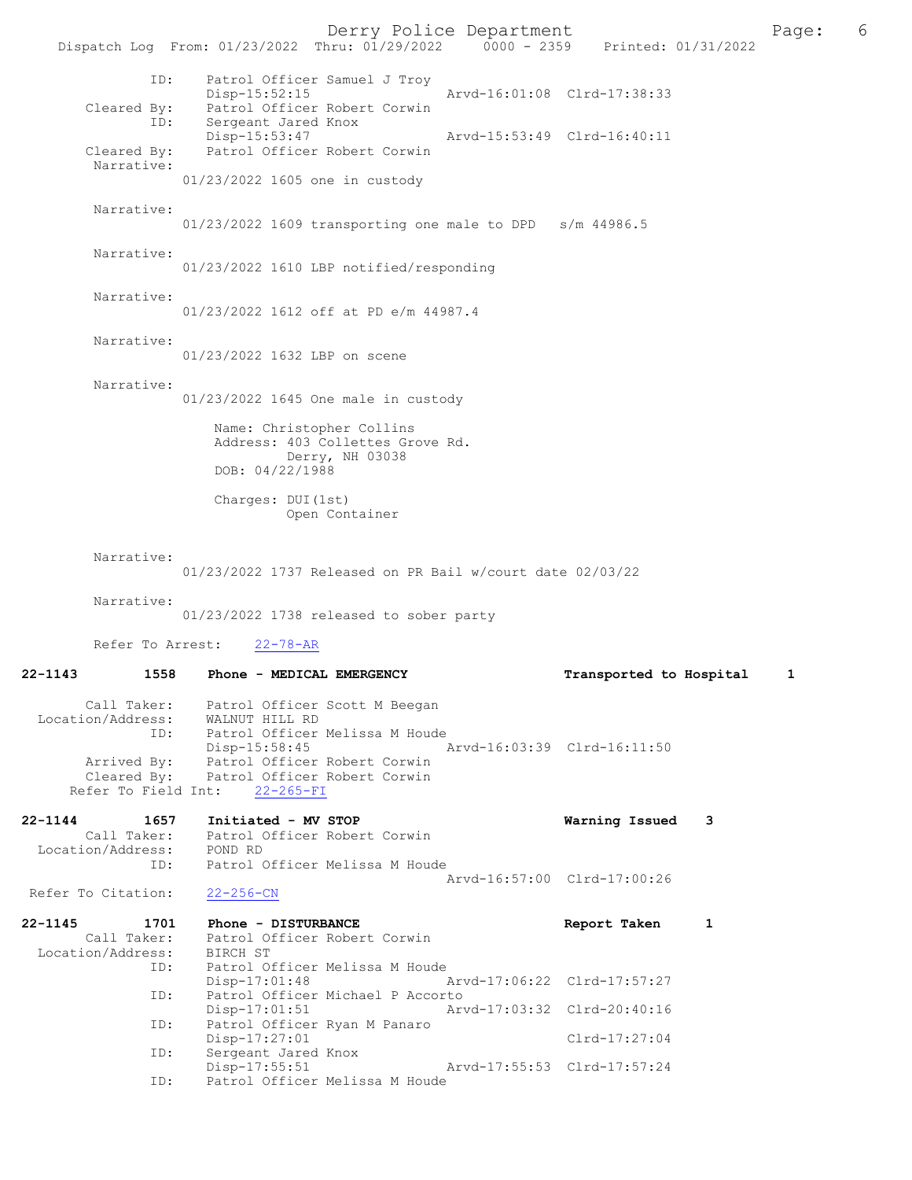```
           ID:    Patrol Officer Samuel J Troy
                  Disp-15:52:15                Arvd-16:01:08  Clrd-17:38:33
   Cleared By:    Patrol Officer Robert Corwin
           ID:    Sergeant Jared Knox
                  Disp-15:53:47                Arvd-15:53:49  Clrd-16:40:11
   Cleared By:    Patrol Officer Robert Corwin
    Narrative:
                01/23/2022 1605 one in custody

    Narrative:
                01/23/2022 1609 transporting one male to DPD   s/m 44986.5

    Narrative:
                01/23/2022 1610 LBP notified/responding

    Narrative:
                01/23/2022 1612 off at PD e/m 44987.4

    Narrative:
                01/23/2022 1632 LBP on scene

    Narrative:
                01/23/2022 1645 One male in custody

                    Name: Christopher Collins
                    Address: 403 Collettes Grove Rd.
                             Derry, NH 03038
                    DOB: 04/22/1988

                    Charges: DUI(1st)
                             Open Container


    Narrative:
                01/23/2022 1737 Released on PR Bail w/court date 02/03/22

    Narrative:
                01/23/2022 1738 released to sober party

    Refer To Arrest:    22-78-AR

22-1143        1558    Phone - MEDICAL EMERGENCY               Transported to Hospital    1

       Call Taker:    Patrol Officer Scott M Beegan
 Location/Address:    WALNUT HILL RD
               ID:    Patrol Officer Melissa M Houde
                      Disp-15:58:45                Arvd-16:03:39  Clrd-16:11:50
       Arrived By:    Patrol Officer Robert Corwin
       Cleared By:    Patrol Officer Robert Corwin
    Refer To Field Int:    22-265-FI

22-1144        1657    Initiated - MV STOP                     Warning Issued    3
       Call Taker:    Patrol Officer Robert Corwin
 Location/Address:    POND RD
               ID:    Patrol Officer Melissa M Houde
                                                   Arvd-16:57:00  Clrd-17:00:26
 Refer To Citation:    22-256-CN

22-1145        1701    Phone - DISTURBANCE                     Report Taken      1
       Call Taker:    Patrol Officer Robert Corwin
 Location/Address:    BIRCH ST
               ID:    Patrol Officer Melissa M Houde
                      Disp-17:01:48                Arvd-17:06:22  Clrd-17:57:27
               ID:    Patrol Officer Michael P Accorto
                      Disp-17:01:51                Arvd-17:03:32  Clrd-20:40:16
               ID:    Patrol Officer Ryan M Panaro
                      Disp-17:27:01                               Clrd-17:27:04
               ID:    Sergeant Jared Knox
                      Disp-17:55:51                Arvd-17:55:53  Clrd-17:57:24
               ID:    Patrol Officer Melissa M Houde
```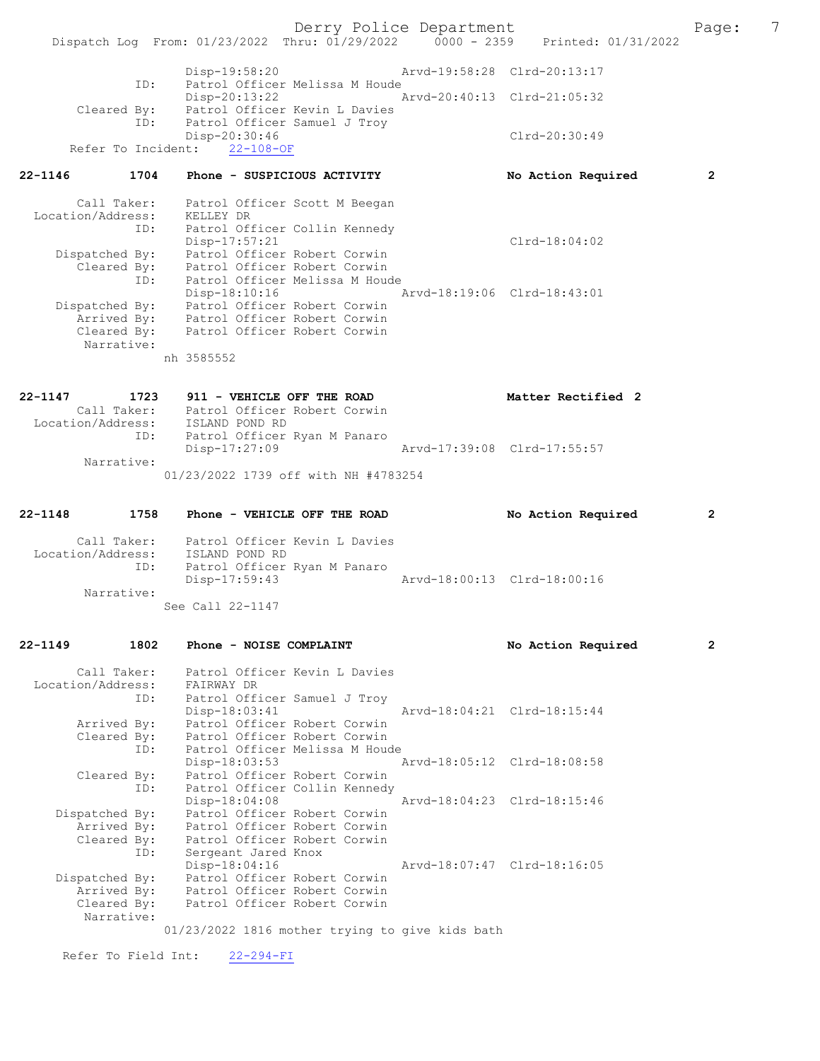```
                Disp-19:58:20                    Arvd-19:58:28  Clrd-20:13:17
           ID:  Patrol Officer Melissa M Houde
                Disp-20:13:22                    Arvd-20:40:13  Clrd-21:05:32
   Cleared By:  Patrol Officer Kevin L Davies
           ID:  Patrol Officer Samuel J Troy
                Disp-20:30:46                                   Clrd-20:30:49
 Refer To Incident:  22-108-OF
```

**22-1146    1704    Phone - SUSPICIOUS ACTIVITY    No Action Required    2**

```
      Call Taker:  Patrol Officer Scott M Beegan
Location/Address:  KELLEY DR
              ID:  Patrol Officer Collin Kennedy
                   Disp-17:57:21                                   Clrd-18:04:02
   Dispatched By:  Patrol Officer Robert Corwin
      Cleared By:  Patrol Officer Robert Corwin
              ID:  Patrol Officer Melissa M Houde
                   Disp-18:10:16                    Arvd-18:19:06  Clrd-18:43:01
   Dispatched By:  Patrol Officer Robert Corwin
      Arrived By:  Patrol Officer Robert Corwin
      Cleared By:  Patrol Officer Robert Corwin
       Narrative:
                 nh 3585552
```

**22-1147    1723    911 - VEHICLE OFF THE ROAD    Matter Rectified 2**

```
      Call Taker:  Patrol Officer Robert Corwin
Location/Address:  ISLAND POND RD
              ID:  Patrol Officer Ryan M Panaro
                   Disp-17:27:09                    Arvd-17:39:08  Clrd-17:55:57
       Narrative:
                 01/23/2022 1739 off with NH #4783254
```

**22-1148    1758    Phone - VEHICLE OFF THE ROAD    No Action Required    2**

```
      Call Taker:  Patrol Officer Kevin L Davies
Location/Address:  ISLAND POND RD
              ID:  Patrol Officer Ryan M Panaro
                   Disp-17:59:43                    Arvd-18:00:13  Clrd-18:00:16
       Narrative:
                 See Call 22-1147
```

**22-1149    1802    Phone - NOISE COMPLAINT    No Action Required    2**

```
      Call Taker:  Patrol Officer Kevin L Davies
Location/Address:  FAIRWAY DR
              ID:  Patrol Officer Samuel J Troy
                   Disp-18:03:41                    Arvd-18:04:21  Clrd-18:15:44
      Arrived By:  Patrol Officer Robert Corwin
      Cleared By:  Patrol Officer Robert Corwin
              ID:  Patrol Officer Melissa M Houde
                   Disp-18:03:53                    Arvd-18:05:12  Clrd-18:08:58
      Cleared By:  Patrol Officer Robert Corwin
              ID:  Patrol Officer Collin Kennedy
                   Disp-18:04:08                    Arvd-18:04:23  Clrd-18:15:46
   Dispatched By:  Patrol Officer Robert Corwin
      Arrived By:  Patrol Officer Robert Corwin
      Cleared By:  Patrol Officer Robert Corwin
              ID:  Sergeant Jared Knox
                   Disp-18:04:16                    Arvd-18:07:47  Clrd-18:16:05
   Dispatched By:  Patrol Officer Robert Corwin
      Arrived By:  Patrol Officer Robert Corwin
      Cleared By:  Patrol Officer Robert Corwin
       Narrative:
                 01/23/2022 1816 mother trying to give kids bath

 Refer To Field Int:  22-294-FI
```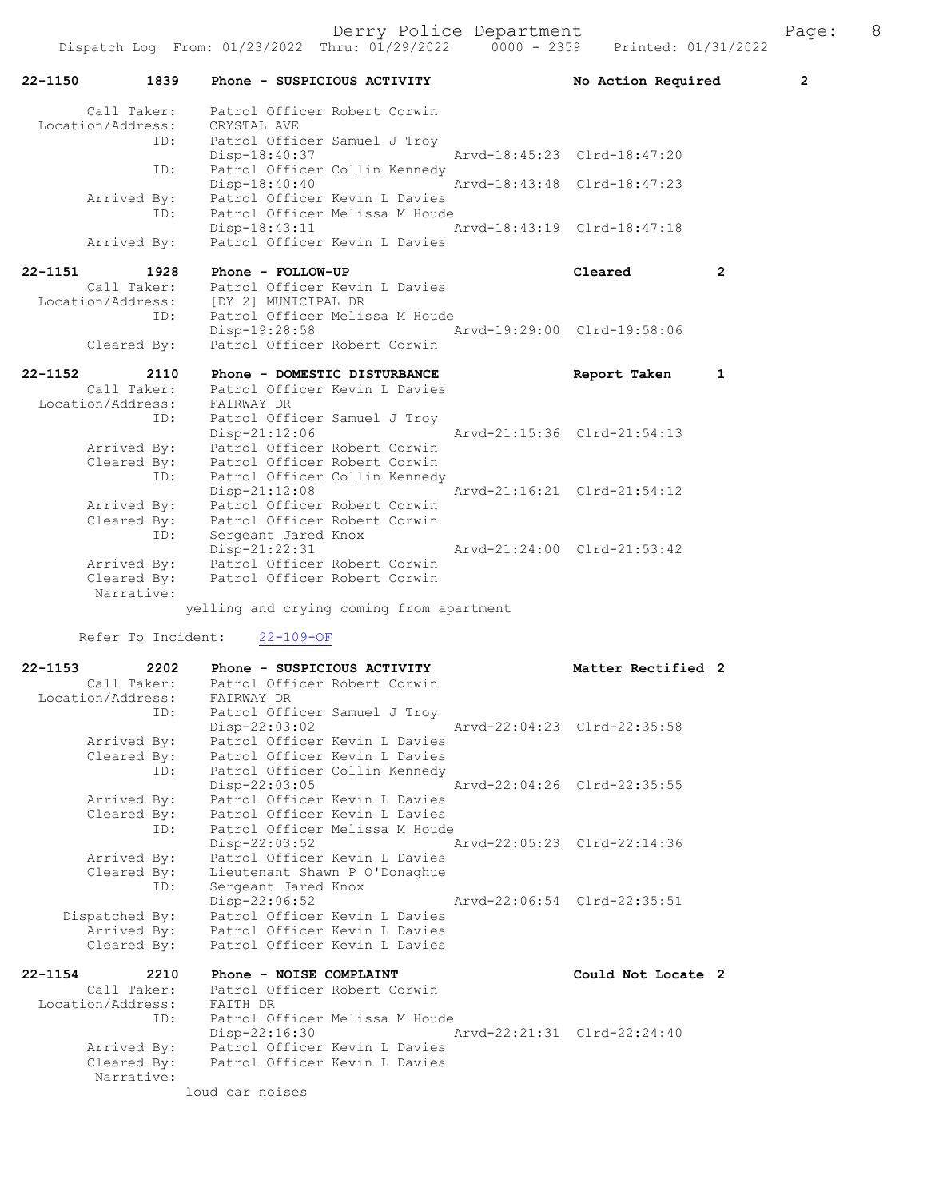**22-1150 1839 Phone - SUSPICIOUS ACTIVITY — No Action Required — 2**

Call Taker: Patrol Officer Robert Corwin
Location/Address: CRYSTAL AVE
ID: Patrol Officer Samuel J Troy
Disp-18:40:37 Arvd-18:45:23 Clrd-18:47:20
ID: Patrol Officer Collin Kennedy
Disp-18:40:40 Arvd-18:43:48 Clrd-18:47:23
Arrived By: Patrol Officer Kevin L Davies
ID: Patrol Officer Melissa M Houde
Disp-18:43:11 Arvd-18:43:19 Clrd-18:47:18
Arrived By: Patrol Officer Kevin L Davies

**22-1151 1928 Phone - FOLLOW-UP — Cleared — 2**

Call Taker: Patrol Officer Kevin L Davies
Location/Address: [DY 2] MUNICIPAL DR
ID: Patrol Officer Melissa M Houde
Disp-19:28:58 Arvd-19:29:00 Clrd-19:58:06
Cleared By: Patrol Officer Robert Corwin

**22-1152 2110 Phone - DOMESTIC DISTURBANCE — Report Taken — 1**

Call Taker: Patrol Officer Kevin L Davies
Location/Address: FAIRWAY DR
ID: Patrol Officer Samuel J Troy
Disp-21:12:06 Arvd-21:15:36 Clrd-21:54:13
Arrived By: Patrol Officer Robert Corwin
Cleared By: Patrol Officer Robert Corwin
ID: Patrol Officer Collin Kennedy
Disp-21:12:08 Arvd-21:16:21 Clrd-21:54:12
Arrived By: Patrol Officer Robert Corwin
Cleared By: Patrol Officer Robert Corwin
ID: Sergeant Jared Knox
Disp-21:22:31 Arvd-21:24:00 Clrd-21:53:42
Arrived By: Patrol Officer Robert Corwin
Cleared By: Patrol Officer Robert Corwin
Narrative:
yelling and crying coming from apartment

Refer To Incident: 22-109-OF

**22-1153 2202 Phone - SUSPICIOUS ACTIVITY — Matter Rectified — 2**

Call Taker: Patrol Officer Robert Corwin
Location/Address: FAIRWAY DR
ID: Patrol Officer Samuel J Troy
Disp-22:03:02 Arvd-22:04:23 Clrd-22:35:58
Arrived By: Patrol Officer Kevin L Davies
Cleared By: Patrol Officer Kevin L Davies
ID: Patrol Officer Collin Kennedy
Disp-22:03:05 Arvd-22:04:26 Clrd-22:35:55
Arrived By: Patrol Officer Kevin L Davies
Cleared By: Patrol Officer Kevin L Davies
ID: Patrol Officer Melissa M Houde
Disp-22:03:52 Arvd-22:05:23 Clrd-22:14:36
Arrived By: Patrol Officer Kevin L Davies
Cleared By: Lieutenant Shawn P O'Donaghue
ID: Sergeant Jared Knox
Disp-22:06:52 Arvd-22:06:54 Clrd-22:35:51
Dispatched By: Patrol Officer Kevin L Davies
Arrived By: Patrol Officer Kevin L Davies
Cleared By: Patrol Officer Kevin L Davies

**22-1154 2210 Phone - NOISE COMPLAINT — Could Not Locate — 2**

Call Taker: Patrol Officer Robert Corwin
Location/Address: FAITH DR
ID: Patrol Officer Melissa M Houde
Disp-22:16:30 Arvd-22:21:31 Clrd-22:24:40
Arrived By: Patrol Officer Kevin L Davies
Cleared By: Patrol Officer Kevin L Davies
Narrative:
loud car noises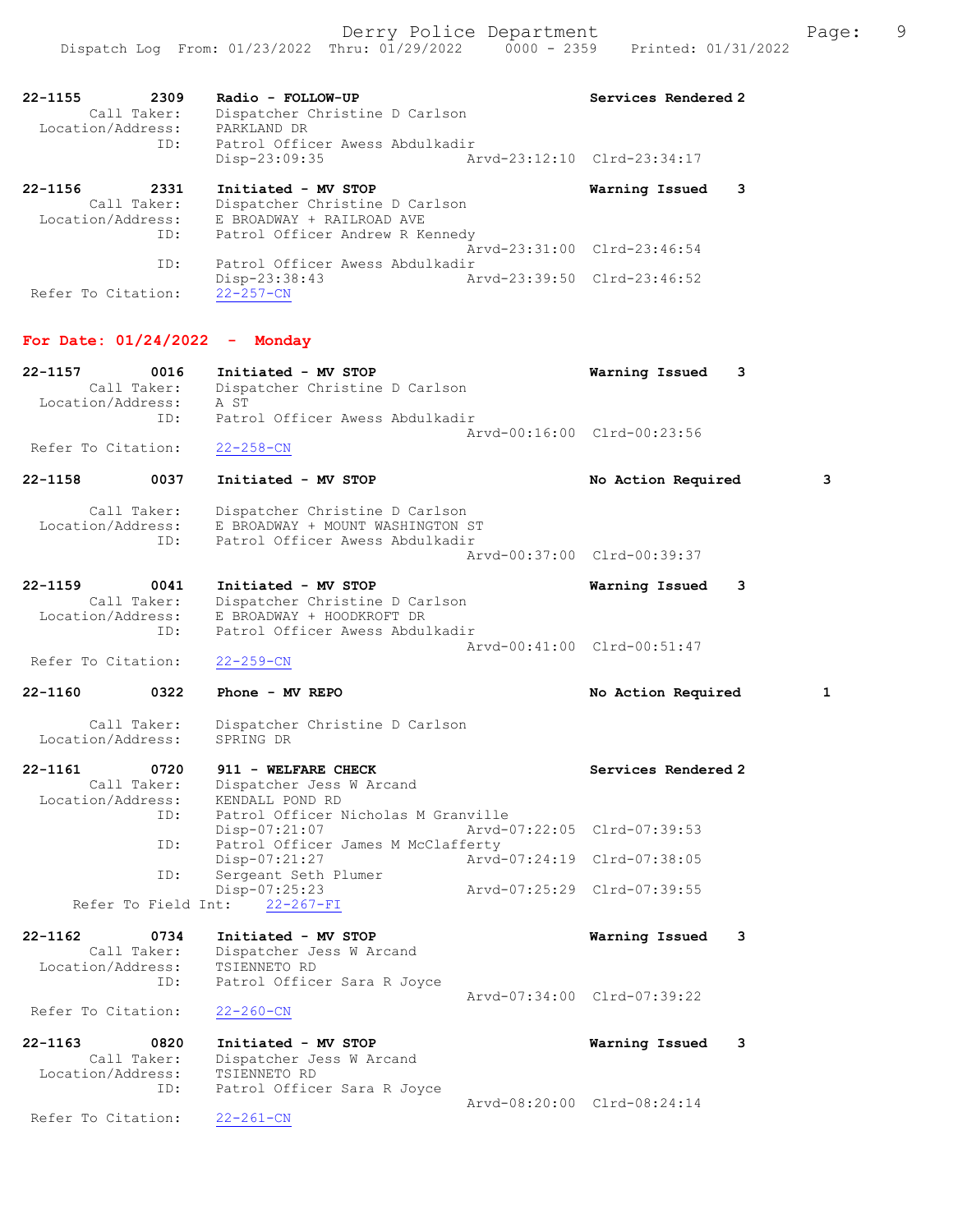22-1155 2309 Radio - FOLLOW-UP Services Rendered 2
Call Taker: Dispatcher Christine D Carlson
Location/Address: PARKLAND DR
ID: Patrol Officer Awess Abdulkadir
Disp-23:09:35 Arvd-23:12:10 Clrd-23:34:17

22-1156 2331 Initiated - MV STOP Warning Issued 3
Call Taker: Dispatcher Christine D Carlson
Location/Address: E BROADWAY + RAILROAD AVE
ID: Patrol Officer Andrew R Kennedy
Arvd-23:31:00 Clrd-23:46:54
ID: Patrol Officer Awess Abdulkadir
Disp-23:38:43 Arvd-23:39:50 Clrd-23:46:52
Refer To Citation: 22-257-CN

## For Date: 01/24/2022 - Monday

22-1157 0016 Initiated - MV STOP Warning Issued 3
Call Taker: Dispatcher Christine D Carlson
Location/Address: A ST
ID: Patrol Officer Awess Abdulkadir
Arvd-00:16:00 Clrd-00:23:56
Refer To Citation: 22-258-CN

22-1158 0037 Initiated - MV STOP No Action Required 3
Call Taker: Dispatcher Christine D Carlson
Location/Address: E BROADWAY + MOUNT WASHINGTON ST
ID: Patrol Officer Awess Abdulkadir
Arvd-00:37:00 Clrd-00:39:37

22-1159 0041 Initiated - MV STOP Warning Issued 3
Call Taker: Dispatcher Christine D Carlson
Location/Address: E BROADWAY + HOODKROFT DR
ID: Patrol Officer Awess Abdulkadir
Arvd-00:41:00 Clrd-00:51:47
Refer To Citation: 22-259-CN

22-1160 0322 Phone - MV REPO No Action Required 1
Call Taker: Dispatcher Christine D Carlson
Location/Address: SPRING DR

22-1161 0720 911 - WELFARE CHECK Services Rendered 2
Call Taker: Dispatcher Jess W Arcand
Location/Address: KENDALL POND RD
ID: Patrol Officer Nicholas M Granville
Disp-07:21:07 Arvd-07:22:05 Clrd-07:39:53
ID: Patrol Officer James M McClafferty
Disp-07:21:27 Arvd-07:24:19 Clrd-07:38:05
ID: Sergeant Seth Plumer
Disp-07:25:23 Arvd-07:25:29 Clrd-07:39:55
Refer To Field Int: 22-267-FI

22-1162 0734 Initiated - MV STOP Warning Issued 3
Call Taker: Dispatcher Jess W Arcand
Location/Address: TSIENNETO RD
ID: Patrol Officer Sara R Joyce
Arvd-07:34:00 Clrd-07:39:22
Refer To Citation: 22-260-CN

22-1163 0820 Initiated - MV STOP Warning Issued 3
Call Taker: Dispatcher Jess W Arcand
Location/Address: TSIENNETO RD
ID: Patrol Officer Sara R Joyce
Arvd-08:20:00 Clrd-08:24:14
Refer To Citation: 22-261-CN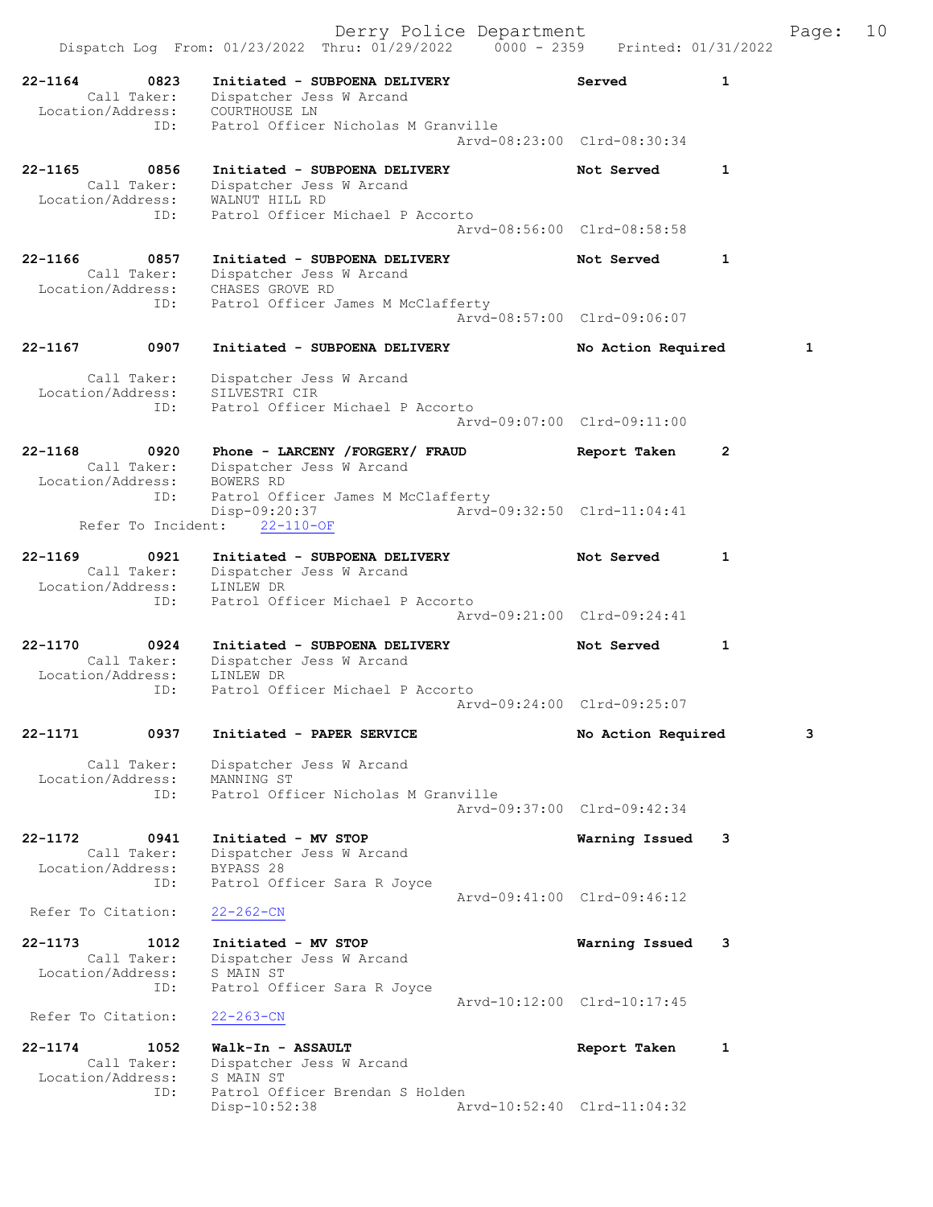22-1164 0823 Initiated - SUBPOENA DELIVERY Served 1
Call Taker: Dispatcher Jess W Arcand
Location/Address: COURTHOUSE LN
ID: Patrol Officer Nicholas M Granville
Arvd-08:23:00 Clrd-08:30:34

22-1165 0856 Initiated - SUBPOENA DELIVERY Not Served 1
Call Taker: Dispatcher Jess W Arcand
Location/Address: WALNUT HILL RD
ID: Patrol Officer Michael P Accorto
Arvd-08:56:00 Clrd-08:58:58

22-1166 0857 Initiated - SUBPOENA DELIVERY Not Served 1
Call Taker: Dispatcher Jess W Arcand
Location/Address: CHASES GROVE RD
ID: Patrol Officer James M McClafferty
Arvd-08:57:00 Clrd-09:06:07

22-1167 0907 Initiated - SUBPOENA DELIVERY No Action Required 1
Call Taker: Dispatcher Jess W Arcand
Location/Address: SILVESTRI CIR
ID: Patrol Officer Michael P Accorto
Arvd-09:07:00 Clrd-09:11:00

22-1168 0920 Phone - LARCENY /FORGERY/ FRAUD Report Taken 2
Call Taker: Dispatcher Jess W Arcand
Location/Address: BOWERS RD
ID: Patrol Officer James M McClafferty
Disp-09:20:37 Arvd-09:32:50 Clrd-11:04:41
Refer To Incident: 22-110-OF

22-1169 0921 Initiated - SUBPOENA DELIVERY Not Served 1
Call Taker: Dispatcher Jess W Arcand
Location/Address: LINLEW DR
ID: Patrol Officer Michael P Accorto
Arvd-09:21:00 Clrd-09:24:41

22-1170 0924 Initiated - SUBPOENA DELIVERY Not Served 1
Call Taker: Dispatcher Jess W Arcand
Location/Address: LINLEW DR
ID: Patrol Officer Michael P Accorto
Arvd-09:24:00 Clrd-09:25:07

22-1171 0937 Initiated - PAPER SERVICE No Action Required 3
Call Taker: Dispatcher Jess W Arcand
Location/Address: MANNING ST
ID: Patrol Officer Nicholas M Granville
Arvd-09:37:00 Clrd-09:42:34

22-1172 0941 Initiated - MV STOP Warning Issued 3
Call Taker: Dispatcher Jess W Arcand
Location/Address: BYPASS 28
ID: Patrol Officer Sara R Joyce
Arvd-09:41:00 Clrd-09:46:12
Refer To Citation: 22-262-CN

22-1173 1012 Initiated - MV STOP Warning Issued 3
Call Taker: Dispatcher Jess W Arcand
Location/Address: S MAIN ST
ID: Patrol Officer Sara R Joyce
Arvd-10:12:00 Clrd-10:17:45
Refer To Citation: 22-263-CN

22-1174 1052 Walk-In - ASSAULT Report Taken 1
Call Taker: Dispatcher Jess W Arcand
Location/Address: S MAIN ST
ID: Patrol Officer Brendan S Holden
Disp-10:52:38 Arvd-10:52:40 Clrd-11:04:32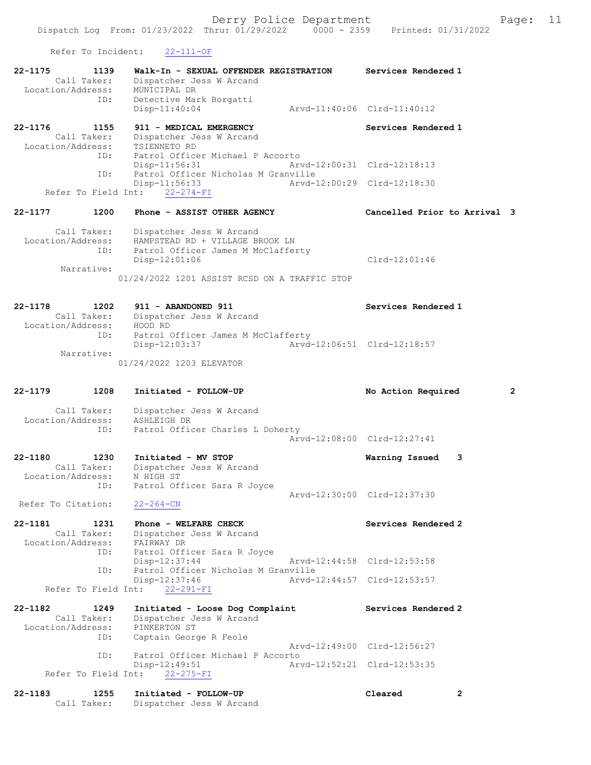Refer To Incident: 22-111-OF

```
22-1175        1139    Walk-In - SEXUAL OFFENDER REGISTRATION      Services Rendered 1
        Call Taker:    Dispatcher Jess W Arcand
  Location/Address:    MUNICIPAL DR
                ID:    Detective Mark Borgatti
                       Disp-11:40:04                 Arvd-11:40:06  Clrd-11:40:12

22-1176        1155    911 - MEDICAL EMERGENCY                     Services Rendered 1
        Call Taker:    Dispatcher Jess W Arcand
  Location/Address:    TSIENNETO RD
                ID:    Patrol Officer Michael P Accorto
                       Disp-11:56:31                 Arvd-12:00:31  Clrd-12:18:13
                ID:    Patrol Officer Nicholas M Granville
                       Disp-11:56:33                 Arvd-12:00:29  Clrd-12:18:30
     Refer To Field Int:    22-274-FI

22-1177        1200    Phone - ASSIST OTHER AGENCY                 Cancelled Prior to Arrival  3

        Call Taker:    Dispatcher Jess W Arcand
  Location/Address:    HAMPSTEAD RD + VILLAGE BROOK LN
                ID:    Patrol Officer James M McClafferty
                       Disp-12:01:06                                Clrd-12:01:46
         Narrative:
                     01/24/2022 1201 ASSIST RCSD ON A TRAFFIC STOP

22-1178        1202    911 - ABANDONED 911                         Services Rendered 1
        Call Taker:    Dispatcher Jess W Arcand
  Location/Address:    HOOD RD
                ID:    Patrol Officer James M McClafferty
                       Disp-12:03:37                 Arvd-12:06:51  Clrd-12:18:57
         Narrative:
                     01/24/2022 1203 ELEVATOR

22-1179        1208    Initiated - FOLLOW-UP                       No Action Required         2

        Call Taker:    Dispatcher Jess W Arcand
  Location/Address:    ASHLEIGH DR
                ID:    Patrol Officer Charles L Doherty
                                                     Arvd-12:08:00  Clrd-12:27:41

22-1180        1230    Initiated - MV STOP                         Warning Issued    3
        Call Taker:    Dispatcher Jess W Arcand
  Location/Address:    N HIGH ST
                ID:    Patrol Officer Sara R Joyce
                                                     Arvd-12:30:00  Clrd-12:37:30
 Refer To Citation:    22-264-CN

22-1181        1231    Phone - WELFARE CHECK                       Services Rendered 2
        Call Taker:    Dispatcher Jess W Arcand
  Location/Address:    FAIRWAY DR
                ID:    Patrol Officer Sara R Joyce
                       Disp-12:37:44                 Arvd-12:44:58  Clrd-12:53:58
                ID:    Patrol Officer Nicholas M Granville
                       Disp-12:37:46                 Arvd-12:44:57  Clrd-12:53:57
     Refer To Field Int:    22-291-FI

22-1182        1249    Initiated - Loose Dog Complaint             Services Rendered 2
        Call Taker:    Dispatcher Jess W Arcand
  Location/Address:    PINKERTON ST
                ID:    Captain George R Feole
                                                     Arvd-12:49:00  Clrd-12:56:27
                ID:    Patrol Officer Michael P Accorto
                       Disp-12:49:51                 Arvd-12:52:21  Clrd-12:53:35
     Refer To Field Int:    22-275-FI

22-1183        1255    Initiated - FOLLOW-UP                       Cleared           2
        Call Taker:    Dispatcher Jess W Arcand
```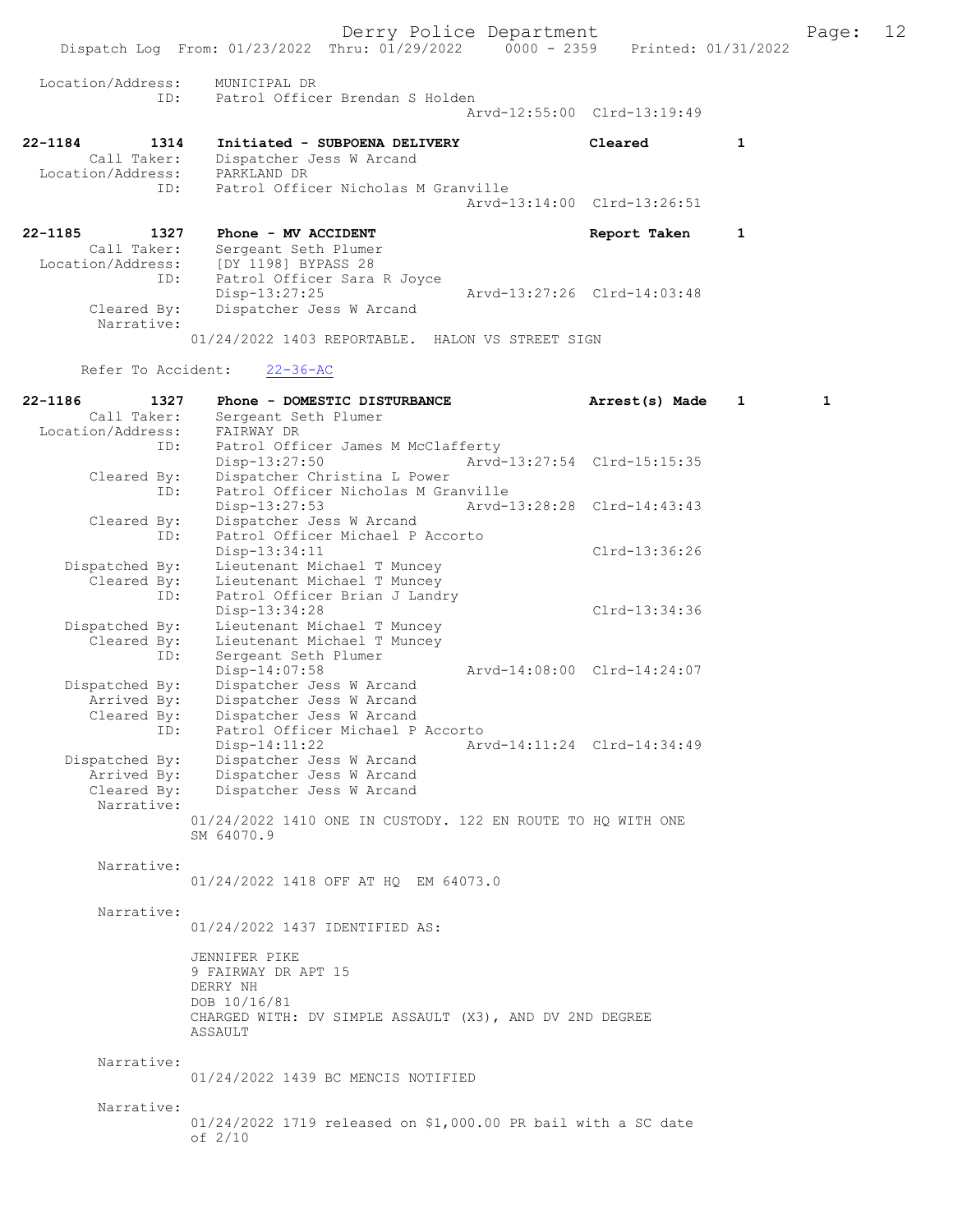Location/Address: MUNICIPAL DR
ID: Patrol Officer Brendan S Holden
Arvd-12:55:00 Clrd-13:19:49

**22-1184 1314 Initiated - SUBPOENA DELIVERY** Cleared 1
Call Taker: Dispatcher Jess W Arcand
Location/Address: PARKLAND DR
ID: Patrol Officer Nicholas M Granville
Arvd-13:14:00 Clrd-13:26:51

**22-1185 1327 Phone - MV ACCIDENT** Report Taken 1
Call Taker: Sergeant Seth Plumer
Location/Address: [DY 1198] BYPASS 28
ID: Patrol Officer Sara R Joyce
Disp-13:27:25 Arvd-13:27:26 Clrd-14:03:48
Cleared By: Dispatcher Jess W Arcand
Narrative:
01/24/2022 1403 REPORTABLE. HALON VS STREET SIGN

Refer To Accident: 22-36-AC

**22-1186 1327 Phone - DOMESTIC DISTURBANCE** Arrest(s) Made 1 1
Call Taker: Sergeant Seth Plumer
Location/Address: FAIRWAY DR
ID: Patrol Officer James M McClafferty
Disp-13:27:50 Arvd-13:27:54 Clrd-15:15:35
Cleared By: Dispatcher Christina L Power
ID: Patrol Officer Nicholas M Granville
Disp-13:27:53 Arvd-13:28:28 Clrd-14:43:43
Cleared By: Dispatcher Jess W Arcand
ID: Patrol Officer Michael P Accorto
Disp-13:34:11 Clrd-13:36:26
Dispatched By: Lieutenant Michael T Muncey
Cleared By: Lieutenant Michael T Muncey
ID: Patrol Officer Brian J Landry
Disp-13:34:28 Clrd-13:34:36
Dispatched By: Lieutenant Michael T Muncey
Cleared By: Lieutenant Michael T Muncey
ID: Sergeant Seth Plumer
Disp-14:07:58 Arvd-14:08:00 Clrd-14:24:07
Dispatched By: Dispatcher Jess W Arcand
Arrived By: Dispatcher Jess W Arcand
Cleared By: Dispatcher Jess W Arcand
ID: Patrol Officer Michael P Accorto
Disp-14:11:22 Arvd-14:11:24 Clrd-14:34:49
Dispatched By: Dispatcher Jess W Arcand
Arrived By: Dispatcher Jess W Arcand
Cleared By: Dispatcher Jess W Arcand
Narrative:
01/24/2022 1410 ONE IN CUSTODY. 122 EN ROUTE TO HQ WITH ONE SM 64070.9

Narrative:
01/24/2022 1418 OFF AT HQ EM 64073.0

Narrative:
01/24/2022 1437 IDENTIFIED AS:

JENNIFER PIKE
9 FAIRWAY DR APT 15
DERRY NH
DOB 10/16/81
CHARGED WITH: DV SIMPLE ASSAULT (X3), AND DV 2ND DEGREE ASSAULT

Narrative:
01/24/2022 1439 BC MENCIS NOTIFIED

Narrative:
01/24/2022 1719 released on $1,000.00 PR bail with a SC date of 2/10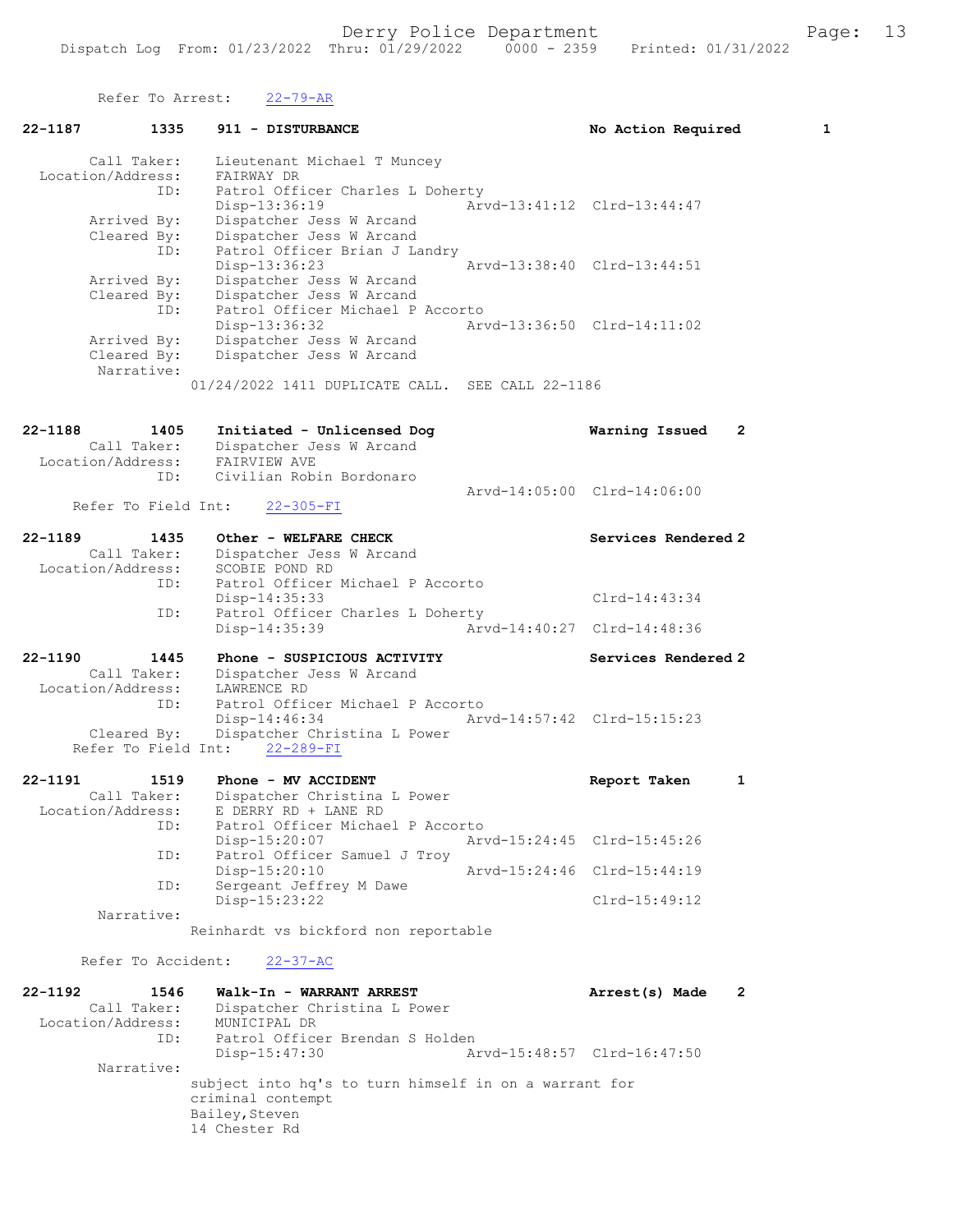Refer To Arrest: 22-79-AR

**22-1187 1335 911 - DISTURBANCE** **No Action Required 1**

Call Taker: Lieutenant Michael T Muncey
Location/Address: FAIRWAY DR
ID: Patrol Officer Charles L Doherty
Disp-13:36:19 Arvd-13:41:12 Clrd-13:44:47
Arrived By: Dispatcher Jess W Arcand
Cleared By: Dispatcher Jess W Arcand
ID: Patrol Officer Brian J Landry
Disp-13:36:23 Arvd-13:38:40 Clrd-13:44:51
Arrived By: Dispatcher Jess W Arcand
Cleared By: Dispatcher Jess W Arcand
ID: Patrol Officer Michael P Accorto
Disp-13:36:32 Arvd-13:36:50 Clrd-14:11:02
Arrived By: Dispatcher Jess W Arcand
Cleared By: Dispatcher Jess W Arcand
Narrative:
01/24/2022 1411 DUPLICATE CALL. SEE CALL 22-1186

**22-1188 1405 Initiated - Unlicensed Dog** **Warning Issued 2**

Call Taker: Dispatcher Jess W Arcand
Location/Address: FAIRVIEW AVE
ID: Civilian Robin Bordonaro
Arvd-14:05:00 Clrd-14:06:00
Refer To Field Int: 22-305-FI

**22-1189 1435 Other - WELFARE CHECK** **Services Rendered 2**

Call Taker: Dispatcher Jess W Arcand
Location/Address: SCOBIE POND RD
ID: Patrol Officer Michael P Accorto
Disp-14:35:33 Clrd-14:43:34
ID: Patrol Officer Charles L Doherty
Disp-14:35:39 Arvd-14:40:27 Clrd-14:48:36

**22-1190 1445 Phone - SUSPICIOUS ACTIVITY** **Services Rendered 2**

Call Taker: Dispatcher Jess W Arcand
Location/Address: LAWRENCE RD
ID: Patrol Officer Michael P Accorto
Disp-14:46:34 Arvd-14:57:42 Clrd-15:15:23
Cleared By: Dispatcher Christina L Power
Refer To Field Int: 22-289-FI

**22-1191 1519 Phone - MV ACCIDENT** **Report Taken 1**

Call Taker: Dispatcher Christina L Power
Location/Address: E DERRY RD + LANE RD
ID: Patrol Officer Michael P Accorto
Disp-15:20:07 Arvd-15:24:45 Clrd-15:45:26
ID: Patrol Officer Samuel J Troy
Disp-15:20:10 Arvd-15:24:46 Clrd-15:44:19
ID: Sergeant Jeffrey M Dawe
Disp-15:23:22 Clrd-15:49:12
Narrative:
Reinhardt vs bickford non reportable

Refer To Accident: 22-37-AC

**22-1192 1546 Walk-In - WARRANT ARREST** **Arrest(s) Made 2**

Call Taker: Dispatcher Christina L Power
Location/Address: MUNICIPAL DR
ID: Patrol Officer Brendan S Holden
Disp-15:47:30 Arvd-15:48:57 Clrd-16:47:50
Narrative:
subject into hq's to turn himself in on a warrant for criminal contempt
Bailey,Steven
14 Chester Rd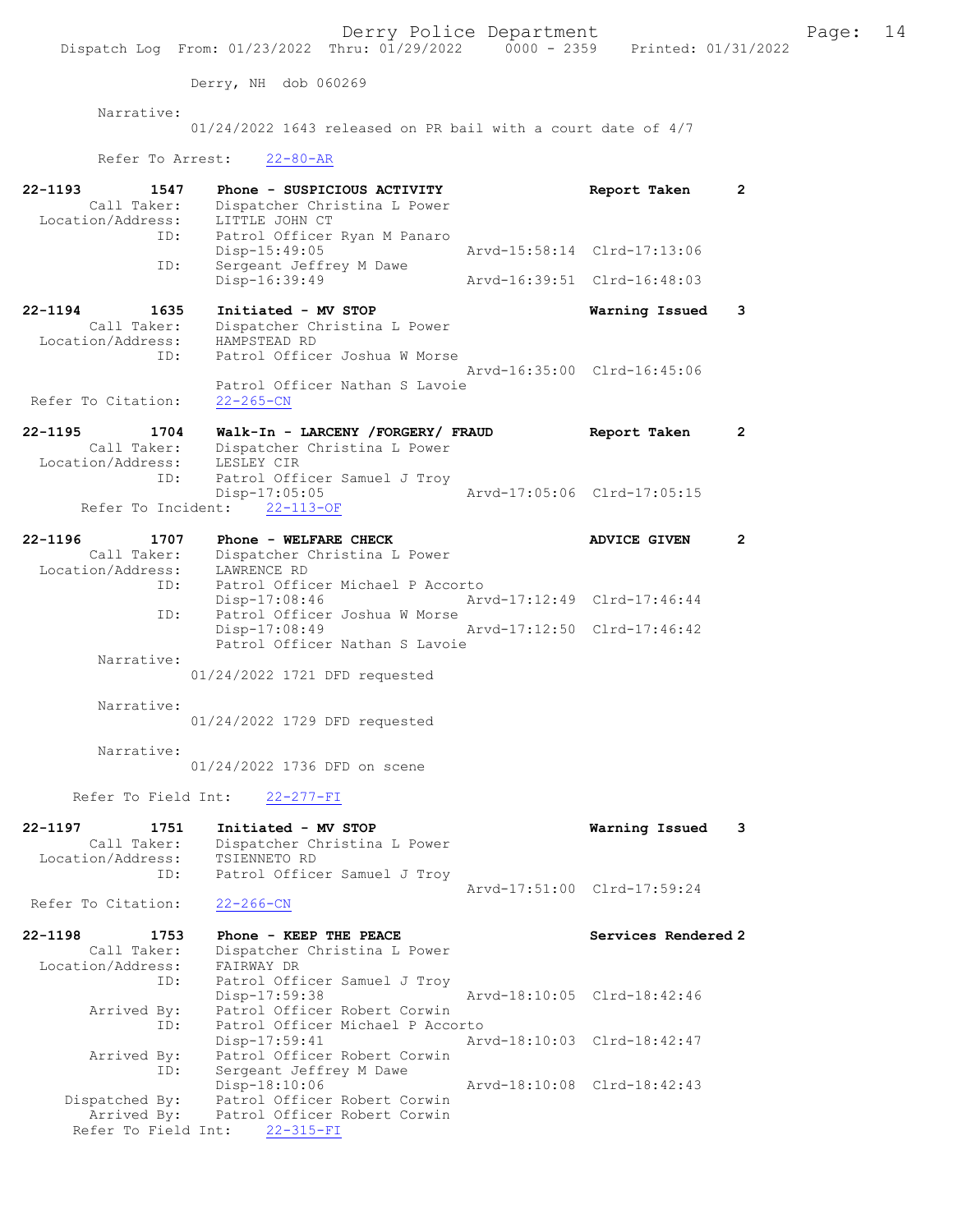Derry, NH dob 060269

Narrative:
01/24/2022 1643 released on PR bail with a court date of 4/7

Refer To Arrest: 22-80-AR

```
22-1193        1547    Phone - SUSPICIOUS ACTIVITY              Report Taken      2
        Call Taker:    Dispatcher Christina L Power
  Location/Address:    LITTLE JOHN CT
                ID:    Patrol Officer Ryan M Panaro
                       Disp-15:49:05                 Arvd-15:58:14  Clrd-17:13:06
                ID:    Sergeant Jeffrey M Dawe
                       Disp-16:39:49                 Arvd-16:39:51  Clrd-16:48:03

22-1194        1635    Initiated - MV STOP                      Warning Issued    3
        Call Taker:    Dispatcher Christina L Power
  Location/Address:    HAMPSTEAD RD
                ID:    Patrol Officer Joshua W Morse
                                                     Arvd-16:35:00  Clrd-16:45:06
                       Patrol Officer Nathan S Lavoie
 Refer To Citation:    22-265-CN

22-1195        1704    Walk-In - LARCENY /FORGERY/ FRAUD        Report Taken      2
        Call Taker:    Dispatcher Christina L Power
  Location/Address:    LESLEY CIR
                ID:    Patrol Officer Samuel J Troy
                       Disp-17:05:05                 Arvd-17:05:06  Clrd-17:05:15
     Refer To Incident:    22-113-OF

22-1196        1707    Phone - WELFARE CHECK                    ADVICE GIVEN      2
        Call Taker:    Dispatcher Christina L Power
  Location/Address:    LAWRENCE RD
                ID:    Patrol Officer Michael P Accorto
                       Disp-17:08:46                 Arvd-17:12:49  Clrd-17:46:44
                ID:    Patrol Officer Joshua W Morse
                       Disp-17:08:49                 Arvd-17:12:50  Clrd-17:46:42
                       Patrol Officer Nathan S Lavoie
         Narrative:
                       01/24/2022 1721 DFD requested

         Narrative:
                       01/24/2022 1729 DFD requested

         Narrative:
                       01/24/2022 1736 DFD on scene

      Refer To Field Int:    22-277-FI

22-1197        1751    Initiated - MV STOP                      Warning Issued    3
        Call Taker:    Dispatcher Christina L Power
  Location/Address:    TSIENNETO RD
                ID:    Patrol Officer Samuel J Troy
                                                     Arvd-17:51:00  Clrd-17:59:24
 Refer To Citation:    22-266-CN

22-1198        1753    Phone - KEEP THE PEACE                   Services Rendered 2
        Call Taker:    Dispatcher Christina L Power
  Location/Address:    FAIRWAY DR
                ID:    Patrol Officer Samuel J Troy
                       Disp-17:59:38                 Arvd-18:10:05  Clrd-18:42:46
        Arrived By:    Patrol Officer Robert Corwin
                ID:    Patrol Officer Michael P Accorto
                       Disp-17:59:41                 Arvd-18:10:03  Clrd-18:42:47
        Arrived By:    Patrol Officer Robert Corwin
                ID:    Sergeant Jeffrey M Dawe
                       Disp-18:10:06                 Arvd-18:10:08  Clrd-18:42:43
     Dispatched By:    Patrol Officer Robert Corwin
        Arrived By:    Patrol Officer Robert Corwin
    Refer To Field Int:    22-315-FI
```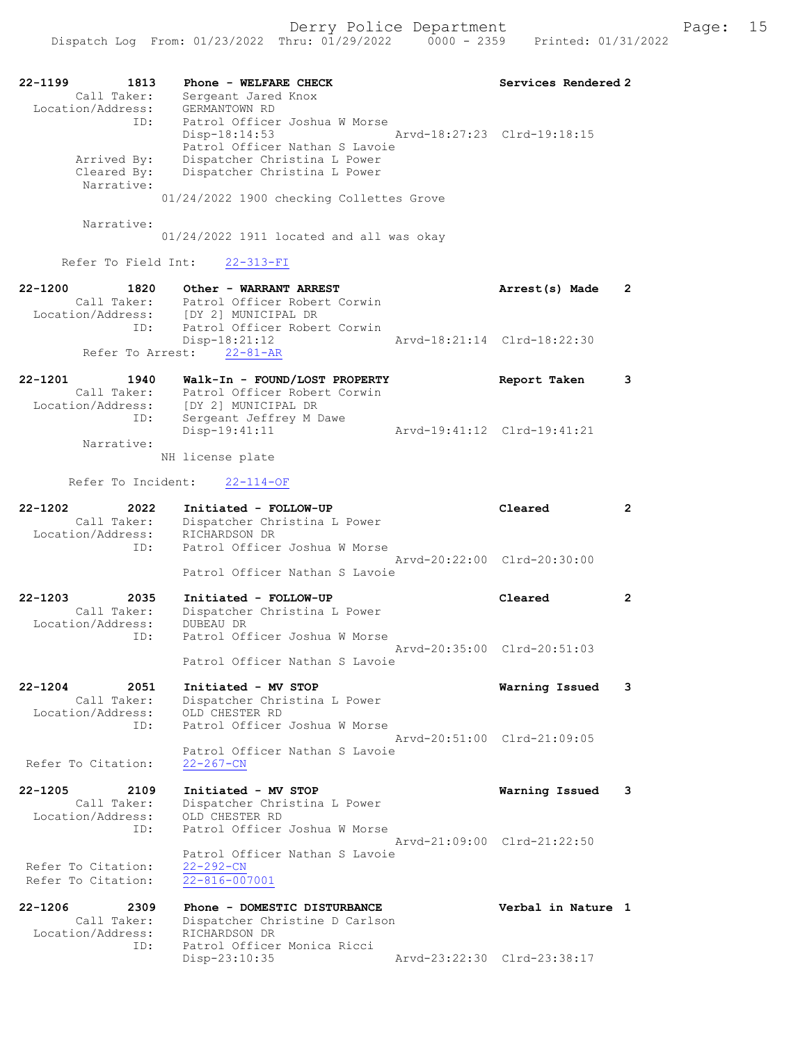22-1199 1813 Phone - WELFARE CHECK Services Rendered 2
Call Taker: Sergeant Jared Knox
Location/Address: GERMANTOWN RD
ID: Patrol Officer Joshua W Morse
Disp-18:14:53 Arvd-18:27:23 Clrd-19:18:15
Patrol Officer Nathan S Lavoie
Arrived By: Dispatcher Christina L Power
Cleared By: Dispatcher Christina L Power
Narrative:
01/24/2022 1900 checking Collettes Grove

Narrative:
01/24/2022 1911 located and all was okay

Refer To Field Int: 22-313-FI

22-1200 1820 Other - WARRANT ARREST Arrest(s) Made 2
Call Taker: Patrol Officer Robert Corwin
Location/Address: [DY 2] MUNICIPAL DR
ID: Patrol Officer Robert Corwin
Disp-18:21:12 Arvd-18:21:14 Clrd-18:22:30
Refer To Arrest: 22-81-AR

22-1201 1940 Walk-In - FOUND/LOST PROPERTY Report Taken 3
Call Taker: Patrol Officer Robert Corwin
Location/Address: [DY 2] MUNICIPAL DR
ID: Sergeant Jeffrey M Dawe
Disp-19:41:11 Arvd-19:41:12 Clrd-19:41:21
Narrative:
NH license plate

Refer To Incident: 22-114-OF

22-1202 2022 Initiated - FOLLOW-UP Cleared 2
Call Taker: Dispatcher Christina L Power
Location/Address: RICHARDSON DR
ID: Patrol Officer Joshua W Morse
Arvd-20:22:00 Clrd-20:30:00
Patrol Officer Nathan S Lavoie

22-1203 2035 Initiated - FOLLOW-UP Cleared 2
Call Taker: Dispatcher Christina L Power
Location/Address: DUBEAU DR
ID: Patrol Officer Joshua W Morse
Arvd-20:35:00 Clrd-20:51:03
Patrol Officer Nathan S Lavoie

22-1204 2051 Initiated - MV STOP Warning Issued 3
Call Taker: Dispatcher Christina L Power
Location/Address: OLD CHESTER RD
ID: Patrol Officer Joshua W Morse
Arvd-20:51:00 Clrd-21:09:05
Patrol Officer Nathan S Lavoie
Refer To Citation: 22-267-CN

22-1205 2109 Initiated - MV STOP Warning Issued 3
Call Taker: Dispatcher Christina L Power
Location/Address: OLD CHESTER RD
ID: Patrol Officer Joshua W Morse
Arvd-21:09:00 Clrd-21:22:50
Patrol Officer Nathan S Lavoie
Refer To Citation: 22-292-CN
Refer To Citation: 22-816-007001

22-1206 2309 Phone - DOMESTIC DISTURBANCE Verbal in Nature 1
Call Taker: Dispatcher Christine D Carlson
Location/Address: RICHARDSON DR
ID: Patrol Officer Monica Ricci
Disp-23:10:35 Arvd-23:22:30 Clrd-23:38:17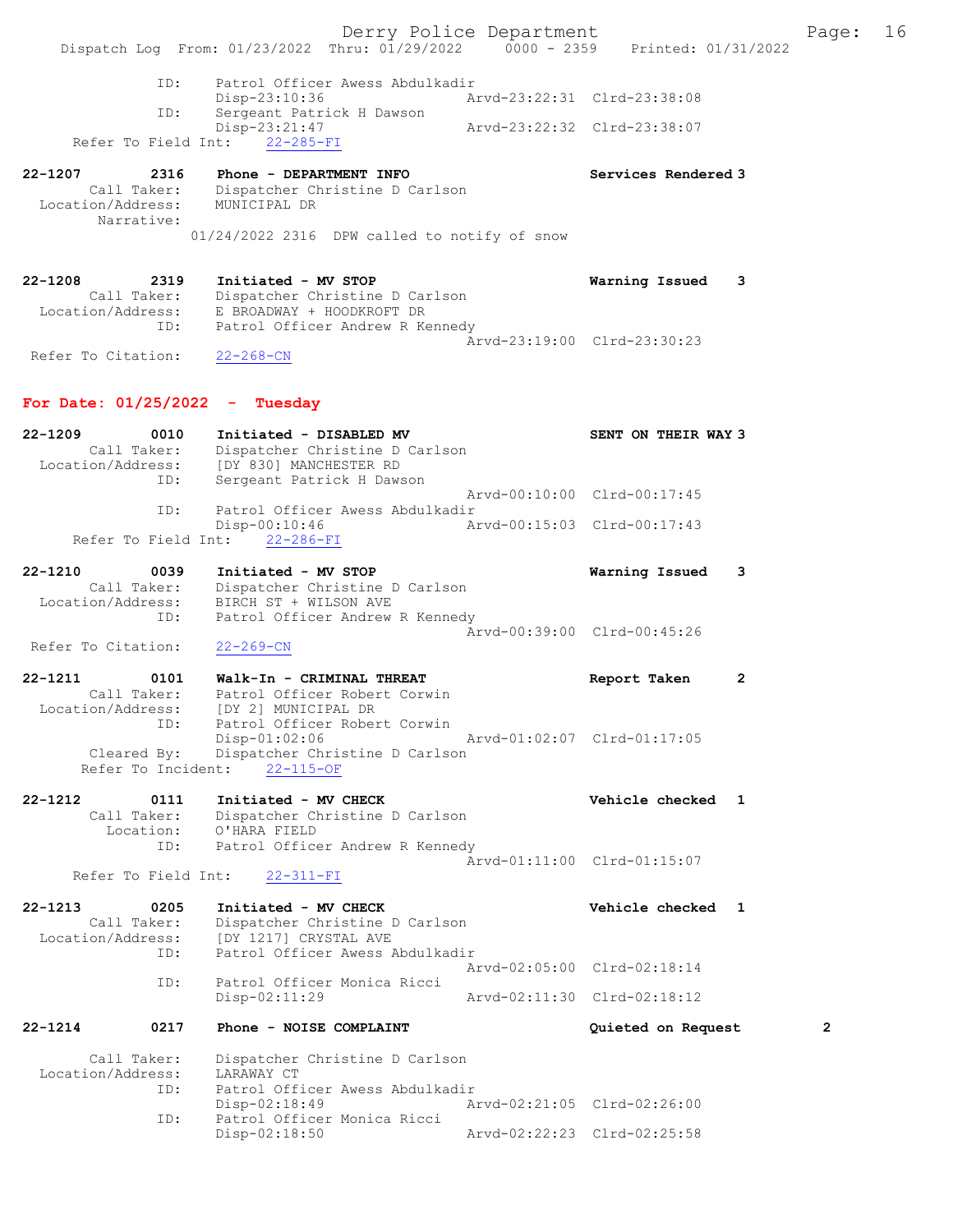ID: Patrol Officer Awess Abdulkadir
Disp-23:10:36 Arvd-23:22:31 Clrd-23:38:08
ID: Sergeant Patrick H Dawson
Disp-23:21:47 Arvd-23:22:32 Clrd-23:38:07
Refer To Field Int: 22-285-FI

**22-1207 2316 Phone - DEPARTMENT INFO** Services Rendered 3
Call Taker: Dispatcher Christine D Carlson
Location/Address: MUNICIPAL DR
Narrative:
01/24/2022 2316 DPW called to notify of snow

**22-1208 2319 Initiated - MV STOP** Warning Issued 3
Call Taker: Dispatcher Christine D Carlson
Location/Address: E BROADWAY + HOODKROFT DR
ID: Patrol Officer Andrew R Kennedy
Arvd-23:19:00 Clrd-23:30:23
Refer To Citation: 22-268-CN

## For Date: 01/25/2022 - Tuesday

**22-1209 0010 Initiated - DISABLED MV** SENT ON THEIR WAY 3
Call Taker: Dispatcher Christine D Carlson
Location/Address: [DY 830] MANCHESTER RD
ID: Sergeant Patrick H Dawson
Arvd-00:10:00 Clrd-00:17:45
ID: Patrol Officer Awess Abdulkadir
Disp-00:10:46 Arvd-00:15:03 Clrd-00:17:43
Refer To Field Int: 22-286-FI

**22-1210 0039 Initiated - MV STOP** Warning Issued 3
Call Taker: Dispatcher Christine D Carlson
Location/Address: BIRCH ST + WILSON AVE
ID: Patrol Officer Andrew R Kennedy
Arvd-00:39:00 Clrd-00:45:26
Refer To Citation: 22-269-CN

**22-1211 0101 Walk-In - CRIMINAL THREAT** Report Taken 2
Call Taker: Patrol Officer Robert Corwin
Location/Address: [DY 2] MUNICIPAL DR
ID: Patrol Officer Robert Corwin
Disp-01:02:06 Arvd-01:02:07 Clrd-01:17:05
Cleared By: Dispatcher Christine D Carlson
Refer To Incident: 22-115-OF

**22-1212 0111 Initiated - MV CHECK** Vehicle checked 1
Call Taker: Dispatcher Christine D Carlson
Location: O'HARA FIELD
ID: Patrol Officer Andrew R Kennedy
Arvd-01:11:00 Clrd-01:15:07
Refer To Field Int: 22-311-FI

**22-1213 0205 Initiated - MV CHECK** Vehicle checked 1
Call Taker: Dispatcher Christine D Carlson
Location/Address: [DY 1217] CRYSTAL AVE
ID: Patrol Officer Awess Abdulkadir
Arvd-02:05:00 Clrd-02:18:14
ID: Patrol Officer Monica Ricci
Disp-02:11:29 Arvd-02:11:30 Clrd-02:18:12

**22-1214 0217 Phone - NOISE COMPLAINT** Quieted on Request 2
Call Taker: Dispatcher Christine D Carlson
Location/Address: LARAWAY CT
ID: Patrol Officer Awess Abdulkadir
Disp-02:18:49 Arvd-02:21:05 Clrd-02:26:00
ID: Patrol Officer Monica Ricci
Disp-02:18:50 Arvd-02:22:23 Clrd-02:25:58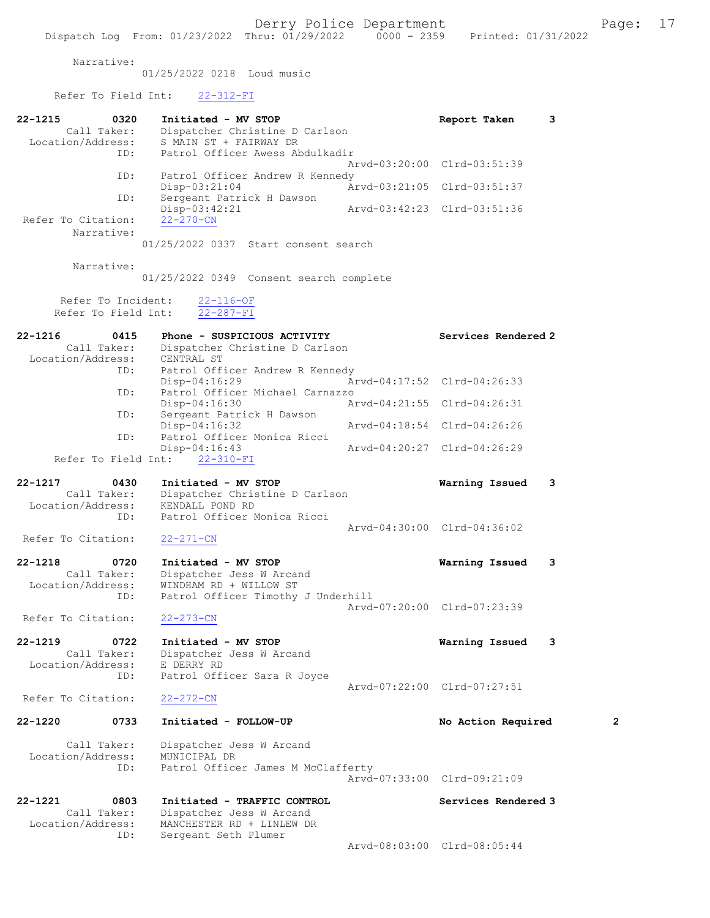Narrative:
01/25/2022 0218 Loud music

Refer To Field Int: 22-312-FI

**22-1215 0320 Initiated - MV STOP** Report Taken 3
Call Taker: Dispatcher Christine D Carlson
Location/Address: S MAIN ST + FAIRWAY DR
ID: Patrol Officer Awess Abdulkadir
Arvd-03:20:00 Clrd-03:51:39
ID: Patrol Officer Andrew R Kennedy
Disp-03:21:04 Arvd-03:21:05 Clrd-03:51:37
ID: Sergeant Patrick H Dawson
Disp-03:42:21 Arvd-03:42:23 Clrd-03:51:36
Refer To Citation: 22-270-CN
Narrative:
01/25/2022 0337 Start consent search

Narrative:
01/25/2022 0349 Consent search complete

Refer To Incident: 22-116-OF
Refer To Field Int: 22-287-FI

**22-1216 0415 Phone - SUSPICIOUS ACTIVITY** Services Rendered 2
Call Taker: Dispatcher Christine D Carlson
Location/Address: CENTRAL ST
ID: Patrol Officer Andrew R Kennedy
Disp-04:16:29 Arvd-04:17:52 Clrd-04:26:33
ID: Patrol Officer Michael Carnazzo
Disp-04:16:30 Arvd-04:21:55 Clrd-04:26:31
ID: Sergeant Patrick H Dawson
Disp-04:16:32 Arvd-04:18:54 Clrd-04:26:26
ID: Patrol Officer Monica Ricci
Disp-04:16:43 Arvd-04:20:27 Clrd-04:26:29
Refer To Field Int: 22-310-FI

**22-1217 0430 Initiated - MV STOP** Warning Issued 3
Call Taker: Dispatcher Christine D Carlson
Location/Address: KENDALL POND RD
ID: Patrol Officer Monica Ricci
Arvd-04:30:00 Clrd-04:36:02
Refer To Citation: 22-271-CN

**22-1218 0720 Initiated - MV STOP** Warning Issued 3
Call Taker: Dispatcher Jess W Arcand
Location/Address: WINDHAM RD + WILLOW ST
ID: Patrol Officer Timothy J Underhill
Arvd-07:20:00 Clrd-07:23:39
Refer To Citation: 22-273-CN

**22-1219 0722 Initiated - MV STOP** Warning Issued 3
Call Taker: Dispatcher Jess W Arcand
Location/Address: E DERRY RD
ID: Patrol Officer Sara R Joyce
Arvd-07:22:00 Clrd-07:27:51
Refer To Citation: 22-272-CN

**22-1220 0733 Initiated - FOLLOW-UP** No Action Required 2
Call Taker: Dispatcher Jess W Arcand
Location/Address: MUNICIPAL DR
ID: Patrol Officer James M McClafferty
Arvd-07:33:00 Clrd-09:21:09

**22-1221 0803 Initiated - TRAFFIC CONTROL** Services Rendered 3
Call Taker: Dispatcher Jess W Arcand
Location/Address: MANCHESTER RD + LINLEW DR
ID: Sergeant Seth Plumer
Arvd-08:03:00 Clrd-08:05:44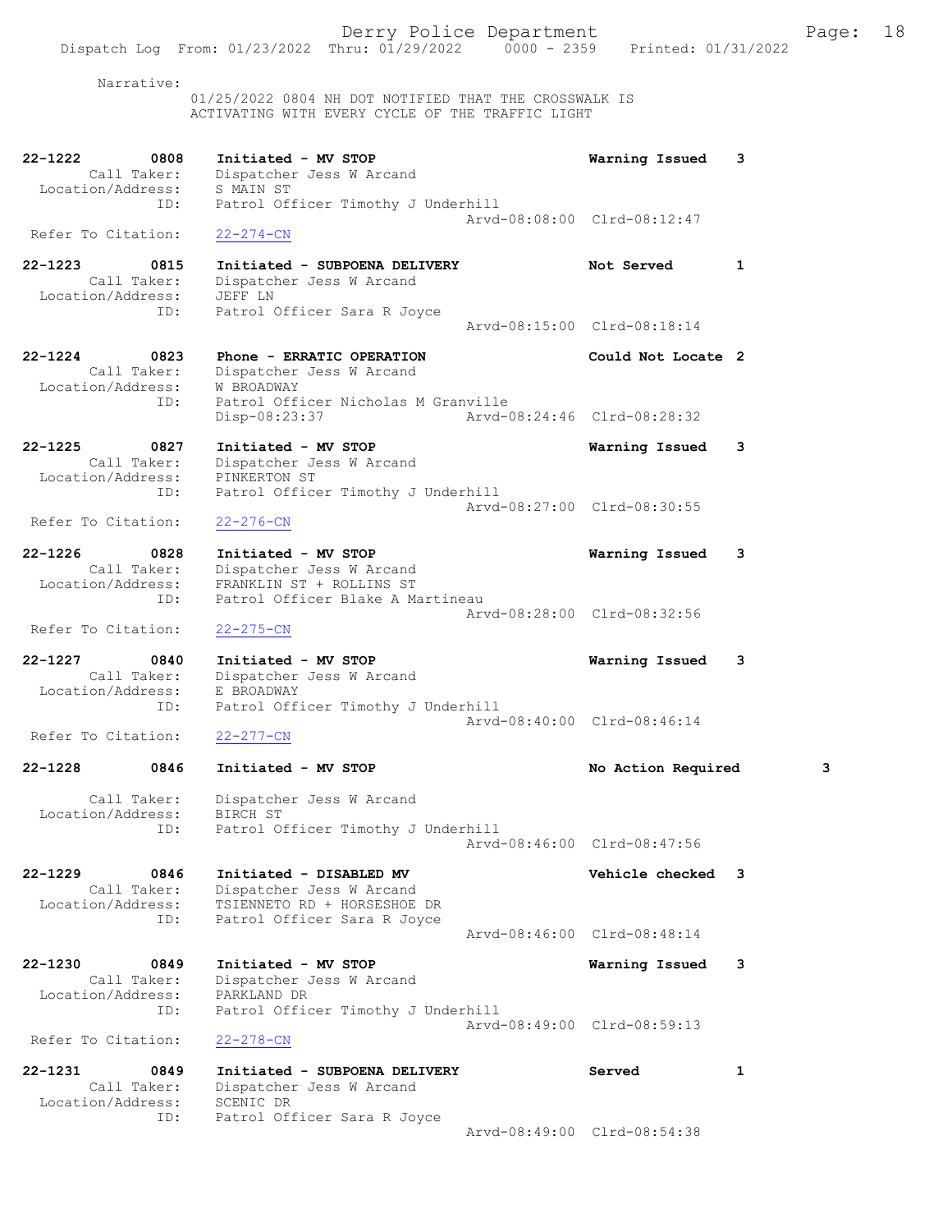Narrative:
01/25/2022 0804 NH DOT NOTIFIED THAT THE CROSSWALK IS ACTIVATING WITH EVERY CYCLE OF THE TRAFFIC LIGHT

**22-1222 0808 Initiated - MV STOP** — Warning Issued 3
Call Taker: Dispatcher Jess W Arcand
Location/Address: S MAIN ST
ID: Patrol Officer Timothy J Underhill
Arvd-08:08:00 Clrd-08:12:47
Refer To Citation: 22-274-CN

**22-1223 0815 Initiated - SUBPOENA DELIVERY** — Not Served 1
Call Taker: Dispatcher Jess W Arcand
Location/Address: JEFF LN
ID: Patrol Officer Sara R Joyce
Arvd-08:15:00 Clrd-08:18:14

**22-1224 0823 Phone - ERRATIC OPERATION** — Could Not Locate 2
Call Taker: Dispatcher Jess W Arcand
Location/Address: W BROADWAY
ID: Patrol Officer Nicholas M Granville
Disp-08:23:37 Arvd-08:24:46 Clrd-08:28:32

**22-1225 0827 Initiated - MV STOP** — Warning Issued 3
Call Taker: Dispatcher Jess W Arcand
Location/Address: PINKERTON ST
ID: Patrol Officer Timothy J Underhill
Arvd-08:27:00 Clrd-08:30:55
Refer To Citation: 22-276-CN

**22-1226 0828 Initiated - MV STOP** — Warning Issued 3
Call Taker: Dispatcher Jess W Arcand
Location/Address: FRANKLIN ST + ROLLINS ST
ID: Patrol Officer Blake A Martineau
Arvd-08:28:00 Clrd-08:32:56
Refer To Citation: 22-275-CN

**22-1227 0840 Initiated - MV STOP** — Warning Issued 3
Call Taker: Dispatcher Jess W Arcand
Location/Address: E BROADWAY
ID: Patrol Officer Timothy J Underhill
Arvd-08:40:00 Clrd-08:46:14
Refer To Citation: 22-277-CN

**22-1228 0846 Initiated - MV STOP** — No Action Required 3
Call Taker: Dispatcher Jess W Arcand
Location/Address: BIRCH ST
ID: Patrol Officer Timothy J Underhill
Arvd-08:46:00 Clrd-08:47:56

**22-1229 0846 Initiated - DISABLED MV** — Vehicle checked 3
Call Taker: Dispatcher Jess W Arcand
Location/Address: TSIENNETO RD + HORSESHOE DR
ID: Patrol Officer Sara R Joyce
Arvd-08:46:00 Clrd-08:48:14

**22-1230 0849 Initiated - MV STOP** — Warning Issued 3
Call Taker: Dispatcher Jess W Arcand
Location/Address: PARKLAND DR
ID: Patrol Officer Timothy J Underhill
Arvd-08:49:00 Clrd-08:59:13
Refer To Citation: 22-278-CN

**22-1231 0849 Initiated - SUBPOENA DELIVERY** — Served 1
Call Taker: Dispatcher Jess W Arcand
Location/Address: SCENIC DR
ID: Patrol Officer Sara R Joyce
Arvd-08:49:00 Clrd-08:54:38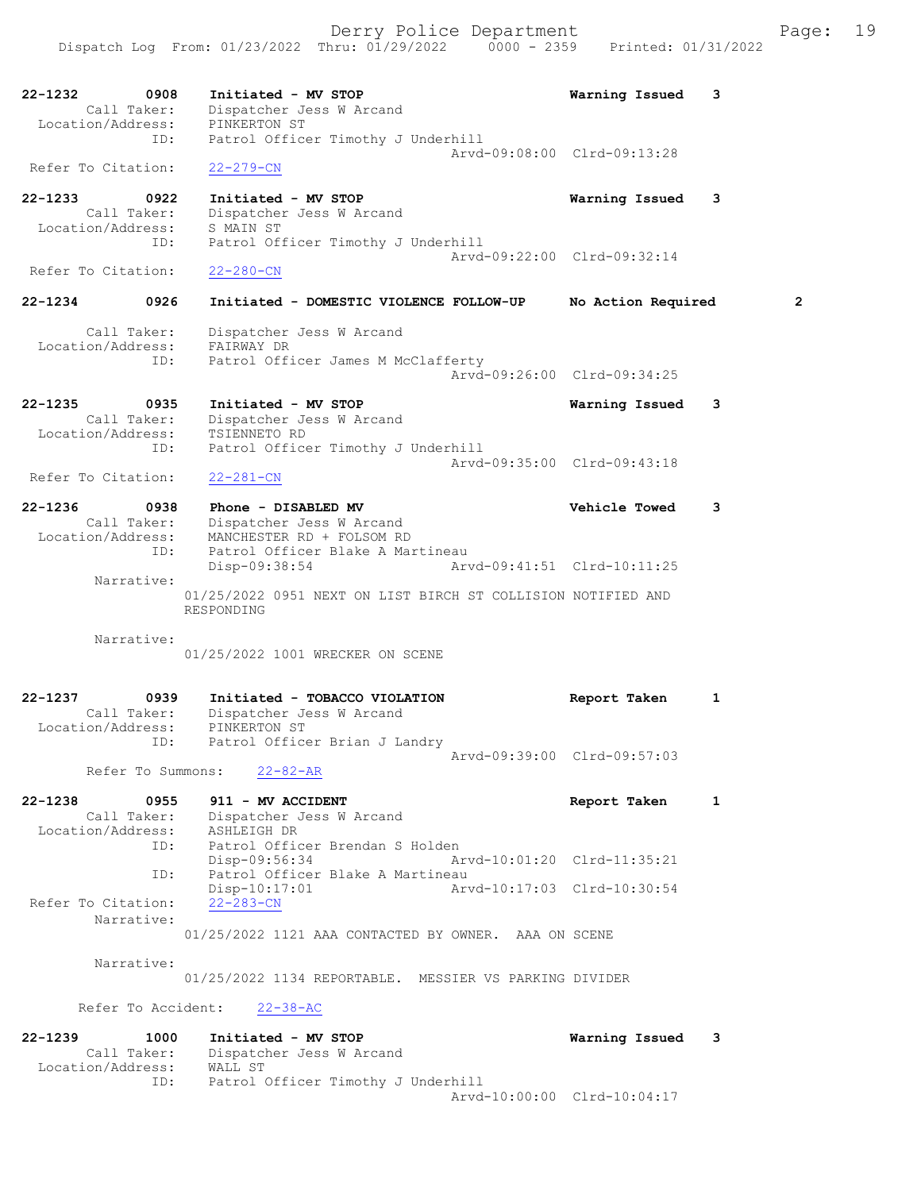22-1232 0908 Initiated - MV STOP Warning Issued 3
Call Taker: Dispatcher Jess W Arcand
Location/Address: PINKERTON ST
ID: Patrol Officer Timothy J Underhill
Arvd-09:08:00 Clrd-09:13:28
Refer To Citation: 22-279-CN

22-1233 0922 Initiated - MV STOP Warning Issued 3
Call Taker: Dispatcher Jess W Arcand
Location/Address: S MAIN ST
ID: Patrol Officer Timothy J Underhill
Arvd-09:22:00 Clrd-09:32:14
Refer To Citation: 22-280-CN

22-1234 0926 Initiated - DOMESTIC VIOLENCE FOLLOW-UP No Action Required 2
Call Taker: Dispatcher Jess W Arcand
Location/Address: FAIRWAY DR
ID: Patrol Officer James M McClafferty
Arvd-09:26:00 Clrd-09:34:25

22-1235 0935 Initiated - MV STOP Warning Issued 3
Call Taker: Dispatcher Jess W Arcand
Location/Address: TSIENNETO RD
ID: Patrol Officer Timothy J Underhill
Arvd-09:35:00 Clrd-09:43:18
Refer To Citation: 22-281-CN

22-1236 0938 Phone - DISABLED MV Vehicle Towed 3
Call Taker: Dispatcher Jess W Arcand
Location/Address: MANCHESTER RD + FOLSOM RD
ID: Patrol Officer Blake A Martineau
Disp-09:38:54 Arvd-09:41:51 Clrd-10:11:25
Narrative:
01/25/2022 0951 NEXT ON LIST BIRCH ST COLLISION NOTIFIED AND RESPONDING

Narrative:
01/25/2022 1001 WRECKER ON SCENE

22-1237 0939 Initiated - TOBACCO VIOLATION Report Taken 1
Call Taker: Dispatcher Jess W Arcand
Location/Address: PINKERTON ST
ID: Patrol Officer Brian J Landry
Arvd-09:39:00 Clrd-09:57:03
Refer To Summons: 22-82-AR

22-1238 0955 911 - MV ACCIDENT Report Taken 1
Call Taker: Dispatcher Jess W Arcand
Location/Address: ASHLEIGH DR
ID: Patrol Officer Brendan S Holden
Disp-09:56:34 Arvd-10:01:20 Clrd-11:35:21
ID: Patrol Officer Blake A Martineau
Disp-10:17:01 Arvd-10:17:03 Clrd-10:30:54
Refer To Citation: 22-283-CN
Narrative:
01/25/2022 1121 AAA CONTACTED BY OWNER. AAA ON SCENE

Narrative:
01/25/2022 1134 REPORTABLE. MESSIER VS PARKING DIVIDER

Refer To Accident: 22-38-AC

22-1239 1000 Initiated - MV STOP Warning Issued 3
Call Taker: Dispatcher Jess W Arcand
Location/Address: WALL ST
ID: Patrol Officer Timothy J Underhill
Arvd-10:00:00 Clrd-10:04:17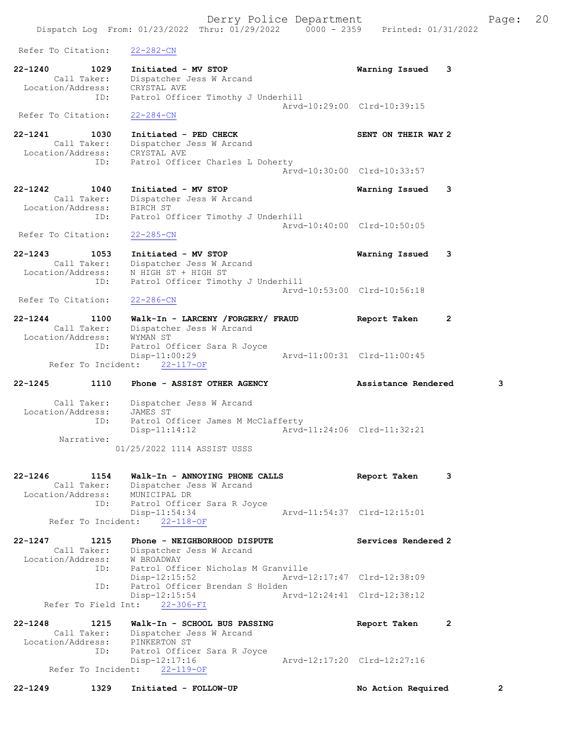Refer To Citation: 22-282-CN

```
22-1240        1029    Initiated - MV STOP                         Warning Issued    3
        Call Taker:    Dispatcher Jess W Arcand
  Location/Address:    CRYSTAL AVE
               ID:     Patrol Officer Timothy J Underhill
                                                  Arvd-10:29:00  Clrd-10:39:15
 Refer To Citation:    22-284-CN

22-1241        1030    Initiated - PED CHECK                       SENT ON THEIR WAY 2
        Call Taker:    Dispatcher Jess W Arcand
  Location/Address:    CRYSTAL AVE
               ID:     Patrol Officer Charles L Doherty
                                                  Arvd-10:30:00  Clrd-10:33:57

22-1242        1040    Initiated - MV STOP                         Warning Issued    3
        Call Taker:    Dispatcher Jess W Arcand
  Location/Address:    BIRCH ST
               ID:     Patrol Officer Timothy J Underhill
                                                  Arvd-10:40:00  Clrd-10:50:05
 Refer To Citation:    22-285-CN

22-1243        1053    Initiated - MV STOP                         Warning Issued    3
        Call Taker:    Dispatcher Jess W Arcand
  Location/Address:    N HIGH ST + HIGH ST
               ID:     Patrol Officer Timothy J Underhill
                                                  Arvd-10:53:00  Clrd-10:56:18
 Refer To Citation:    22-286-CN

22-1244        1100    Walk-In - LARCENY /FORGERY/ FRAUD           Report Taken      2
        Call Taker:    Dispatcher Jess W Arcand
  Location/Address:    WYMAN ST
               ID:     Patrol Officer Sara R Joyce
                       Disp-11:00:29              Arvd-11:00:31  Clrd-11:00:45
      Refer To Incident:    22-117-OF

22-1245        1110    Phone - ASSIST OTHER AGENCY                 Assistance Rendered        3

        Call Taker:    Dispatcher Jess W Arcand
  Location/Address:    JAMES ST
               ID:     Patrol Officer James M McClafferty
                       Disp-11:14:12              Arvd-11:24:06  Clrd-11:32:21
         Narrative:
                     01/25/2022 1114 ASSIST USSS

22-1246        1154    Walk-In - ANNOYING PHONE CALLS              Report Taken      3
        Call Taker:    Dispatcher Jess W Arcand
  Location/Address:    MUNICIPAL DR
               ID:     Patrol Officer Sara R Joyce
                       Disp-11:54:34              Arvd-11:54:37  Clrd-12:15:01
      Refer To Incident:    22-118-OF

22-1247        1215    Phone - NEIGHBORHOOD DISPUTE                Services Rendered 2
        Call Taker:    Dispatcher Jess W Arcand
  Location/Address:    W BROADWAY
               ID:     Patrol Officer Nicholas M Granville
                       Disp-12:15:52              Arvd-12:17:47  Clrd-12:38:09
               ID:     Patrol Officer Brendan S Holden
                       Disp-12:15:54              Arvd-12:24:41  Clrd-12:38:12
     Refer To Field Int:    22-306-FI

22-1248        1215    Walk-In - SCHOOL BUS PASSING                Report Taken      2
        Call Taker:    Dispatcher Jess W Arcand
  Location/Address:    PINKERTON ST
               ID:     Patrol Officer Sara R Joyce
                       Disp-12:17:16              Arvd-12:17:20  Clrd-12:27:16
      Refer To Incident:    22-119-OF

22-1249        1329    Initiated - FOLLOW-UP                       No Action Required         2
```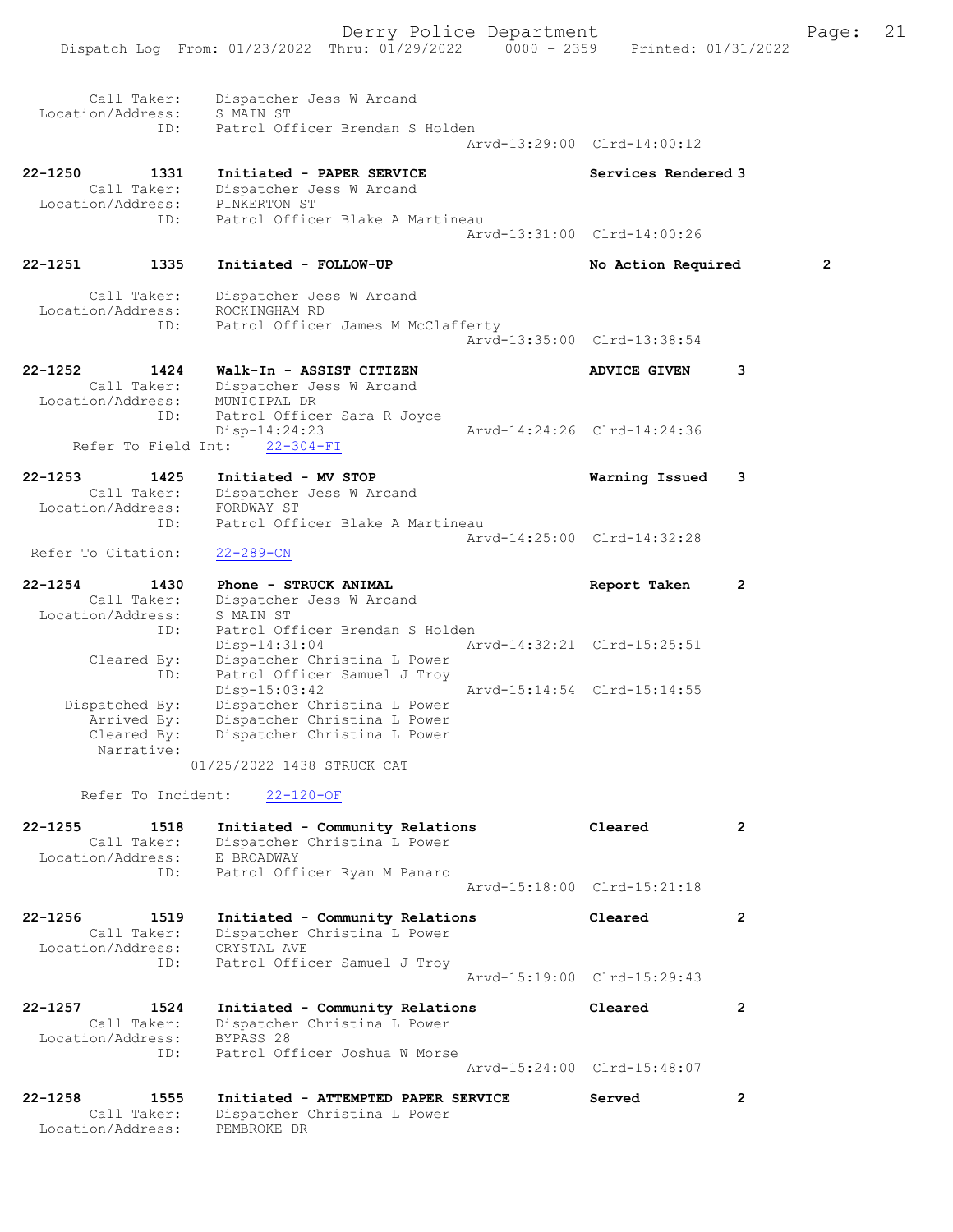```
    Call Taker:      Dispatcher Jess W Arcand
 Location/Address:   S MAIN ST
              ID:    Patrol Officer Brendan S Holden
                                                Arvd-13:29:00  Clrd-14:00:12

22-1250       1331   Initiated - PAPER SERVICE                 Services Rendered 3
      Call Taker:    Dispatcher Jess W Arcand
 Location/Address:   PINKERTON ST
              ID:    Patrol Officer Blake A Martineau
                                                Arvd-13:31:00  Clrd-14:00:26

22-1251       1335   Initiated - FOLLOW-UP                     No Action Required      2

      Call Taker:    Dispatcher Jess W Arcand
 Location/Address:   ROCKINGHAM RD
              ID:    Patrol Officer James M McClafferty
                                                Arvd-13:35:00  Clrd-13:38:54

22-1252       1424   Walk-In - ASSIST CITIZEN                  ADVICE GIVEN      3
      Call Taker:    Dispatcher Jess W Arcand
 Location/Address:   MUNICIPAL DR
              ID:    Patrol Officer Sara R Joyce
                     Disp-14:24:23              Arvd-14:24:26  Clrd-14:24:36
    Refer To Field Int:    22-304-FI

22-1253       1425   Initiated - MV STOP                       Warning Issued    3
      Call Taker:    Dispatcher Jess W Arcand
 Location/Address:   FORDWAY ST
              ID:    Patrol Officer Blake A Martineau
                                                Arvd-14:25:00  Clrd-14:32:28
 Refer To Citation:  22-289-CN

22-1254       1430   Phone - STRUCK ANIMAL                     Report Taken      2
      Call Taker:    Dispatcher Jess W Arcand
 Location/Address:   S MAIN ST
              ID:    Patrol Officer Brendan S Holden
                     Disp-14:31:04              Arvd-14:32:21  Clrd-15:25:51
      Cleared By:    Dispatcher Christina L Power
              ID:    Patrol Officer Samuel J Troy
                     Disp-15:03:42              Arvd-15:14:54  Clrd-15:14:55
   Dispatched By:    Dispatcher Christina L Power
      Arrived By:    Dispatcher Christina L Power
      Cleared By:    Dispatcher Christina L Power
       Narrative:
                 01/25/2022 1438 STRUCK CAT

     Refer To Incident:    22-120-OF

22-1255       1518   Initiated - Community Relations           Cleared           2
      Call Taker:    Dispatcher Christina L Power
 Location/Address:   E BROADWAY
              ID:    Patrol Officer Ryan M Panaro
                                                Arvd-15:18:00  Clrd-15:21:18

22-1256       1519   Initiated - Community Relations           Cleared           2
      Call Taker:    Dispatcher Christina L Power
 Location/Address:   CRYSTAL AVE
              ID:    Patrol Officer Samuel J Troy
                                                Arvd-15:19:00  Clrd-15:29:43

22-1257       1524   Initiated - Community Relations           Cleared           2
      Call Taker:    Dispatcher Christina L Power
 Location/Address:   BYPASS 28
              ID:    Patrol Officer Joshua W Morse
                                                Arvd-15:24:00  Clrd-15:48:07

22-1258       1555   Initiated - ATTEMPTED PAPER SERVICE       Served            2
      Call Taker:    Dispatcher Christina L Power
 Location/Address:   PEMBROKE DR
```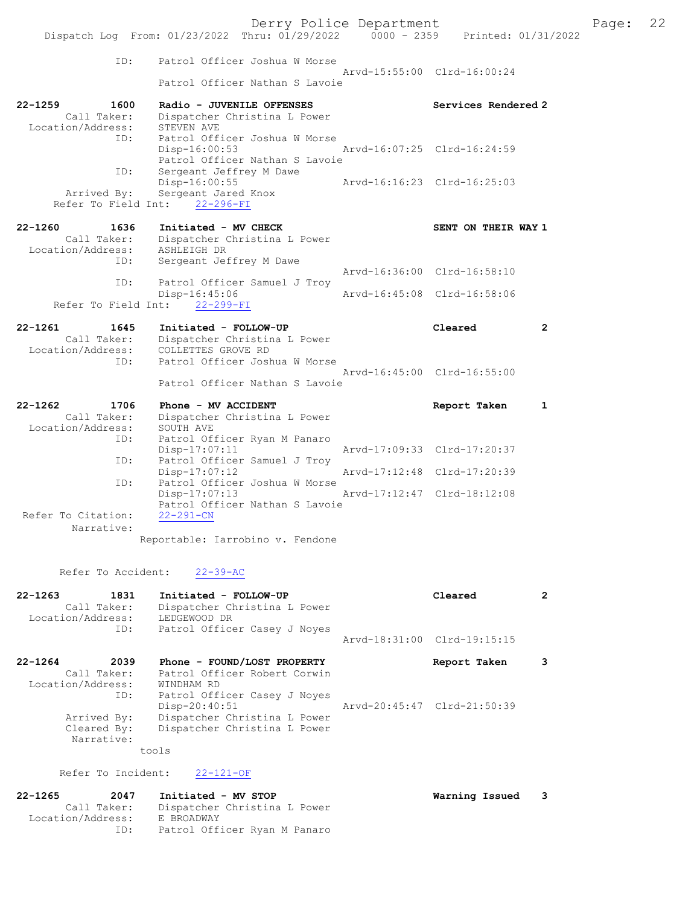```
            ID:    Patrol Officer Joshua W Morse
                                                 Arvd-15:55:00  Clrd-16:00:24
                   Patrol Officer Nathan S Lavoie

22-1259        1600   Radio - JUVENILE OFFENSES                   Services Rendered 2
        Call Taker:   Dispatcher Christina L Power
  Location/Address:   STEVEN AVE
               ID:    Patrol Officer Joshua W Morse
                      Disp-16:00:53              Arvd-16:07:25  Clrd-16:24:59
                      Patrol Officer Nathan S Lavoie
               ID:    Sergeant Jeffrey M Dawe
                      Disp-16:00:55              Arvd-16:16:23  Clrd-16:25:03
        Arrived By:   Sergeant Jared Knox
    Refer To Field Int:    22-296-FI

22-1260        1636   Initiated - MV CHECK                        SENT ON THEIR WAY 1
        Call Taker:   Dispatcher Christina L Power
  Location/Address:   ASHLEIGH DR
               ID:    Sergeant Jeffrey M Dawe
                                                 Arvd-16:36:00  Clrd-16:58:10
               ID:    Patrol Officer Samuel J Troy
                      Disp-16:45:06              Arvd-16:45:08  Clrd-16:58:06
    Refer To Field Int:    22-299-FI

22-1261        1645   Initiated - FOLLOW-UP                       Cleared          2
        Call Taker:   Dispatcher Christina L Power
  Location/Address:   COLLETTES GROVE RD
               ID:    Patrol Officer Joshua W Morse
                                                 Arvd-16:45:00  Clrd-16:55:00
                      Patrol Officer Nathan S Lavoie

22-1262        1706   Phone - MV ACCIDENT                         Report Taken     1
        Call Taker:   Dispatcher Christina L Power
  Location/Address:   SOUTH AVE
               ID:    Patrol Officer Ryan M Panaro
                      Disp-17:07:11              Arvd-17:09:33  Clrd-17:20:37
               ID:    Patrol Officer Samuel J Troy
                      Disp-17:07:12              Arvd-17:12:48  Clrd-17:20:39
               ID:    Patrol Officer Joshua W Morse
                      Disp-17:07:13              Arvd-17:12:47  Clrd-18:12:08
                      Patrol Officer Nathan S Lavoie
 Refer To Citation:   22-291-CN
         Narrative:
                   Reportable: Iarrobino v. Fendone

       Refer To Accident:    22-39-AC

22-1263        1831   Initiated - FOLLOW-UP                       Cleared          2
        Call Taker:   Dispatcher Christina L Power
  Location/Address:   LEDGEWOOD DR
               ID:    Patrol Officer Casey J Noyes
                                                 Arvd-18:31:00  Clrd-19:15:15

22-1264        2039   Phone - FOUND/LOST PROPERTY                 Report Taken     3
        Call Taker:   Patrol Officer Robert Corwin
  Location/Address:   WINDHAM RD
               ID:    Patrol Officer Casey J Noyes
                      Disp-20:40:51              Arvd-20:45:47  Clrd-21:50:39
        Arrived By:   Dispatcher Christina L Power
        Cleared By:   Dispatcher Christina L Power
         Narrative:
                   tools

       Refer To Incident:    22-121-OF

22-1265        2047   Initiated - MV STOP                         Warning Issued   3
        Call Taker:   Dispatcher Christina L Power
  Location/Address:   E BROADWAY
               ID:    Patrol Officer Ryan M Panaro
```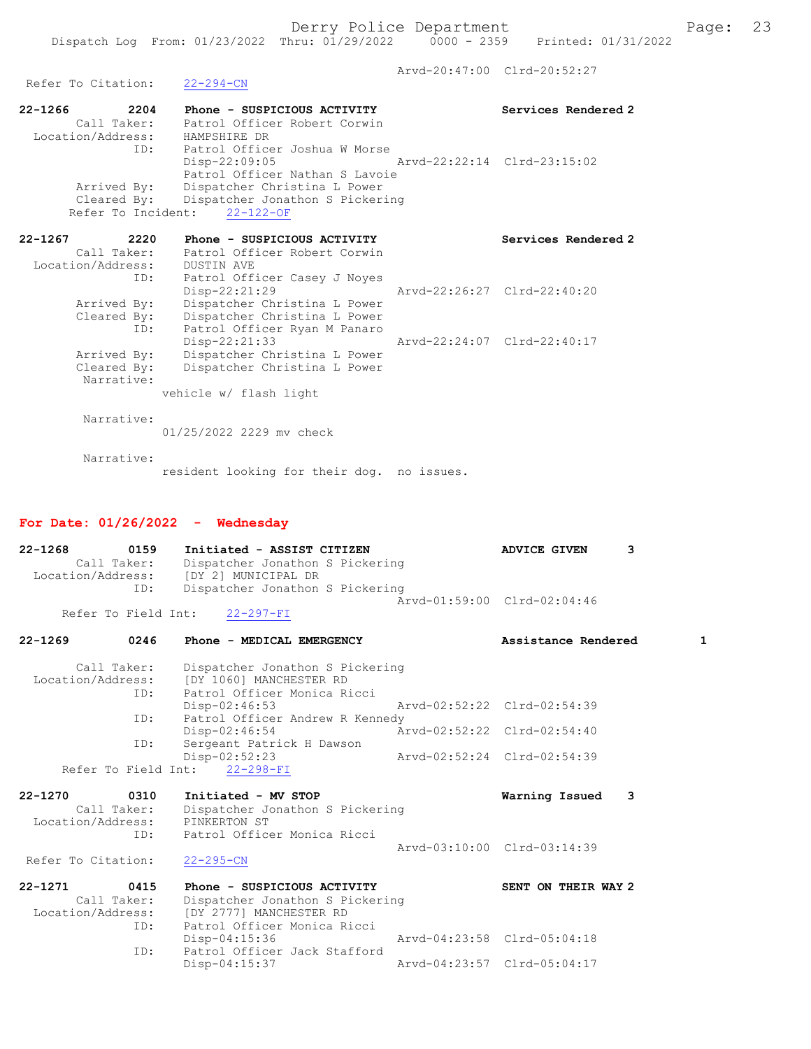Arvd-20:47:00 Clrd-20:52:27
Refer To Citation: 22-294-CN

```
22-1266        2204    Phone - SUSPICIOUS ACTIVITY                    Services Rendered 2
       Call Taker:     Patrol Officer Robert Corwin
  Location/Address:    HAMPSHIRE DR
               ID:     Patrol Officer Joshua W Morse
                       Disp-22:09:05               Arvd-22:22:14  Clrd-23:15:02
                       Patrol Officer Nathan S Lavoie
       Arrived By:     Dispatcher Christina L Power
       Cleared By:     Dispatcher Jonathon S Pickering
     Refer To Incident:    22-122-OF

22-1267        2220    Phone - SUSPICIOUS ACTIVITY                    Services Rendered 2
       Call Taker:     Patrol Officer Robert Corwin
  Location/Address:    DUSTIN AVE
               ID:     Patrol Officer Casey J Noyes
                       Disp-22:21:29               Arvd-22:26:27  Clrd-22:40:20
       Arrived By:     Dispatcher Christina L Power
       Cleared By:     Dispatcher Christina L Power
               ID:     Patrol Officer Ryan M Panaro
                       Disp-22:21:33               Arvd-22:24:07  Clrd-22:40:17
       Arrived By:     Dispatcher Christina L Power
       Cleared By:     Dispatcher Christina L Power
        Narrative:
                 vehicle w/ flash light

        Narrative:
                 01/25/2022 2229 mv check

        Narrative:
                 resident looking for their dog.  no issues.
```

## For Date: 01/26/2022 - Wednesday

```
22-1268        0159    Initiated - ASSIST CITIZEN                     ADVICE GIVEN      3
       Call Taker:     Dispatcher Jonathon S Pickering
  Location/Address:    [DY 2] MUNICIPAL DR
               ID:     Dispatcher Jonathon S Pickering
                                                   Arvd-01:59:00  Clrd-02:04:46
     Refer To Field Int:    22-297-FI

22-1269        0246    Phone - MEDICAL EMERGENCY                      Assistance Rendered        1

       Call Taker:     Dispatcher Jonathon S Pickering
  Location/Address:    [DY 1060] MANCHESTER RD
               ID:     Patrol Officer Monica Ricci
                       Disp-02:46:53               Arvd-02:52:22  Clrd-02:54:39
               ID:     Patrol Officer Andrew R Kennedy
                       Disp-02:46:54               Arvd-02:52:22  Clrd-02:54:40
               ID:     Sergeant Patrick H Dawson
                       Disp-02:52:23               Arvd-02:52:24  Clrd-02:54:39
     Refer To Field Int:    22-298-FI

22-1270        0310    Initiated - MV STOP                            Warning Issued    3
       Call Taker:     Dispatcher Jonathon S Pickering
  Location/Address:    PINKERTON ST
               ID:     Patrol Officer Monica Ricci
                                                   Arvd-03:10:00  Clrd-03:14:39
  Refer To Citation:    22-295-CN

22-1271        0415    Phone - SUSPICIOUS ACTIVITY                    SENT ON THEIR WAY 2
       Call Taker:     Dispatcher Jonathon S Pickering
  Location/Address:    [DY 2777] MANCHESTER RD
               ID:     Patrol Officer Monica Ricci
                       Disp-04:15:36               Arvd-04:23:58  Clrd-05:04:18
               ID:     Patrol Officer Jack Stafford
                       Disp-04:15:37               Arvd-04:23:57  Clrd-05:04:17
```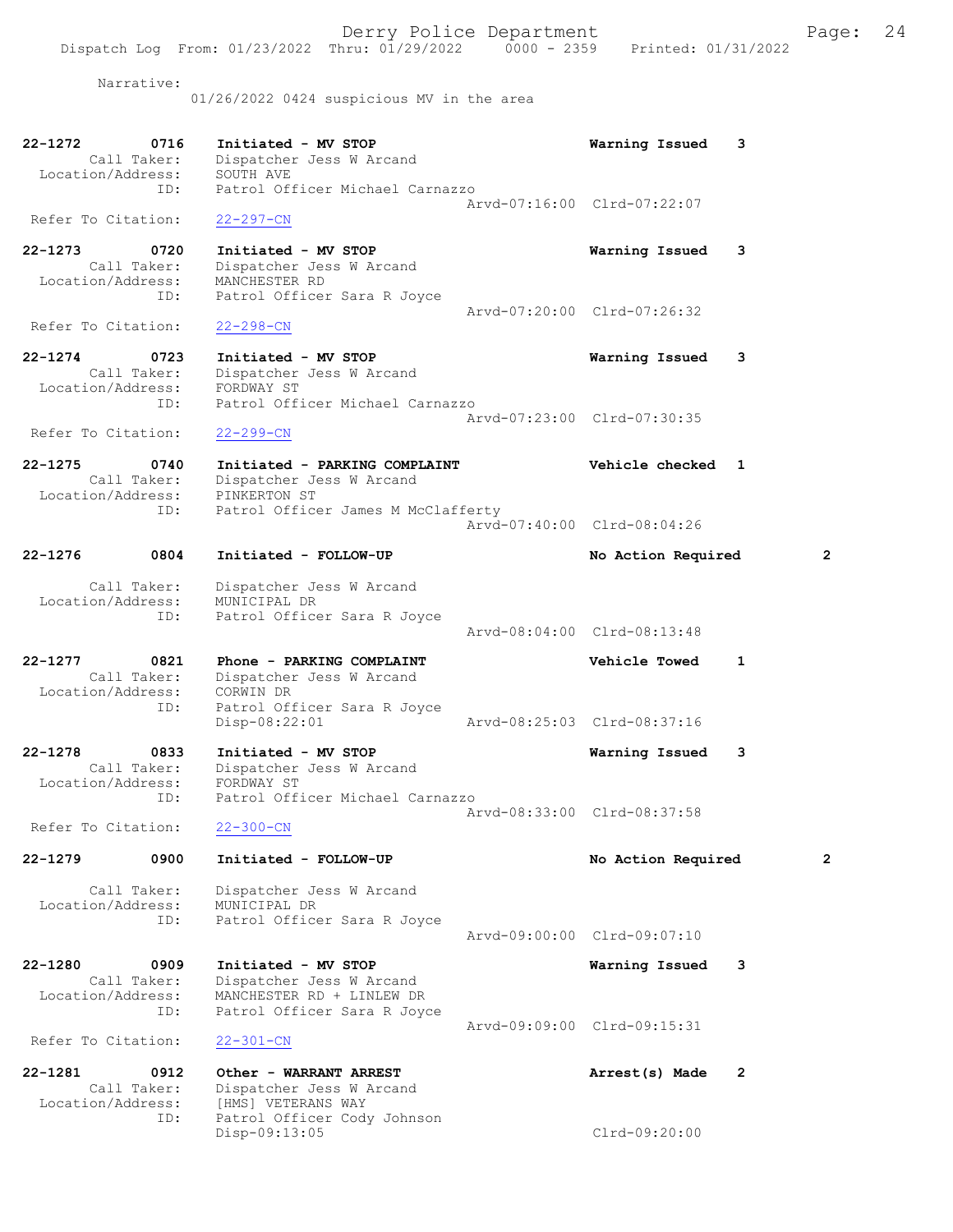Narrative:
01/26/2022 0424 suspicious MV in the area

22-1272 0716 Initiated - MV STOP — Warning Issued 3
Call Taker: Dispatcher Jess W Arcand
Location/Address: SOUTH AVE
ID: Patrol Officer Michael Carnazzo
Arvd-07:16:00 Clrd-07:22:07
Refer To Citation: 22-297-CN

22-1273 0720 Initiated - MV STOP — Warning Issued 3
Call Taker: Dispatcher Jess W Arcand
Location/Address: MANCHESTER RD
ID: Patrol Officer Sara R Joyce
Arvd-07:20:00 Clrd-07:26:32
Refer To Citation: 22-298-CN

22-1274 0723 Initiated - MV STOP — Warning Issued 3
Call Taker: Dispatcher Jess W Arcand
Location/Address: FORDWAY ST
ID: Patrol Officer Michael Carnazzo
Arvd-07:23:00 Clrd-07:30:35
Refer To Citation: 22-299-CN

22-1275 0740 Initiated - PARKING COMPLAINT — Vehicle checked 1
Call Taker: Dispatcher Jess W Arcand
Location/Address: PINKERTON ST
ID: Patrol Officer James M McClafferty
Arvd-07:40:00 Clrd-08:04:26

22-1276 0804 Initiated - FOLLOW-UP — No Action Required 2
Call Taker: Dispatcher Jess W Arcand
Location/Address: MUNICIPAL DR
ID: Patrol Officer Sara R Joyce
Arvd-08:04:00 Clrd-08:13:48

22-1277 0821 Phone - PARKING COMPLAINT — Vehicle Towed 1
Call Taker: Dispatcher Jess W Arcand
Location/Address: CORWIN DR
ID: Patrol Officer Sara R Joyce
Disp-08:22:01 Arvd-08:25:03 Clrd-08:37:16

22-1278 0833 Initiated - MV STOP — Warning Issued 3
Call Taker: Dispatcher Jess W Arcand
Location/Address: FORDWAY ST
ID: Patrol Officer Michael Carnazzo
Arvd-08:33:00 Clrd-08:37:58
Refer To Citation: 22-300-CN

22-1279 0900 Initiated - FOLLOW-UP — No Action Required 2
Call Taker: Dispatcher Jess W Arcand
Location/Address: MUNICIPAL DR
ID: Patrol Officer Sara R Joyce
Arvd-09:00:00 Clrd-09:07:10

22-1280 0909 Initiated - MV STOP — Warning Issued 3
Call Taker: Dispatcher Jess W Arcand
Location/Address: MANCHESTER RD + LINLEW DR
ID: Patrol Officer Sara R Joyce
Arvd-09:09:00 Clrd-09:15:31
Refer To Citation: 22-301-CN

22-1281 0912 Other - WARRANT ARREST — Arrest(s) Made 2
Call Taker: Dispatcher Jess W Arcand
Location/Address: [HMS] VETERANS WAY
ID: Patrol Officer Cody Johnson
Disp-09:13:05 Clrd-09:20:00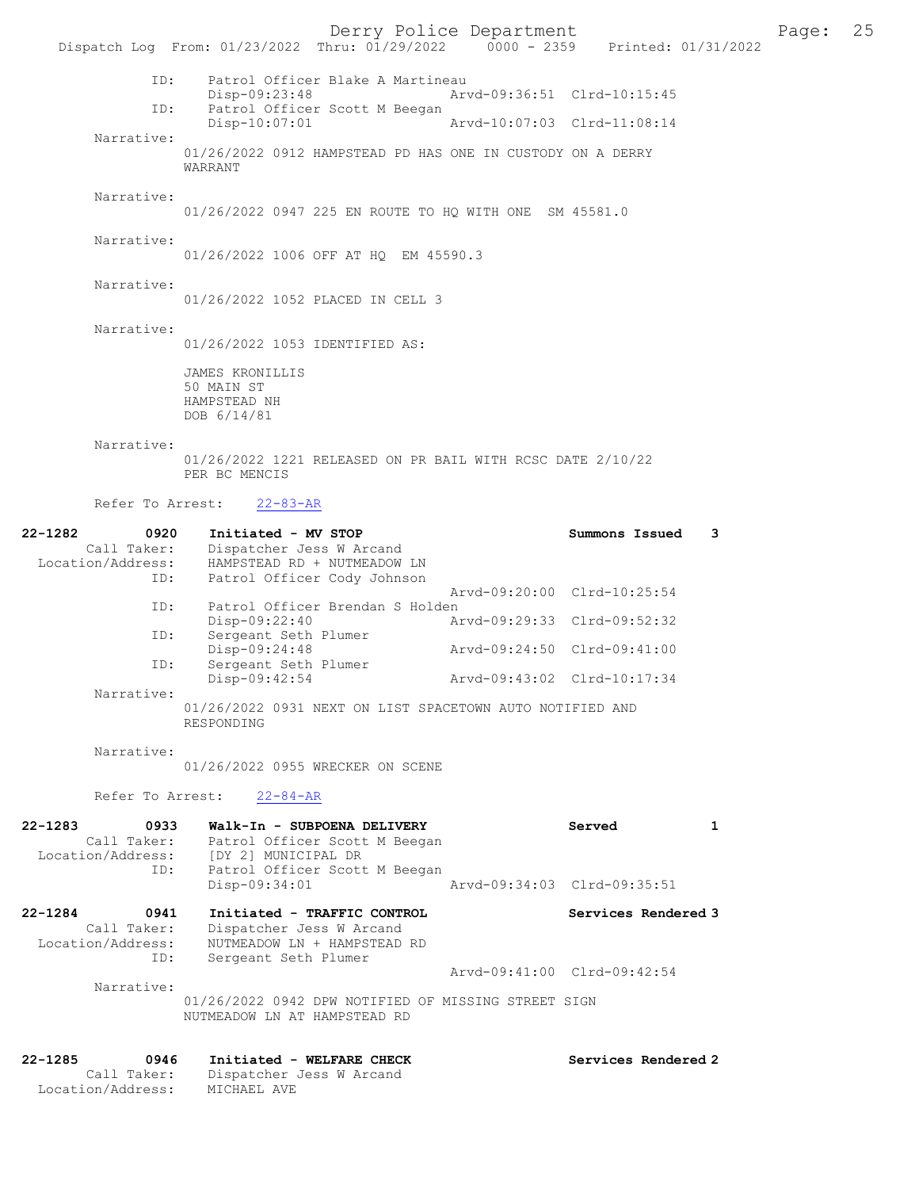Dispatch Log From: 01/23/2022 Thru: 01/29/2022 0000 - 2359 Printed: 01/31/2022

ID: Patrol Officer Blake A Martineau
Disp-09:23:48 Arvd-09:36:51 Clrd-10:15:45
ID: Patrol Officer Scott M Beegan
Disp-10:07:01 Arvd-10:07:03 Clrd-11:08:14

Narrative:
01/26/2022 0912 HAMPSTEAD PD HAS ONE IN CUSTODY ON A DERRY WARRANT

Narrative:
01/26/2022 0947 225 EN ROUTE TO HQ WITH ONE SM 45581.0

Narrative:
01/26/2022 1006 OFF AT HQ EM 45590.3

Narrative:
01/26/2022 1052 PLACED IN CELL 3

Narrative:
01/26/2022 1053 IDENTIFIED AS:

JAMES KRONILLIS
50 MAIN ST
HAMPSTEAD NH
DOB 6/14/81

Narrative:
01/26/2022 1221 RELEASED ON PR BAIL WITH RCSC DATE 2/10/22 PER BC MENCIS

Refer To Arrest: 22-83-AR

**22-1282 0920 Initiated - MV STOP — Summons Issued 3**
Call Taker: Dispatcher Jess W Arcand
Location/Address: HAMPSTEAD RD + NUTMEADOW LN
ID: Patrol Officer Cody Johnson
Arvd-09:20:00 Clrd-10:25:54
ID: Patrol Officer Brendan S Holden
Disp-09:22:40 Arvd-09:29:33 Clrd-09:52:32
ID: Sergeant Seth Plumer
Disp-09:24:48 Arvd-09:24:50 Clrd-09:41:00
ID: Sergeant Seth Plumer
Disp-09:42:54 Arvd-09:43:02 Clrd-10:17:34

Narrative:
01/26/2022 0931 NEXT ON LIST SPACETOWN AUTO NOTIFIED AND RESPONDING

Narrative:
01/26/2022 0955 WRECKER ON SCENE

Refer To Arrest: 22-84-AR

**22-1283 0933 Walk-In - SUBPOENA DELIVERY — Served 1**
Call Taker: Patrol Officer Scott M Beegan
Location/Address: [DY 2] MUNICIPAL DR
ID: Patrol Officer Scott M Beegan
Disp-09:34:01 Arvd-09:34:03 Clrd-09:35:51

**22-1284 0941 Initiated - TRAFFIC CONTROL — Services Rendered 3**
Call Taker: Dispatcher Jess W Arcand
Location/Address: NUTMEADOW LN + HAMPSTEAD RD
ID: Sergeant Seth Plumer
Arvd-09:41:00 Clrd-09:42:54

Narrative:
01/26/2022 0942 DPW NOTIFIED OF MISSING STREET SIGN NUTMEADOW LN AT HAMPSTEAD RD

**22-1285 0946 Initiated - WELFARE CHECK — Services Rendered 2**
Call Taker: Dispatcher Jess W Arcand
Location/Address: MICHAEL AVE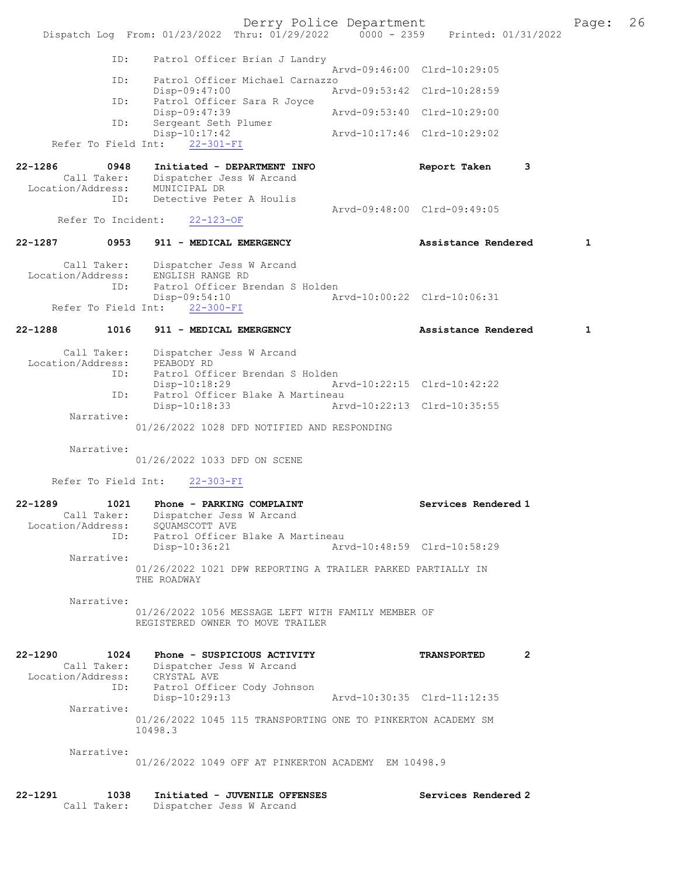```
            ID:     Patrol Officer Brian J Landry
                                               Arvd-09:46:00  Clrd-10:29:05
            ID:     Patrol Officer Michael Carnazzo
                    Disp-09:47:00              Arvd-09:53:42  Clrd-10:28:59
            ID:     Patrol Officer Sara R Joyce
                    Disp-09:47:39              Arvd-09:53:40  Clrd-10:29:00
            ID:     Sergeant Seth Plumer
                    Disp-10:17:42              Arvd-10:17:46  Clrd-10:29:02
    Refer To Field Int:    22-301-FI

22-1286        0948    Initiated - DEPARTMENT INFO              Report Taken       3
        Call Taker:    Dispatcher Jess W Arcand
  Location/Address:    MUNICIPAL DR
                ID:    Detective Peter A Houlis
                                               Arvd-09:48:00  Clrd-09:49:05
     Refer To Incident:    22-123-OF

22-1287        0953    911 - MEDICAL EMERGENCY                  Assistance Rendered        1

        Call Taker:    Dispatcher Jess W Arcand
  Location/Address:    ENGLISH RANGE RD
                ID:    Patrol Officer Brendan S Holden
                       Disp-09:54:10              Arvd-10:00:22  Clrd-10:06:31
    Refer To Field Int:    22-300-FI

22-1288        1016    911 - MEDICAL EMERGENCY                  Assistance Rendered        1

        Call Taker:    Dispatcher Jess W Arcand
  Location/Address:    PEABODY RD
                ID:    Patrol Officer Brendan S Holden
                       Disp-10:18:29              Arvd-10:22:15  Clrd-10:42:22
                ID:    Patrol Officer Blake A Martineau
                       Disp-10:18:33              Arvd-10:22:13  Clrd-10:35:55
         Narrative:
                    01/26/2022 1028 DFD NOTIFIED AND RESPONDING

         Narrative:
                    01/26/2022 1033 DFD ON SCENE

    Refer To Field Int:    22-303-FI

22-1289        1021    Phone - PARKING COMPLAINT                Services Rendered 1
        Call Taker:    Dispatcher Jess W Arcand
  Location/Address:    SQUAMSCOTT AVE
                ID:    Patrol Officer Blake A Martineau
                       Disp-10:36:21              Arvd-10:48:59  Clrd-10:58:29
         Narrative:
                    01/26/2022 1021 DPW REPORTING A TRAILER PARKED PARTIALLY IN
                    THE ROADWAY

         Narrative:
                    01/26/2022 1056 MESSAGE LEFT WITH FAMILY MEMBER OF
                    REGISTERED OWNER TO MOVE TRAILER

22-1290        1024    Phone - SUSPICIOUS ACTIVITY              TRANSPORTED        2
        Call Taker:    Dispatcher Jess W Arcand
  Location/Address:    CRYSTAL AVE
                ID:    Patrol Officer Cody Johnson
                       Disp-10:29:13              Arvd-10:30:35  Clrd-11:12:35
         Narrative:
                    01/26/2022 1045 115 TRANSPORTING ONE TO PINKERTON ACADEMY SM
                    10498.3

         Narrative:
                    01/26/2022 1049 OFF AT PINKERTON ACADEMY  EM 10498.9

22-1291        1038    Initiated - JUVENILE OFFENSES            Services Rendered 2
        Call Taker:    Dispatcher Jess W Arcand
```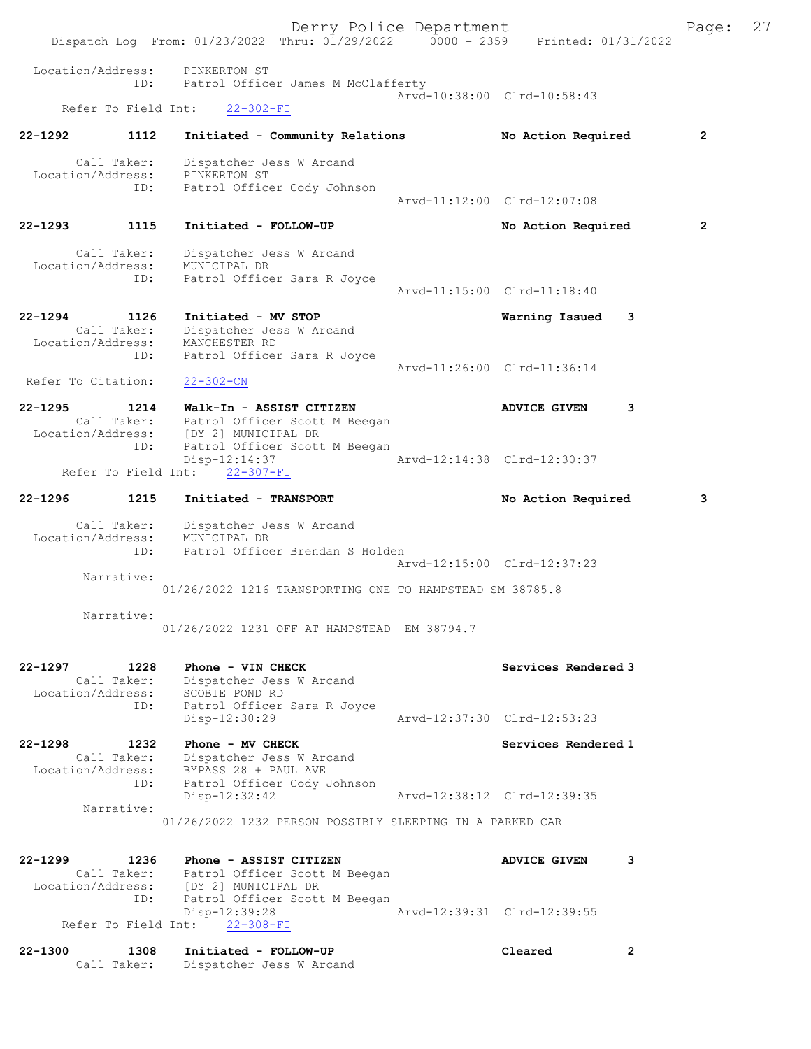Location/Address: PINKERTON ST
ID: Patrol Officer James M McClafferty
Arvd-10:38:00 Clrd-10:58:43
Refer To Field Int: 22-302-FI

**22-1292 1112 Initiated - Community Relations — No Action Required 2**

Call Taker: Dispatcher Jess W Arcand
Location/Address: PINKERTON ST
ID: Patrol Officer Cody Johnson
Arvd-11:12:00 Clrd-12:07:08

**22-1293 1115 Initiated - FOLLOW-UP — No Action Required 2**

Call Taker: Dispatcher Jess W Arcand
Location/Address: MUNICIPAL DR
ID: Patrol Officer Sara R Joyce
Arvd-11:15:00 Clrd-11:18:40

**22-1294 1126 Initiated - MV STOP — Warning Issued 3**

Call Taker: Dispatcher Jess W Arcand
Location/Address: MANCHESTER RD
ID: Patrol Officer Sara R Joyce
Arvd-11:26:00 Clrd-11:36:14
Refer To Citation: 22-302-CN

**22-1295 1214 Walk-In - ASSIST CITIZEN — ADVICE GIVEN 3**

Call Taker: Patrol Officer Scott M Beegan
Location/Address: [DY 2] MUNICIPAL DR
ID: Patrol Officer Scott M Beegan
Disp-12:14:37 Arvd-12:14:38 Clrd-12:30:37
Refer To Field Int: 22-307-FI

**22-1296 1215 Initiated - TRANSPORT — No Action Required 3**

Call Taker: Dispatcher Jess W Arcand
Location/Address: MUNICIPAL DR
ID: Patrol Officer Brendan S Holden
Arvd-12:15:00 Clrd-12:37:23

Narrative:
01/26/2022 1216 TRANSPORTING ONE TO HAMPSTEAD SM 38785.8

Narrative:
01/26/2022 1231 OFF AT HAMPSTEAD EM 38794.7

**22-1297 1228 Phone - VIN CHECK — Services Rendered 3**

Call Taker: Dispatcher Jess W Arcand
Location/Address: SCOBIE POND RD
ID: Patrol Officer Sara R Joyce
Disp-12:30:29 Arvd-12:37:30 Clrd-12:53:23

**22-1298 1232 Phone - MV CHECK — Services Rendered 1**

Call Taker: Dispatcher Jess W Arcand
Location/Address: BYPASS 28 + PAUL AVE
ID: Patrol Officer Cody Johnson
Disp-12:32:42 Arvd-12:38:12 Clrd-12:39:35

Narrative:
01/26/2022 1232 PERSON POSSIBLY SLEEPING IN A PARKED CAR

**22-1299 1236 Phone - ASSIST CITIZEN — ADVICE GIVEN 3**

Call Taker: Patrol Officer Scott M Beegan
Location/Address: [DY 2] MUNICIPAL DR
ID: Patrol Officer Scott M Beegan
Disp-12:39:28 Arvd-12:39:31 Clrd-12:39:55
Refer To Field Int: 22-308-FI

**22-1300 1308 Initiated - FOLLOW-UP — Cleared 2**

Call Taker: Dispatcher Jess W Arcand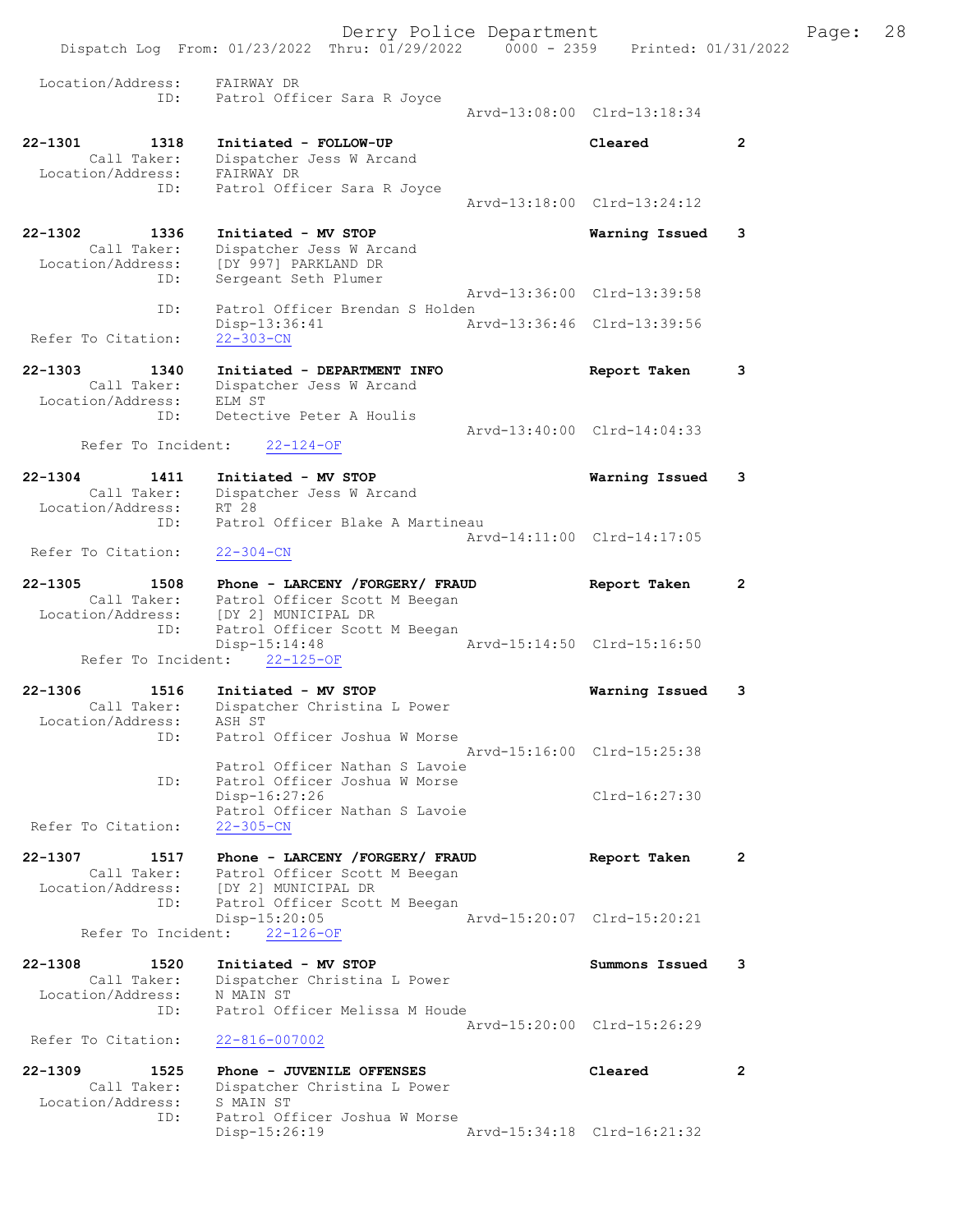```
 Location/Address:    FAIRWAY DR
               ID:    Patrol Officer Sara R Joyce
                                                  Arvd-13:08:00  Clrd-13:18:34

22-1301        1318   Initiated - FOLLOW-UP                      Cleared          2
       Call Taker:    Dispatcher Jess W Arcand
 Location/Address:    FAIRWAY DR
               ID:    Patrol Officer Sara R Joyce
                                                  Arvd-13:18:00  Clrd-13:24:12

22-1302        1336   Initiated - MV STOP                        Warning Issued   3
       Call Taker:    Dispatcher Jess W Arcand
 Location/Address:    [DY 997] PARKLAND DR
               ID:    Sergeant Seth Plumer
                                                  Arvd-13:36:00  Clrd-13:39:58
               ID:    Patrol Officer Brendan S Holden
                      Disp-13:36:41               Arvd-13:36:46  Clrd-13:39:56
 Refer To Citation:   22-303-CN

22-1303        1340   Initiated - DEPARTMENT INFO                Report Taken     3
       Call Taker:    Dispatcher Jess W Arcand
 Location/Address:    ELM ST
               ID:    Detective Peter A Houlis
                                                  Arvd-13:40:00  Clrd-14:04:33
      Refer To Incident:    22-124-OF

22-1304        1411   Initiated - MV STOP                        Warning Issued   3
       Call Taker:    Dispatcher Jess W Arcand
 Location/Address:    RT 28
               ID:    Patrol Officer Blake A Martineau
                                                  Arvd-14:11:00  Clrd-14:17:05
 Refer To Citation:   22-304-CN

22-1305        1508   Phone - LARCENY /FORGERY/ FRAUD            Report Taken     2
       Call Taker:    Patrol Officer Scott M Beegan
 Location/Address:    [DY 2] MUNICIPAL DR
               ID:    Patrol Officer Scott M Beegan
                      Disp-15:14:48               Arvd-15:14:50  Clrd-15:16:50
      Refer To Incident:    22-125-OF

22-1306        1516   Initiated - MV STOP                        Warning Issued   3
       Call Taker:    Dispatcher Christina L Power
 Location/Address:    ASH ST
               ID:    Patrol Officer Joshua W Morse
                                                  Arvd-15:16:00  Clrd-15:25:38
                      Patrol Officer Nathan S Lavoie
               ID:    Patrol Officer Joshua W Morse
                      Disp-16:27:26                              Clrd-16:27:30
                      Patrol Officer Nathan S Lavoie
 Refer To Citation:   22-305-CN

22-1307        1517   Phone - LARCENY /FORGERY/ FRAUD            Report Taken     2
       Call Taker:    Patrol Officer Scott M Beegan
 Location/Address:    [DY 2] MUNICIPAL DR
               ID:    Patrol Officer Scott M Beegan
                      Disp-15:20:05               Arvd-15:20:07  Clrd-15:20:21
      Refer To Incident:    22-126-OF

22-1308        1520   Initiated - MV STOP                        Summons Issued   3
       Call Taker:    Dispatcher Christina L Power
 Location/Address:    N MAIN ST
               ID:    Patrol Officer Melissa M Houde
                                                  Arvd-15:20:00  Clrd-15:26:29
 Refer To Citation:   22-816-007002

22-1309        1525   Phone - JUVENILE OFFENSES                  Cleared          2
       Call Taker:    Dispatcher Christina L Power
 Location/Address:    S MAIN ST
               ID:    Patrol Officer Joshua W Morse
                      Disp-15:26:19               Arvd-15:34:18  Clrd-16:21:32
```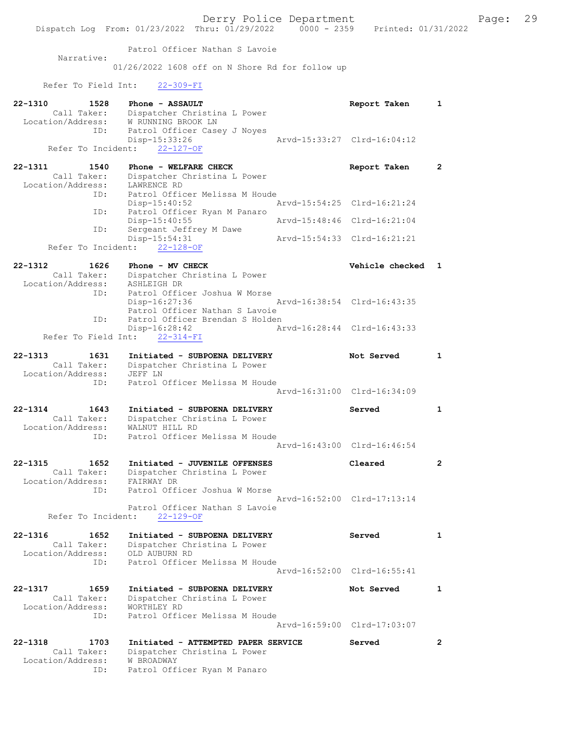```
                Patrol Officer Nathan S Lavoie
  Narrative:
            01/26/2022 1608 off on N Shore Rd for follow up

    Refer To Field Int:    22-309-FI

22-1310       1528    Phone - ASSAULT                           Report Taken      1
      Call Taker:     Dispatcher Christina L Power
  Location/Address:   W RUNNING BROOK LN
               ID:    Patrol Officer Casey J Noyes
                      Disp-15:33:26              Arvd-15:33:27  Clrd-16:04:12
    Refer To Incident:    22-127-OF

22-1311       1540    Phone - WELFARE CHECK                     Report Taken      2
      Call Taker:     Dispatcher Christina L Power
  Location/Address:   LAWRENCE RD
               ID:    Patrol Officer Melissa M Houde
                      Disp-15:40:52              Arvd-15:54:25  Clrd-16:21:24
               ID:    Patrol Officer Ryan M Panaro
                      Disp-15:40:55              Arvd-15:48:46  Clrd-16:21:04
               ID:    Sergeant Jeffrey M Dawe
                      Disp-15:54:31              Arvd-15:54:33  Clrd-16:21:21
    Refer To Incident:    22-128-OF

22-1312       1626    Phone - MV CHECK                          Vehicle checked   1
      Call Taker:     Dispatcher Christina L Power
  Location/Address:   ASHLEIGH DR
               ID:    Patrol Officer Joshua W Morse
                      Disp-16:27:36              Arvd-16:38:54  Clrd-16:43:35
                      Patrol Officer Nathan S Lavoie
               ID:    Patrol Officer Brendan S Holden
                      Disp-16:28:42              Arvd-16:28:44  Clrd-16:43:33
    Refer To Field Int:    22-314-FI

22-1313       1631    Initiated - SUBPOENA DELIVERY             Not Served        1
      Call Taker:     Dispatcher Christina L Power
  Location/Address:   JEFF LN
               ID:    Patrol Officer Melissa M Houde
                                                 Arvd-16:31:00  Clrd-16:34:09

22-1314       1643    Initiated - SUBPOENA DELIVERY             Served            1
      Call Taker:     Dispatcher Christina L Power
  Location/Address:   WALNUT HILL RD
               ID:    Patrol Officer Melissa M Houde
                                                 Arvd-16:43:00  Clrd-16:46:54

22-1315       1652    Initiated - JUVENILE OFFENSES             Cleared           2
      Call Taker:     Dispatcher Christina L Power
  Location/Address:   FAIRWAY DR
               ID:    Patrol Officer Joshua W Morse
                                                 Arvd-16:52:00  Clrd-17:13:14
                      Patrol Officer Nathan S Lavoie
    Refer To Incident:    22-129-OF

22-1316       1652    Initiated - SUBPOENA DELIVERY             Served            1
      Call Taker:     Dispatcher Christina L Power
  Location/Address:   OLD AUBURN RD
               ID:    Patrol Officer Melissa M Houde
                                                 Arvd-16:52:00  Clrd-16:55:41

22-1317       1659    Initiated - SUBPOENA DELIVERY             Not Served        1
      Call Taker:     Dispatcher Christina L Power
  Location/Address:   WORTHLEY RD
               ID:    Patrol Officer Melissa M Houde
                                                 Arvd-16:59:00  Clrd-17:03:07

22-1318       1703    Initiated - ATTEMPTED PAPER SERVICE       Served            2
      Call Taker:     Dispatcher Christina L Power
  Location/Address:   W BROADWAY
               ID:    Patrol Officer Ryan M Panaro
```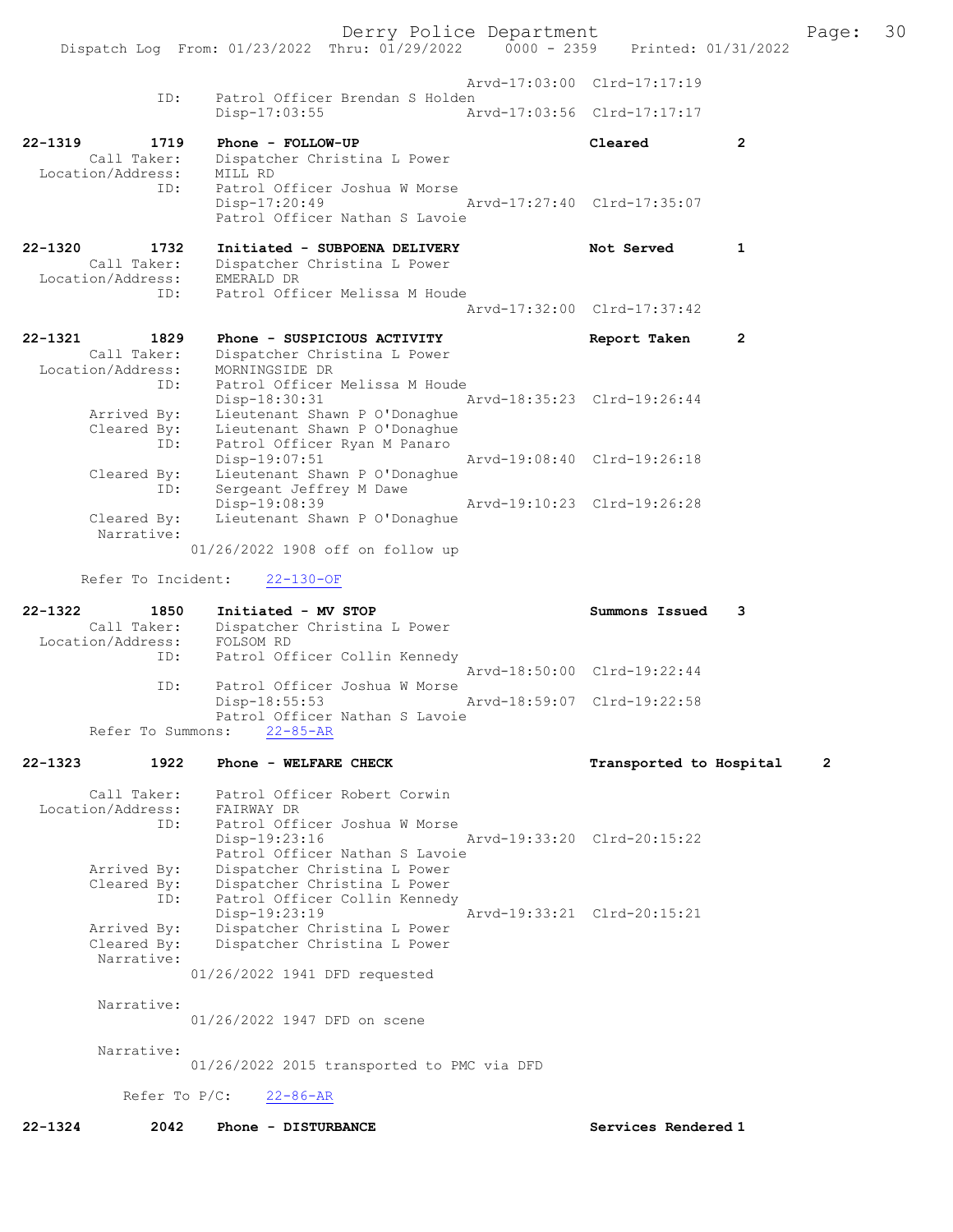Arvd-17:03:00 Clrd-17:17:19
ID: Patrol Officer Brendan S Holden
Disp-17:03:55 Arvd-17:03:56 Clrd-17:17:17

22-1319 1719 Phone - FOLLOW-UP Cleared 2
Call Taker: Dispatcher Christina L Power
Location/Address: MILL RD
ID: Patrol Officer Joshua W Morse
Disp-17:20:49 Arvd-17:27:40 Clrd-17:35:07
Patrol Officer Nathan S Lavoie

22-1320 1732 Initiated - SUBPOENA DELIVERY Not Served 1
Call Taker: Dispatcher Christina L Power
Location/Address: EMERALD DR
ID: Patrol Officer Melissa M Houde
Arvd-17:32:00 Clrd-17:37:42

22-1321 1829 Phone - SUSPICIOUS ACTIVITY Report Taken 2
Call Taker: Dispatcher Christina L Power
Location/Address: MORNINGSIDE DR
ID: Patrol Officer Melissa M Houde
Disp-18:30:31 Arvd-18:35:23 Clrd-19:26:44
Arrived By: Lieutenant Shawn P O'Donaghue
Cleared By: Lieutenant Shawn P O'Donaghue
ID: Patrol Officer Ryan M Panaro
Disp-19:07:51 Arvd-19:08:40 Clrd-19:26:18
Cleared By: Lieutenant Shawn P O'Donaghue
ID: Sergeant Jeffrey M Dawe
Disp-19:08:39 Arvd-19:10:23 Clrd-19:26:28
Cleared By: Lieutenant Shawn P O'Donaghue
Narrative:
01/26/2022 1908 off on follow up

Refer To Incident: 22-130-OF

22-1322 1850 Initiated - MV STOP Summons Issued 3
Call Taker: Dispatcher Christina L Power
Location/Address: FOLSOM RD
ID: Patrol Officer Collin Kennedy
Arvd-18:50:00 Clrd-19:22:44
ID: Patrol Officer Joshua W Morse
Disp-18:55:53 Arvd-18:59:07 Clrd-19:22:58
Patrol Officer Nathan S Lavoie
Refer To Summons: 22-85-AR

22-1323 1922 Phone - WELFARE CHECK Transported to Hospital 2

Call Taker: Patrol Officer Robert Corwin
Location/Address: FAIRWAY DR
ID: Patrol Officer Joshua W Morse
Disp-19:23:16 Arvd-19:33:20 Clrd-20:15:22
Patrol Officer Nathan S Lavoie
Arrived By: Dispatcher Christina L Power
Cleared By: Dispatcher Christina L Power
ID: Patrol Officer Collin Kennedy
Disp-19:23:19 Arvd-19:33:21 Clrd-20:15:21
Arrived By: Dispatcher Christina L Power
Cleared By: Dispatcher Christina L Power
Narrative:
01/26/2022 1941 DFD requested

Narrative:
01/26/2022 1947 DFD on scene

Narrative:
01/26/2022 2015 transported to PMC via DFD

Refer To P/C: 22-86-AR

22-1324 2042 Phone - DISTURBANCE Services Rendered 1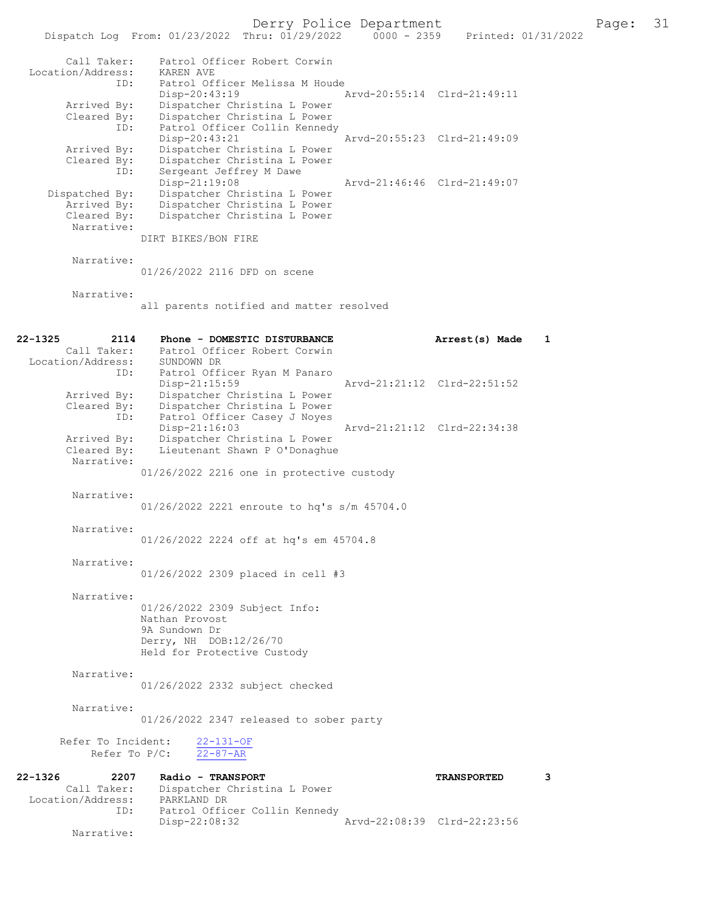Call Taker: Patrol Officer Robert Corwin
Location/Address: KAREN AVE
ID: Patrol Officer Melissa M Houde
Disp-20:43:19 Arvd-20:55:14 Clrd-21:49:11
Arrived By: Dispatcher Christina L Power
Cleared By: Dispatcher Christina L Power
ID: Patrol Officer Collin Kennedy
Disp-20:43:21 Arvd-20:55:23 Clrd-21:49:09
Arrived By: Dispatcher Christina L Power
Cleared By: Dispatcher Christina L Power
ID: Sergeant Jeffrey M Dawe
Disp-21:19:08 Arvd-21:46:46 Clrd-21:49:07
Dispatched By: Dispatcher Christina L Power
Arrived By: Dispatcher Christina L Power
Cleared By: Dispatcher Christina L Power
Narrative:
DIRT BIKES/BON FIRE

Narrative:
01/26/2022 2116 DFD on scene

Narrative:
all parents notified and matter resolved

**22-1325 2114 Phone - DOMESTIC DISTURBANCE Arrest(s) Made 1**
Call Taker: Patrol Officer Robert Corwin
Location/Address: SUNDOWN DR
ID: Patrol Officer Ryan M Panaro
Disp-21:15:59 Arvd-21:21:12 Clrd-22:51:52
Arrived By: Dispatcher Christina L Power
Cleared By: Dispatcher Christina L Power
ID: Patrol Officer Casey J Noyes
Disp-21:16:03 Arvd-21:21:12 Clrd-22:34:38
Arrived By: Dispatcher Christina L Power
Cleared By: Lieutenant Shawn P O'Donaghue
Narrative:
01/26/2022 2216 one in protective custody

Narrative:
01/26/2022 2221 enroute to hq's s/m 45704.0

Narrative:
01/26/2022 2224 off at hq's em 45704.8

Narrative:
01/26/2022 2309 placed in cell #3

Narrative:
01/26/2022 2309 Subject Info:
Nathan Provost
9A Sundown Dr
Derry, NH DOB:12/26/70
Held for Protective Custody

Narrative:
01/26/2022 2332 subject checked

Narrative:
01/26/2022 2347 released to sober party

Refer To Incident: 22-131-OF
Refer To P/C: 22-87-AR

**22-1326 2207 Radio - TRANSPORT TRANSPORTED 3**
Call Taker: Dispatcher Christina L Power
Location/Address: PARKLAND DR
ID: Patrol Officer Collin Kennedy
Disp-22:08:32 Arvd-22:08:39 Clrd-22:23:56
Narrative: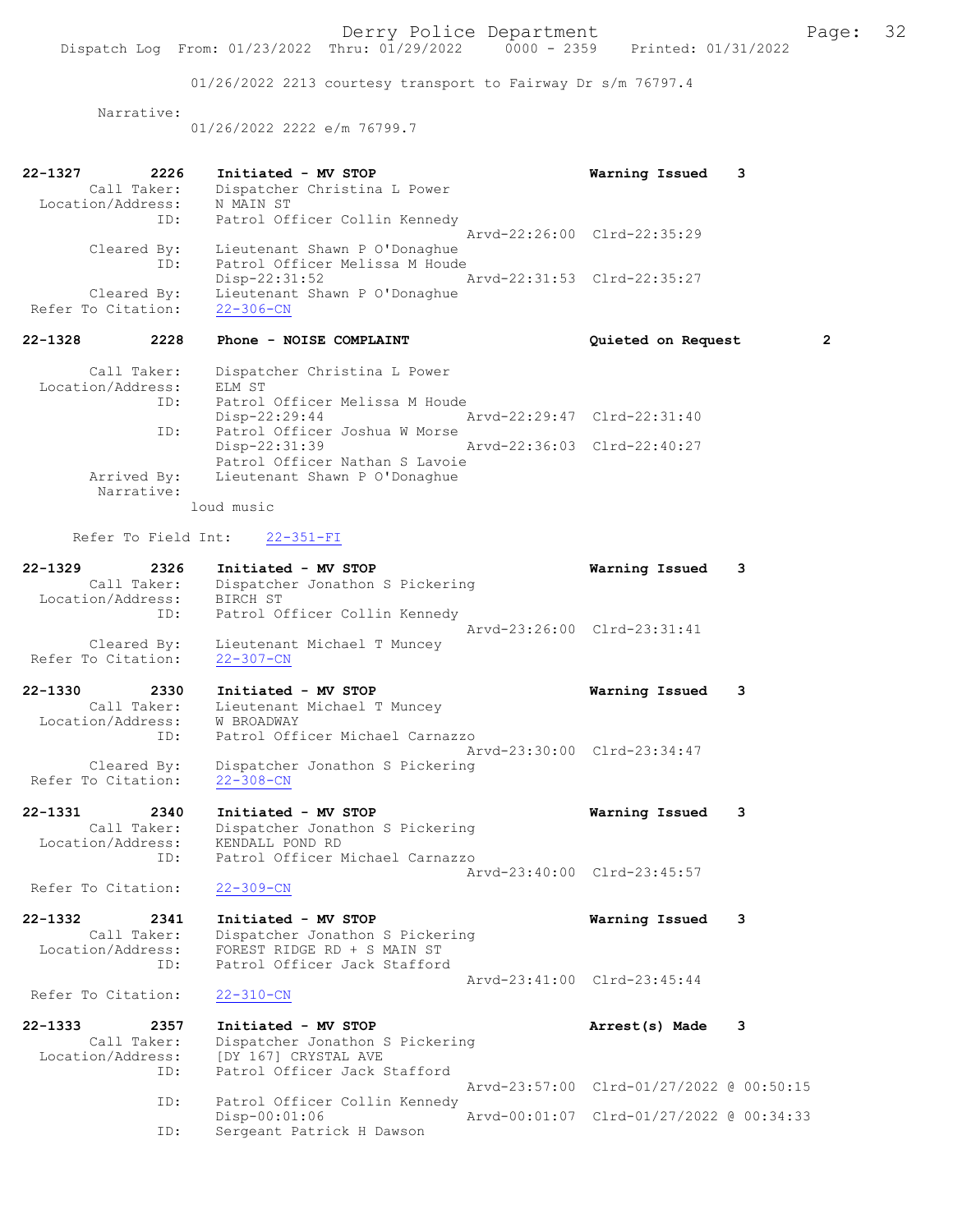01/26/2022 2213 courtesy transport to Fairway Dr s/m 76797.4

Narrative:
01/26/2022 2222 e/m 76799.7

```
22-1327        2226    Initiated - MV STOP                          Warning Issued    3
        Call Taker:    Dispatcher Christina L Power
  Location/Address:    N MAIN ST
               ID:     Patrol Officer Collin Kennedy
                                                   Arvd-22:26:00  Clrd-22:35:29
        Cleared By:    Lieutenant Shawn P O'Donaghue
               ID:     Patrol Officer Melissa M Houde
                       Disp-22:31:52               Arvd-22:31:53  Clrd-22:35:27
        Cleared By:    Lieutenant Shawn P O'Donaghue
 Refer To Citation:    22-306-CN

22-1328        2228    Phone - NOISE COMPLAINT                      Quieted on Request    2

        Call Taker:    Dispatcher Christina L Power
  Location/Address:    ELM ST
               ID:     Patrol Officer Melissa M Houde
                       Disp-22:29:44               Arvd-22:29:47  Clrd-22:31:40
               ID:     Patrol Officer Joshua W Morse
                       Disp-22:31:39               Arvd-22:36:03  Clrd-22:40:27
                       Patrol Officer Nathan S Lavoie
        Arrived By:    Lieutenant Shawn P O'Donaghue
         Narrative:
                    loud music

      Refer To Field Int:    22-351-FI

22-1329        2326    Initiated - MV STOP                          Warning Issued    3
        Call Taker:    Dispatcher Jonathon S Pickering
  Location/Address:    BIRCH ST
               ID:     Patrol Officer Collin Kennedy
                                                   Arvd-23:26:00  Clrd-23:31:41
        Cleared By:    Lieutenant Michael T Muncey
 Refer To Citation:    22-307-CN

22-1330        2330    Initiated - MV STOP                          Warning Issued    3
        Call Taker:    Lieutenant Michael T Muncey
  Location/Address:    W BROADWAY
               ID:     Patrol Officer Michael Carnazzo
                                                   Arvd-23:30:00  Clrd-23:34:47
        Cleared By:    Dispatcher Jonathon S Pickering
 Refer To Citation:    22-308-CN

22-1331        2340    Initiated - MV STOP                          Warning Issued    3
        Call Taker:    Dispatcher Jonathon S Pickering
  Location/Address:    KENDALL POND RD
               ID:     Patrol Officer Michael Carnazzo
                                                   Arvd-23:40:00  Clrd-23:45:57
 Refer To Citation:    22-309-CN

22-1332        2341    Initiated - MV STOP                          Warning Issued    3
        Call Taker:    Dispatcher Jonathon S Pickering
  Location/Address:    FOREST RIDGE RD + S MAIN ST
               ID:     Patrol Officer Jack Stafford
                                                   Arvd-23:41:00  Clrd-23:45:44
 Refer To Citation:    22-310-CN

22-1333        2357    Initiated - MV STOP                          Arrest(s) Made    3
        Call Taker:    Dispatcher Jonathon S Pickering
  Location/Address:    [DY 167] CRYSTAL AVE
               ID:     Patrol Officer Jack Stafford
                                                   Arvd-23:57:00  Clrd-01/27/2022 @ 00:50:15
               ID:     Patrol Officer Collin Kennedy
                       Disp-00:01:06               Arvd-00:01:07  Clrd-01/27/2022 @ 00:34:33
               ID:     Sergeant Patrick H Dawson
```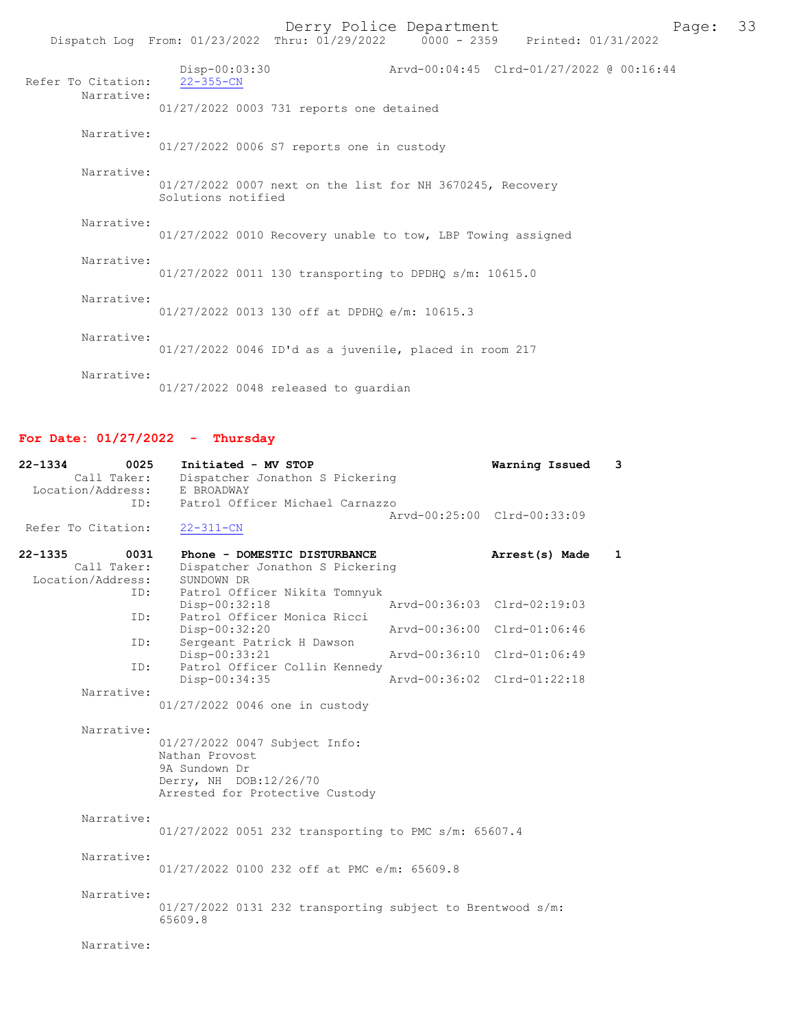Disp-00:03:30 Arvd-00:04:45 Clrd-01/27/2022 @ 00:16:44
Refer To Citation: 22-355-CN

Narrative:
01/27/2022 0003 731 reports one detained

Narrative:
01/27/2022 0006 S7 reports one in custody

Narrative:
01/27/2022 0007 next on the list for NH 3670245, Recovery Solutions notified

Narrative:
01/27/2022 0010 Recovery unable to tow, LBP Towing assigned

Narrative:
01/27/2022 0011 130 transporting to DPDHQ s/m: 10615.0

Narrative:
01/27/2022 0013 130 off at DPDHQ e/m: 10615.3

Narrative:
01/27/2022 0046 ID'd as a juvenile, placed in room 217

Narrative:
01/27/2022 0048 released to guardian

## For Date: 01/27/2022 - Thursday

**22-1334 0025 Initiated - MV STOP** — **Warning Issued 3**
Call Taker: Dispatcher Jonathon S Pickering
Location/Address: E BROADWAY
ID: Patrol Officer Michael Carnazzo
Arvd-00:25:00 Clrd-00:33:09
Refer To Citation: 22-311-CN

**22-1335 0031 Phone - DOMESTIC DISTURBANCE** — **Arrest(s) Made 1**
Call Taker: Dispatcher Jonathon S Pickering
Location/Address: SUNDOWN DR
ID: Patrol Officer Nikita Tomnyuk
Disp-00:32:18 Arvd-00:36:03 Clrd-02:19:03
ID: Patrol Officer Monica Ricci
Disp-00:32:20 Arvd-00:36:00 Clrd-01:06:46
ID: Sergeant Patrick H Dawson
Disp-00:33:21 Arvd-00:36:10 Clrd-01:06:49
ID: Patrol Officer Collin Kennedy
Disp-00:34:35 Arvd-00:36:02 Clrd-01:22:18

Narrative:
01/27/2022 0046 one in custody

Narrative:
01/27/2022 0047 Subject Info:
Nathan Provost
9A Sundown Dr
Derry, NH DOB:12/26/70
Arrested for Protective Custody

Narrative:
01/27/2022 0051 232 transporting to PMC s/m: 65607.4

Narrative:
01/27/2022 0100 232 off at PMC e/m: 65609.8

Narrative:
01/27/2022 0131 232 transporting subject to Brentwood s/m: 65609.8

Narrative: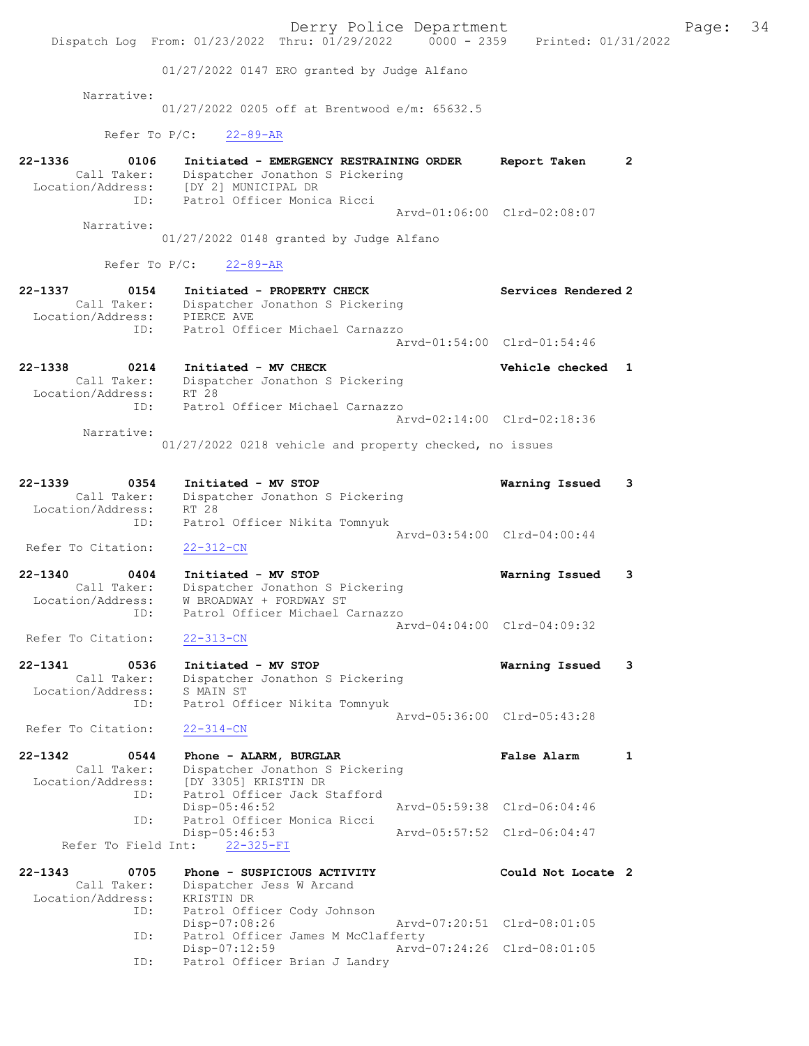01/27/2022 0147 ERO granted by Judge Alfano

Narrative:
01/27/2022 0205 off at Brentwood e/m: 65632.5

Refer To P/C: 22-89-AR

**22-1336 0106 Initiated - EMERGENCY RESTRAINING ORDER — Report Taken 2**
Call Taker: Dispatcher Jonathon S Pickering
Location/Address: [DY 2] MUNICIPAL DR
ID: Patrol Officer Monica Ricci
Arvd-01:06:00 Clrd-02:08:07
Narrative:
01/27/2022 0148 granted by Judge Alfano

Refer To P/C: 22-89-AR

**22-1337 0154 Initiated - PROPERTY CHECK — Services Rendered 2**
Call Taker: Dispatcher Jonathon S Pickering
Location/Address: PIERCE AVE
ID: Patrol Officer Michael Carnazzo
Arvd-01:54:00 Clrd-01:54:46

**22-1338 0214 Initiated - MV CHECK — Vehicle checked 1**
Call Taker: Dispatcher Jonathon S Pickering
Location/Address: RT 28
ID: Patrol Officer Michael Carnazzo
Arvd-02:14:00 Clrd-02:18:36
Narrative:
01/27/2022 0218 vehicle and property checked, no issues

**22-1339 0354 Initiated - MV STOP — Warning Issued 3**
Call Taker: Dispatcher Jonathon S Pickering
Location/Address: RT 28
ID: Patrol Officer Nikita Tomnyuk
Arvd-03:54:00 Clrd-04:00:44
Refer To Citation: 22-312-CN

**22-1340 0404 Initiated - MV STOP — Warning Issued 3**
Call Taker: Dispatcher Jonathon S Pickering
Location/Address: W BROADWAY + FORDWAY ST
ID: Patrol Officer Michael Carnazzo
Arvd-04:04:00 Clrd-04:09:32
Refer To Citation: 22-313-CN

**22-1341 0536 Initiated - MV STOP — Warning Issued 3**
Call Taker: Dispatcher Jonathon S Pickering
Location/Address: S MAIN ST
ID: Patrol Officer Nikita Tomnyuk
Arvd-05:36:00 Clrd-05:43:28
Refer To Citation: 22-314-CN

**22-1342 0544 Phone - ALARM, BURGLAR — False Alarm 1**
Call Taker: Dispatcher Jonathon S Pickering
Location/Address: [DY 3305] KRISTIN DR
ID: Patrol Officer Jack Stafford
Disp-05:46:52 Arvd-05:59:38 Clrd-06:04:46
ID: Patrol Officer Monica Ricci
Disp-05:46:53 Arvd-05:57:52 Clrd-06:04:47
Refer To Field Int: 22-325-FI

**22-1343 0705 Phone - SUSPICIOUS ACTIVITY — Could Not Locate 2**
Call Taker: Dispatcher Jess W Arcand
Location/Address: KRISTIN DR
ID: Patrol Officer Cody Johnson
Disp-07:08:26 Arvd-07:20:51 Clrd-08:01:05
ID: Patrol Officer James M McClafferty
Disp-07:12:59 Arvd-07:24:26 Clrd-08:01:05
ID: Patrol Officer Brian J Landry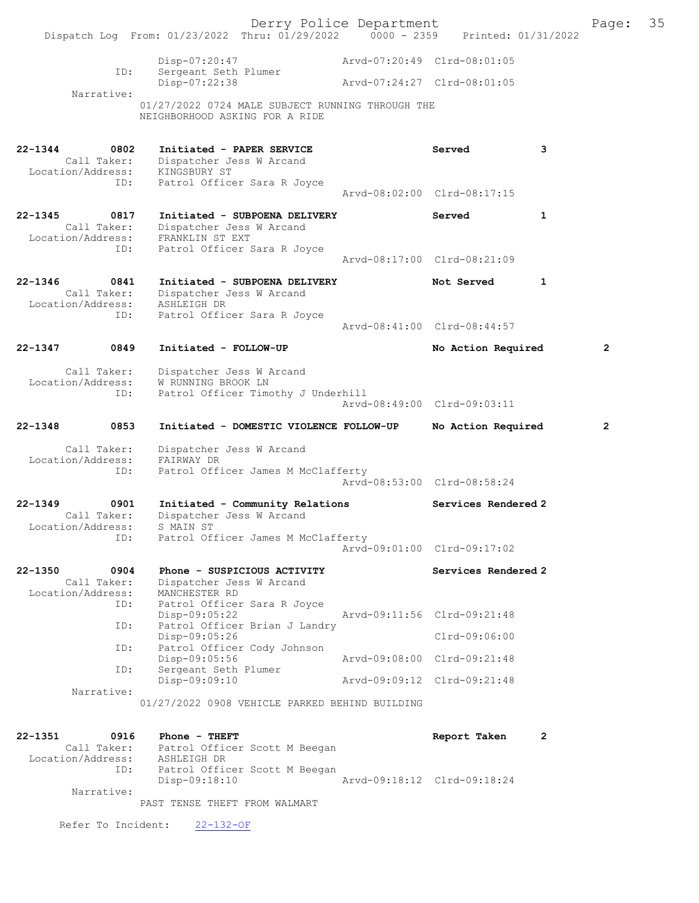```
            Disp-07:20:47                    Arvd-07:20:49  Clrd-08:01:05
        ID: Sergeant Seth Plumer
            Disp-07:22:38                    Arvd-07:24:27  Clrd-08:01:05
 Narrative:
            01/27/2022 0724 MALE SUBJECT RUNNING THROUGH THE
            NEIGHBORHOOD ASKING FOR A RIDE

22-1344        0802  Initiated - PAPER SERVICE                  Served              3
      Call Taker:    Dispatcher Jess W Arcand
 Location/Address:   KINGSBURY ST
              ID:    Patrol Officer Sara R Joyce
                                                  Arvd-08:02:00  Clrd-08:17:15

22-1345        0817  Initiated - SUBPOENA DELIVERY              Served              1
      Call Taker:    Dispatcher Jess W Arcand
 Location/Address:   FRANKLIN ST EXT
              ID:    Patrol Officer Sara R Joyce
                                                  Arvd-08:17:00  Clrd-08:21:09

22-1346        0841  Initiated - SUBPOENA DELIVERY              Not Served          1
      Call Taker:    Dispatcher Jess W Arcand
 Location/Address:   ASHLEIGH DR
              ID:    Patrol Officer Sara R Joyce
                                                  Arvd-08:41:00  Clrd-08:44:57

22-1347        0849  Initiated - FOLLOW-UP                      No Action Required      2

      Call Taker:    Dispatcher Jess W Arcand
 Location/Address:   W RUNNING BROOK LN
              ID:    Patrol Officer Timothy J Underhill
                                                  Arvd-08:49:00  Clrd-09:03:11

22-1348        0853  Initiated - DOMESTIC VIOLENCE FOLLOW-UP    No Action Required      2

      Call Taker:    Dispatcher Jess W Arcand
 Location/Address:   FAIRWAY DR
              ID:    Patrol Officer James M McClafferty
                                                  Arvd-08:53:00  Clrd-08:58:24

22-1349        0901  Initiated - Community Relations            Services Rendered 2
      Call Taker:    Dispatcher Jess W Arcand
 Location/Address:   S MAIN ST
              ID:    Patrol Officer James M McClafferty
                                                  Arvd-09:01:00  Clrd-09:17:02

22-1350        0904  Phone - SUSPICIOUS ACTIVITY                Services Rendered 2
      Call Taker:    Dispatcher Jess W Arcand
 Location/Address:   MANCHESTER RD
              ID:    Patrol Officer Sara R Joyce
                     Disp-09:05:22                Arvd-09:11:56  Clrd-09:21:48
              ID:    Patrol Officer Brian J Landry
                     Disp-09:05:26                               Clrd-09:06:00
              ID:    Patrol Officer Cody Johnson
                     Disp-09:05:56                Arvd-09:08:00  Clrd-09:21:48
              ID:    Sergeant Seth Plumer
                     Disp-09:09:10                Arvd-09:09:12  Clrd-09:21:48
       Narrative:
                     01/27/2022 0908 VEHICLE PARKED BEHIND BUILDING

22-1351        0916  Phone - THEFT                              Report Taken        2
      Call Taker:    Patrol Officer Scott M Beegan
 Location/Address:   ASHLEIGH DR
              ID:    Patrol Officer Scott M Beegan
                     Disp-09:18:10                Arvd-09:18:12  Clrd-09:18:24
       Narrative:
                     PAST TENSE THEFT FROM WALMART

    Refer To Incident:    22-132-OF
```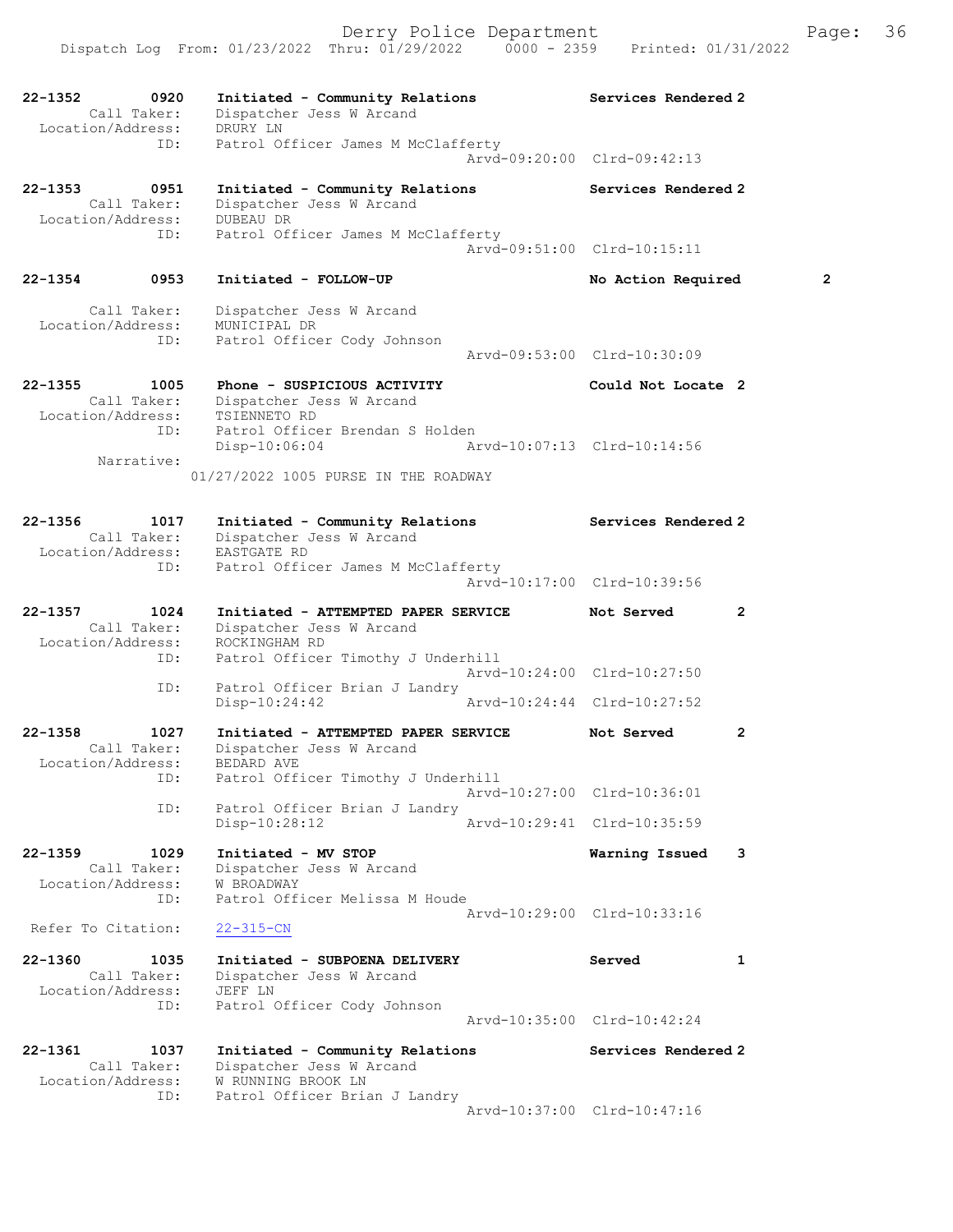22-1352 0920 Initiated - Community Relations Services Rendered 2
Call Taker: Dispatcher Jess W Arcand
Location/Address: DRURY LN
ID: Patrol Officer James M McClafferty
Arvd-09:20:00 Clrd-09:42:13

22-1353 0951 Initiated - Community Relations Services Rendered 2
Call Taker: Dispatcher Jess W Arcand
Location/Address: DUBEAU DR
ID: Patrol Officer James M McClafferty
Arvd-09:51:00 Clrd-10:15:11

22-1354 0953 Initiated - FOLLOW-UP No Action Required 2
Call Taker: Dispatcher Jess W Arcand
Location/Address: MUNICIPAL DR
ID: Patrol Officer Cody Johnson
Arvd-09:53:00 Clrd-10:30:09

22-1355 1005 Phone - SUSPICIOUS ACTIVITY Could Not Locate 2
Call Taker: Dispatcher Jess W Arcand
Location/Address: TSIENNETO RD
ID: Patrol Officer Brendan S Holden
Disp-10:06:04 Arvd-10:07:13 Clrd-10:14:56
Narrative:
01/27/2022 1005 PURSE IN THE ROADWAY

22-1356 1017 Initiated - Community Relations Services Rendered 2
Call Taker: Dispatcher Jess W Arcand
Location/Address: EASTGATE RD
ID: Patrol Officer James M McClafferty
Arvd-10:17:00 Clrd-10:39:56

22-1357 1024 Initiated - ATTEMPTED PAPER SERVICE Not Served 2
Call Taker: Dispatcher Jess W Arcand
Location/Address: ROCKINGHAM RD
ID: Patrol Officer Timothy J Underhill
Arvd-10:24:00 Clrd-10:27:50
ID: Patrol Officer Brian J Landry
Disp-10:24:42 Arvd-10:24:44 Clrd-10:27:52

22-1358 1027 Initiated - ATTEMPTED PAPER SERVICE Not Served 2
Call Taker: Dispatcher Jess W Arcand
Location/Address: BEDARD AVE
ID: Patrol Officer Timothy J Underhill
Arvd-10:27:00 Clrd-10:36:01
ID: Patrol Officer Brian J Landry
Disp-10:28:12 Arvd-10:29:41 Clrd-10:35:59

22-1359 1029 Initiated - MV STOP Warning Issued 3
Call Taker: Dispatcher Jess W Arcand
Location/Address: W BROADWAY
ID: Patrol Officer Melissa M Houde
Arvd-10:29:00 Clrd-10:33:16
Refer To Citation: 22-315-CN

22-1360 1035 Initiated - SUBPOENA DELIVERY Served 1
Call Taker: Dispatcher Jess W Arcand
Location/Address: JEFF LN
ID: Patrol Officer Cody Johnson
Arvd-10:35:00 Clrd-10:42:24

22-1361 1037 Initiated - Community Relations Services Rendered 2
Call Taker: Dispatcher Jess W Arcand
Location/Address: W RUNNING BROOK LN
ID: Patrol Officer Brian J Landry
Arvd-10:37:00 Clrd-10:47:16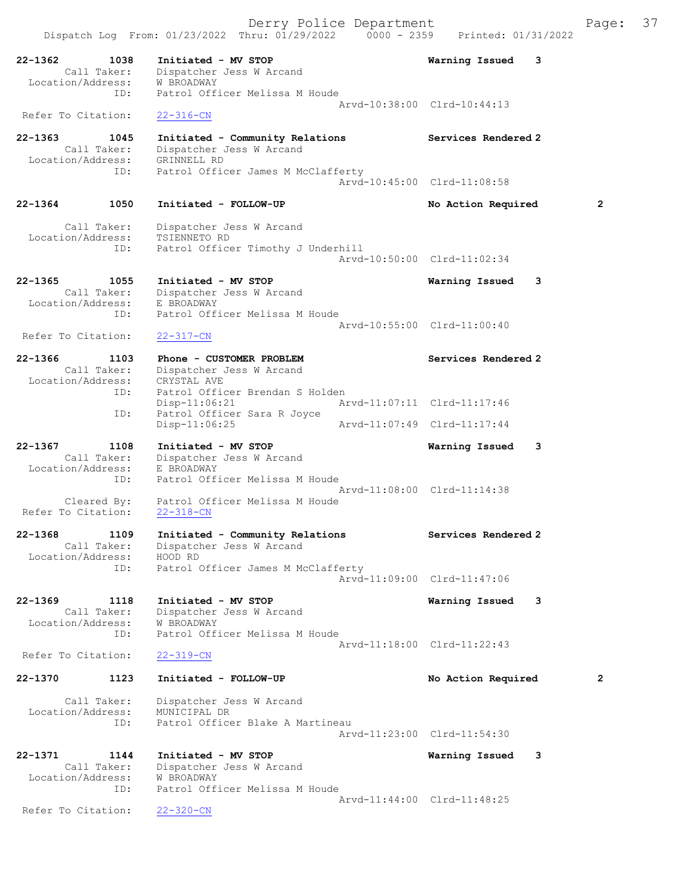Dispatch Log From: 01/23/2022 Thru: 01/29/2022 0000 - 2359 Printed: 01/31/2022

```
22-1362        1038    Initiated - MV STOP                      Warning Issued    3
        Call Taker:    Dispatcher Jess W Arcand
  Location/Address:    W BROADWAY
               ID:     Patrol Officer Melissa M Houde
                                               Arvd-10:38:00  Clrd-10:44:13
 Refer To Citation:    22-316-CN

22-1363        1045    Initiated - Community Relations          Services Rendered 2
        Call Taker:    Dispatcher Jess W Arcand
  Location/Address:    GRINNELL RD
               ID:     Patrol Officer James M McClafferty
                                               Arvd-10:45:00  Clrd-11:08:58

22-1364        1050    Initiated - FOLLOW-UP                    No Action Required        2

        Call Taker:    Dispatcher Jess W Arcand
  Location/Address:    TSIENNETO RD
               ID:     Patrol Officer Timothy J Underhill
                                               Arvd-10:50:00  Clrd-11:02:34

22-1365        1055    Initiated - MV STOP                      Warning Issued    3
        Call Taker:    Dispatcher Jess W Arcand
  Location/Address:    E BROADWAY
               ID:     Patrol Officer Melissa M Houde
                                               Arvd-10:55:00  Clrd-11:00:40
 Refer To Citation:    22-317-CN

22-1366        1103    Phone - CUSTOMER PROBLEM                 Services Rendered 2
        Call Taker:    Dispatcher Jess W Arcand
  Location/Address:    CRYSTAL AVE
               ID:     Patrol Officer Brendan S Holden
                       Disp-11:06:21           Arvd-11:07:11  Clrd-11:17:46
               ID:     Patrol Officer Sara R Joyce
                       Disp-11:06:25           Arvd-11:07:49  Clrd-11:17:44

22-1367        1108    Initiated - MV STOP                      Warning Issued    3
        Call Taker:    Dispatcher Jess W Arcand
  Location/Address:    E BROADWAY
               ID:     Patrol Officer Melissa M Houde
                                               Arvd-11:08:00  Clrd-11:14:38
        Cleared By:    Patrol Officer Melissa M Houde
 Refer To Citation:    22-318-CN

22-1368        1109    Initiated - Community Relations          Services Rendered 2
        Call Taker:    Dispatcher Jess W Arcand
  Location/Address:    HOOD RD
               ID:     Patrol Officer James M McClafferty
                                               Arvd-11:09:00  Clrd-11:47:06

22-1369        1118    Initiated - MV STOP                      Warning Issued    3
        Call Taker:    Dispatcher Jess W Arcand
  Location/Address:    W BROADWAY
               ID:     Patrol Officer Melissa M Houde
                                               Arvd-11:18:00  Clrd-11:22:43
 Refer To Citation:    22-319-CN

22-1370        1123    Initiated - FOLLOW-UP                    No Action Required        2

        Call Taker:    Dispatcher Jess W Arcand
  Location/Address:    MUNICIPAL DR
               ID:     Patrol Officer Blake A Martineau
                                               Arvd-11:23:00  Clrd-11:54:30

22-1371        1144    Initiated - MV STOP                      Warning Issued    3
        Call Taker:    Dispatcher Jess W Arcand
  Location/Address:    W BROADWAY
               ID:     Patrol Officer Melissa M Houde
                                               Arvd-11:44:00  Clrd-11:48:25
 Refer To Citation:    22-320-CN
```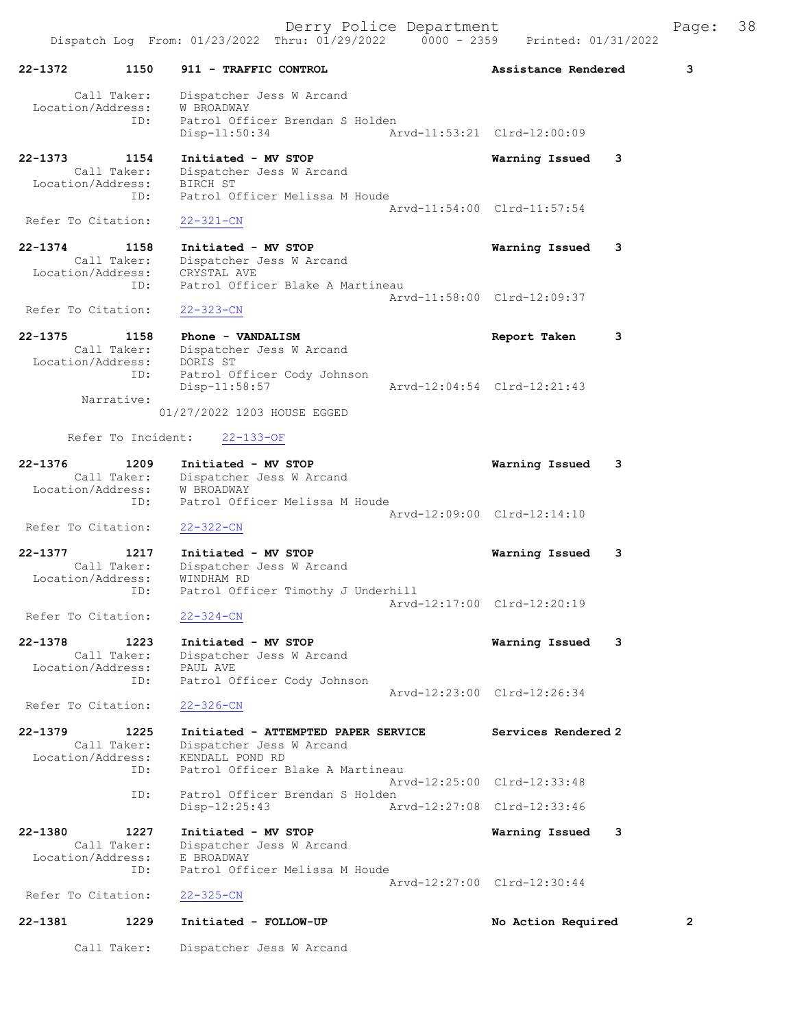Derry Police Department

Dispatch Log From: 01/23/2022 Thru: 01/29/2022 0000 - 2359 Printed: 01/31/2022

```
22-1372        1150    911 - TRAFFIC CONTROL                    Assistance Rendered        3

        Call Taker:    Dispatcher Jess W Arcand
  Location/Address:    W BROADWAY
                ID:    Patrol Officer Brendan S Holden
                       Disp-11:50:34                 Arvd-11:53:21  Clrd-12:00:09

22-1373        1154    Initiated - MV STOP                      Warning Issued    3
        Call Taker:    Dispatcher Jess W Arcand
  Location/Address:    BIRCH ST
                ID:    Patrol Officer Melissa M Houde
                                                     Arvd-11:54:00  Clrd-11:57:54
 Refer To Citation:    22-321-CN

22-1374        1158    Initiated - MV STOP                      Warning Issued    3
        Call Taker:    Dispatcher Jess W Arcand
  Location/Address:    CRYSTAL AVE
                ID:    Patrol Officer Blake A Martineau
                                                     Arvd-11:58:00  Clrd-12:09:37
 Refer To Citation:    22-323-CN

22-1375        1158    Phone - VANDALISM                        Report Taken      3
        Call Taker:    Dispatcher Jess W Arcand
  Location/Address:    DORIS ST
                ID:    Patrol Officer Cody Johnson
                       Disp-11:58:57                 Arvd-12:04:54  Clrd-12:21:43
         Narrative:
                    01/27/2022 1203 HOUSE EGGED

      Refer To Incident:    22-133-OF

22-1376        1209    Initiated - MV STOP                      Warning Issued    3
        Call Taker:    Dispatcher Jess W Arcand
  Location/Address:    W BROADWAY
                ID:    Patrol Officer Melissa M Houde
                                                     Arvd-12:09:00  Clrd-12:14:10
 Refer To Citation:    22-322-CN

22-1377        1217    Initiated - MV STOP                      Warning Issued    3
        Call Taker:    Dispatcher Jess W Arcand
  Location/Address:    WINDHAM RD
                ID:    Patrol Officer Timothy J Underhill
                                                     Arvd-12:17:00  Clrd-12:20:19
 Refer To Citation:    22-324-CN

22-1378        1223    Initiated - MV STOP                      Warning Issued    3
        Call Taker:    Dispatcher Jess W Arcand
  Location/Address:    PAUL AVE
                ID:    Patrol Officer Cody Johnson
                                                     Arvd-12:23:00  Clrd-12:26:34
 Refer To Citation:    22-326-CN

22-1379        1225    Initiated - ATTEMPTED PAPER SERVICE      Services Rendered 2
        Call Taker:    Dispatcher Jess W Arcand
  Location/Address:    KENDALL POND RD
                ID:    Patrol Officer Blake A Martineau
                                                     Arvd-12:25:00  Clrd-12:33:48
                ID:    Patrol Officer Brendan S Holden
                       Disp-12:25:43                 Arvd-12:27:08  Clrd-12:33:46

22-1380        1227    Initiated - MV STOP                      Warning Issued    3
        Call Taker:    Dispatcher Jess W Arcand
  Location/Address:    E BROADWAY
                ID:    Patrol Officer Melissa M Houde
                                                     Arvd-12:27:00  Clrd-12:30:44
 Refer To Citation:    22-325-CN

22-1381        1229    Initiated - FOLLOW-UP                    No Action Required         2

        Call Taker:    Dispatcher Jess W Arcand
```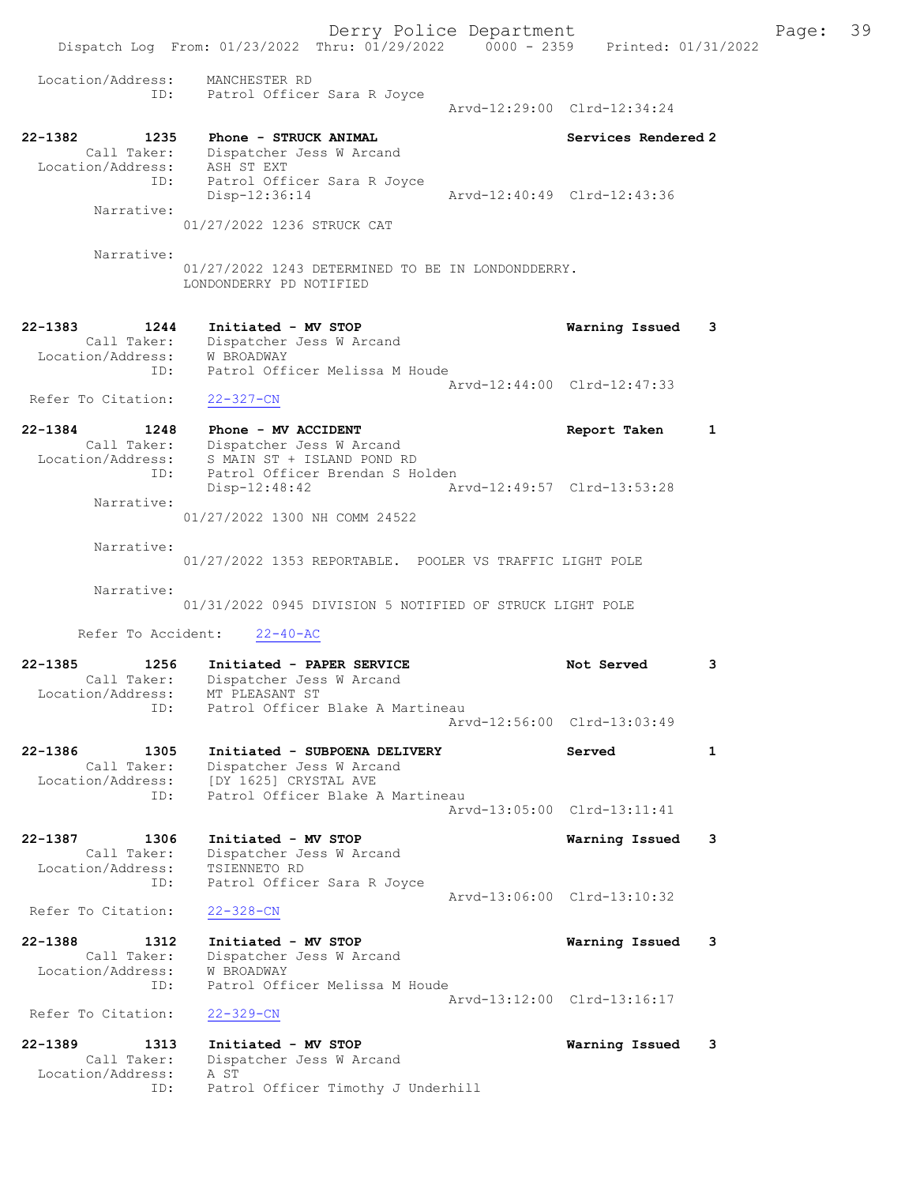Location/Address: MANCHESTER RD
ID: Patrol Officer Sara R Joyce
Arvd-12:29:00 Clrd-12:34:24

**22-1382** 1235 Phone - STRUCK ANIMAL — Services Rendered 2
Call Taker: Dispatcher Jess W Arcand
Location/Address: ASH ST EXT
ID: Patrol Officer Sara R Joyce
Disp-12:36:14 Arvd-12:40:49 Clrd-12:43:36
Narrative:
01/27/2022 1236 STRUCK CAT

Narrative:
01/27/2022 1243 DETERMINED TO BE IN LONDONDDERRY. LONDONDERRY PD NOTIFIED

**22-1383** 1244 Initiated - MV STOP — Warning Issued 3
Call Taker: Dispatcher Jess W Arcand
Location/Address: W BROADWAY
ID: Patrol Officer Melissa M Houde
Arvd-12:44:00 Clrd-12:47:33
Refer To Citation: 22-327-CN

**22-1384** 1248 Phone - MV ACCIDENT — Report Taken 1
Call Taker: Dispatcher Jess W Arcand
Location/Address: S MAIN ST + ISLAND POND RD
ID: Patrol Officer Brendan S Holden
Disp-12:48:42 Arvd-12:49:57 Clrd-13:53:28
Narrative:
01/27/2022 1300 NH COMM 24522

Narrative:
01/27/2022 1353 REPORTABLE. POOLER VS TRAFFIC LIGHT POLE

Narrative:
01/31/2022 0945 DIVISION 5 NOTIFIED OF STRUCK LIGHT POLE

Refer To Accident: 22-40-AC

**22-1385** 1256 Initiated - PAPER SERVICE — Not Served 3
Call Taker: Dispatcher Jess W Arcand
Location/Address: MT PLEASANT ST
ID: Patrol Officer Blake A Martineau
Arvd-12:56:00 Clrd-13:03:49

**22-1386** 1305 Initiated - SUBPOENA DELIVERY — Served 1
Call Taker: Dispatcher Jess W Arcand
Location/Address: [DY 1625] CRYSTAL AVE
ID: Patrol Officer Blake A Martineau
Arvd-13:05:00 Clrd-13:11:41

**22-1387** 1306 Initiated - MV STOP — Warning Issued 3
Call Taker: Dispatcher Jess W Arcand
Location/Address: TSIENNETO RD
ID: Patrol Officer Sara R Joyce
Arvd-13:06:00 Clrd-13:10:32
Refer To Citation: 22-328-CN

**22-1388** 1312 Initiated - MV STOP — Warning Issued 3
Call Taker: Dispatcher Jess W Arcand
Location/Address: W BROADWAY
ID: Patrol Officer Melissa M Houde
Arvd-13:12:00 Clrd-13:16:17
Refer To Citation: 22-329-CN

**22-1389** 1313 Initiated - MV STOP — Warning Issued 3
Call Taker: Dispatcher Jess W Arcand
Location/Address: A ST
ID: Patrol Officer Timothy J Underhill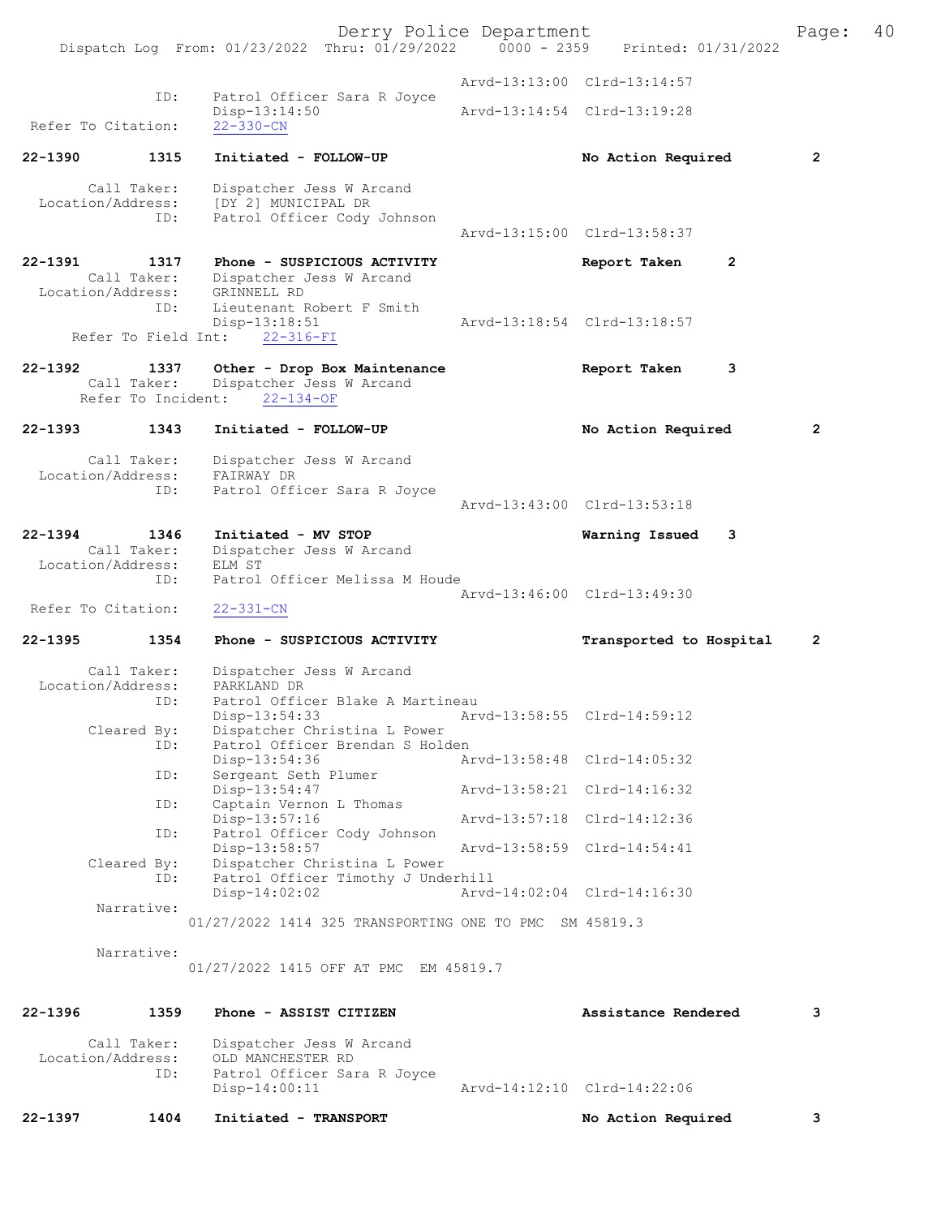```
                                    Arvd-13:13:00  Clrd-13:14:57
              ID:     Patrol Officer Sara R Joyce
                      Disp-13:14:50                Arvd-13:14:54  Clrd-13:19:28
 Refer To Citation:   22-330-CN

22-1390        1315    Initiated - FOLLOW-UP                       No Action Required        2

        Call Taker:    Dispatcher Jess W Arcand
  Location/Address:    [DY 2] MUNICIPAL DR
               ID:     Patrol Officer Cody Johnson
                                                   Arvd-13:15:00  Clrd-13:58:37

22-1391        1317    Phone - SUSPICIOUS ACTIVITY                 Report Taken     2
        Call Taker:    Dispatcher Jess W Arcand
  Location/Address:    GRINNELL RD
               ID:     Lieutenant Robert F Smith
                       Disp-13:18:51               Arvd-13:18:54  Clrd-13:18:57
     Refer To Field Int:    22-316-FI

22-1392        1337    Other - Drop Box Maintenance                Report Taken     3
        Call Taker:    Dispatcher Jess W Arcand
       Refer To Incident:    22-134-OF

22-1393        1343    Initiated - FOLLOW-UP                       No Action Required        2

        Call Taker:    Dispatcher Jess W Arcand
  Location/Address:    FAIRWAY DR
               ID:     Patrol Officer Sara R Joyce
                                                   Arvd-13:43:00  Clrd-13:53:18

22-1394        1346    Initiated - MV STOP                         Warning Issued   3
        Call Taker:    Dispatcher Jess W Arcand
  Location/Address:    ELM ST
               ID:     Patrol Officer Melissa M Houde
                                                   Arvd-13:46:00  Clrd-13:49:30
 Refer To Citation:    22-331-CN

22-1395        1354    Phone - SUSPICIOUS ACTIVITY                 Transported to Hospital   2

        Call Taker:    Dispatcher Jess W Arcand
  Location/Address:    PARKLAND DR
               ID:     Patrol Officer Blake A Martineau
                       Disp-13:54:33               Arvd-13:58:55  Clrd-14:59:12
        Cleared By:    Dispatcher Christina L Power
               ID:     Patrol Officer Brendan S Holden
                       Disp-13:54:36               Arvd-13:58:48  Clrd-14:05:32
               ID:     Sergeant Seth Plumer
                       Disp-13:54:47               Arvd-13:58:21  Clrd-14:16:32
               ID:     Captain Vernon L Thomas
                       Disp-13:57:16               Arvd-13:57:18  Clrd-14:12:36
               ID:     Patrol Officer Cody Johnson
                       Disp-13:58:57               Arvd-13:58:59  Clrd-14:54:41
        Cleared By:    Dispatcher Christina L Power
               ID:     Patrol Officer Timothy J Underhill
                       Disp-14:02:02               Arvd-14:02:04  Clrd-14:16:30
         Narrative:
                   01/27/2022 1414 325 TRANSPORTING ONE TO PMC  SM 45819.3

         Narrative:
                   01/27/2022 1415 OFF AT PMC  EM 45819.7


22-1396        1359    Phone - ASSIST CITIZEN                      Assistance Rendered       3

        Call Taker:    Dispatcher Jess W Arcand
  Location/Address:    OLD MANCHESTER RD
               ID:     Patrol Officer Sara R Joyce
                       Disp-14:00:11               Arvd-14:12:10  Clrd-14:22:06

22-1397        1404    Initiated - TRANSPORT                       No Action Required        3
```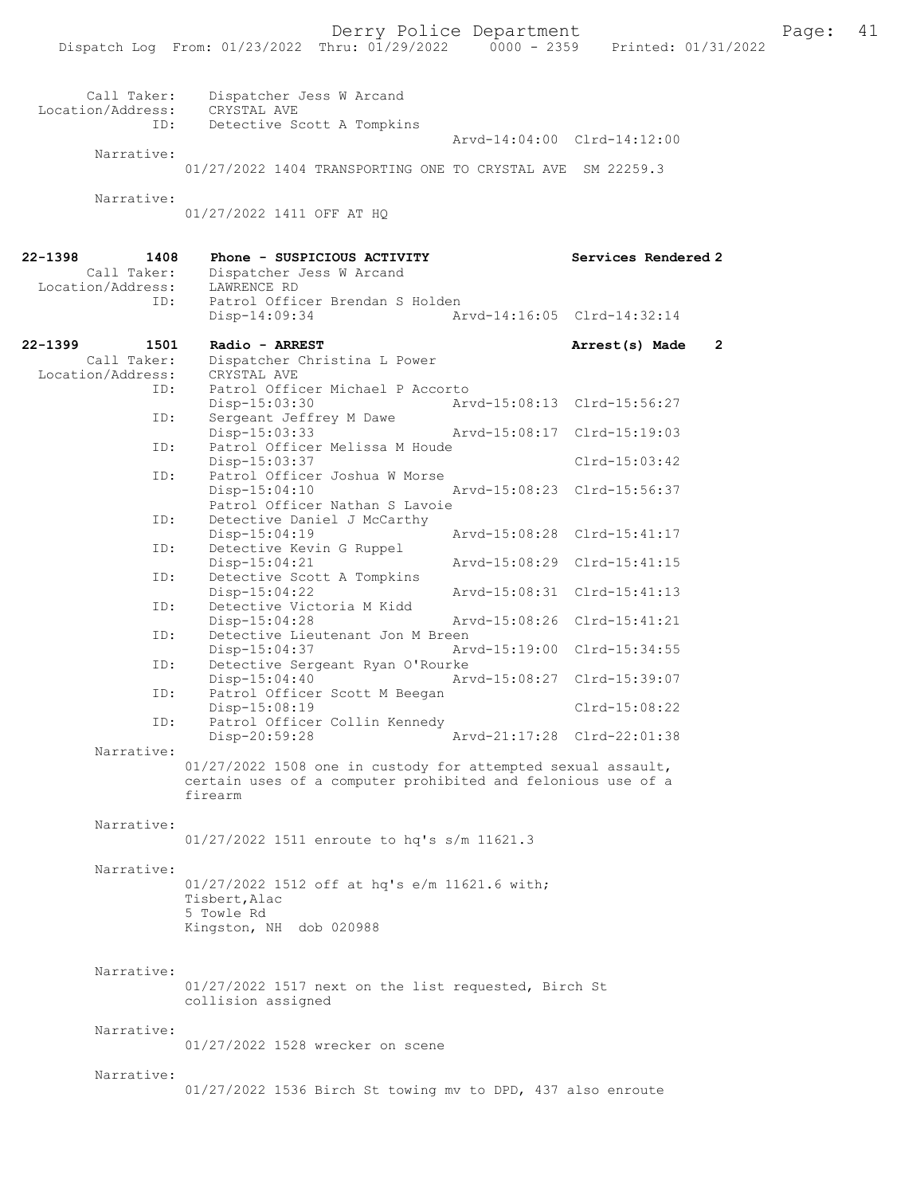Call Taker: Dispatcher Jess W Arcand
Location/Address: CRYSTAL AVE
ID: Detective Scott A Tompkins
Arvd-14:04:00 Clrd-14:12:00

Narrative:
01/27/2022 1404 TRANSPORTING ONE TO CRYSTAL AVE SM 22259.3

Narrative:
01/27/2022 1411 OFF AT HQ

**22-1398 1408 Phone - SUSPICIOUS ACTIVITY — Services Rendered 2**

Call Taker: Dispatcher Jess W Arcand
Location/Address: LAWRENCE RD
ID: Patrol Officer Brendan S Holden
Disp-14:09:34 Arvd-14:16:05 Clrd-14:32:14

**22-1399 1501 Radio - ARREST — Arrest(s) Made 2**

Call Taker: Dispatcher Christina L Power
Location/Address: CRYSTAL AVE
ID: Patrol Officer Michael P Accorto
Disp-15:03:30 Arvd-15:08:13 Clrd-15:56:27
ID: Sergeant Jeffrey M Dawe
Disp-15:03:33 Arvd-15:08:17 Clrd-15:19:03
ID: Patrol Officer Melissa M Houde
Disp-15:03:37 Clrd-15:03:42
ID: Patrol Officer Joshua W Morse
Disp-15:04:10 Arvd-15:08:23 Clrd-15:56:37
Patrol Officer Nathan S Lavoie
ID: Detective Daniel J McCarthy
Disp-15:04:19 Arvd-15:08:28 Clrd-15:41:17
ID: Detective Kevin G Ruppel
Disp-15:04:21 Arvd-15:08:29 Clrd-15:41:15
ID: Detective Scott A Tompkins
Disp-15:04:22 Arvd-15:08:31 Clrd-15:41:13
ID: Detective Victoria M Kidd
Disp-15:04:28 Arvd-15:08:26 Clrd-15:41:21
ID: Detective Lieutenant Jon M Breen
Disp-15:04:37 Arvd-15:19:00 Clrd-15:34:55
ID: Detective Sergeant Ryan O'Rourke
Disp-15:04:40 Arvd-15:08:27 Clrd-15:39:07
ID: Patrol Officer Scott M Beegan
Disp-15:08:19 Clrd-15:08:22
ID: Patrol Officer Collin Kennedy
Disp-20:59:28 Arvd-21:17:28 Clrd-22:01:38

Narrative:
01/27/2022 1508 one in custody for attempted sexual assault, certain uses of a computer prohibited and felonious use of a firearm

Narrative:
01/27/2022 1511 enroute to hq's s/m 11621.3

Narrative:
01/27/2022 1512 off at hq's e/m 11621.6 with;
Tisbert,Alac
5 Towle Rd
Kingston, NH dob 020988

Narrative:
01/27/2022 1517 next on the list requested, Birch St collision assigned

Narrative:
01/27/2022 1528 wrecker on scene

Narrative:
01/27/2022 1536 Birch St towing mv to DPD, 437 also enroute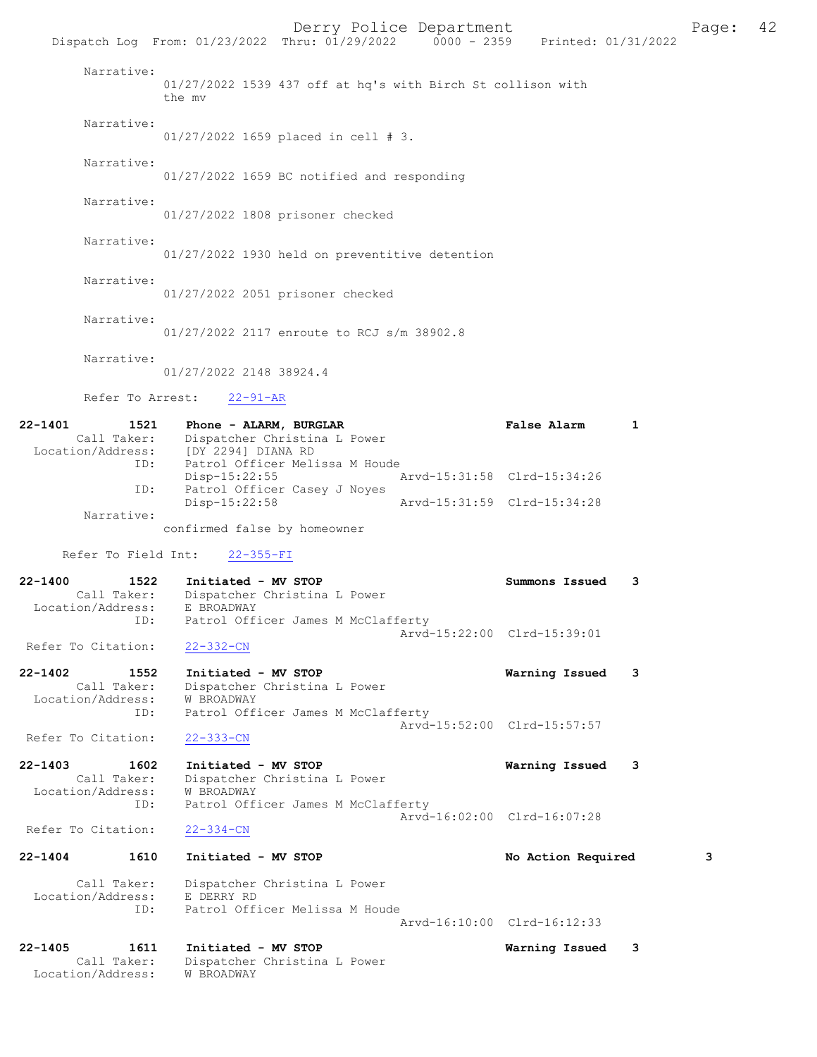Narrative:
01/27/2022 1539 437 off at hq's with Birch St collison with the mv

Narrative:
01/27/2022 1659 placed in cell # 3.

Narrative:
01/27/2022 1659 BC notified and responding

Narrative:
01/27/2022 1808 prisoner checked

Narrative:
01/27/2022 1930 held on preventitive detention

Narrative:
01/27/2022 2051 prisoner checked

Narrative:
01/27/2022 2117 enroute to RCJ s/m 38902.8

Narrative:
01/27/2022 2148 38924.4

Refer To Arrest: 22-91-AR

**22-1401 1521 Phone - ALARM, BURGLAR — False Alarm 1**
Call Taker: Dispatcher Christina L Power
Location/Address: [DY 2294] DIANA RD
ID: Patrol Officer Melissa M Houde
Disp-15:22:55 Arvd-15:31:58 Clrd-15:34:26
ID: Patrol Officer Casey J Noyes
Disp-15:22:58 Arvd-15:31:59 Clrd-15:34:28
Narrative:
confirmed false by homeowner

Refer To Field Int: 22-355-FI

**22-1400 1522 Initiated - MV STOP — Summons Issued 3**
Call Taker: Dispatcher Christina L Power
Location/Address: E BROADWAY
ID: Patrol Officer James M McClafferty
Arvd-15:22:00 Clrd-15:39:01
Refer To Citation: 22-332-CN

**22-1402 1552 Initiated - MV STOP — Warning Issued 3**
Call Taker: Dispatcher Christina L Power
Location/Address: W BROADWAY
ID: Patrol Officer James M McClafferty
Arvd-15:52:00 Clrd-15:57:57
Refer To Citation: 22-333-CN

**22-1403 1602 Initiated - MV STOP — Warning Issued 3**
Call Taker: Dispatcher Christina L Power
Location/Address: W BROADWAY
ID: Patrol Officer James M McClafferty
Arvd-16:02:00 Clrd-16:07:28
Refer To Citation: 22-334-CN

**22-1404 1610 Initiated - MV STOP — No Action Required 3**
Call Taker: Dispatcher Christina L Power
Location/Address: E DERRY RD
ID: Patrol Officer Melissa M Houde
Arvd-16:10:00 Clrd-16:12:33

**22-1405 1611 Initiated - MV STOP — Warning Issued 3**
Call Taker: Dispatcher Christina L Power
Location/Address: W BROADWAY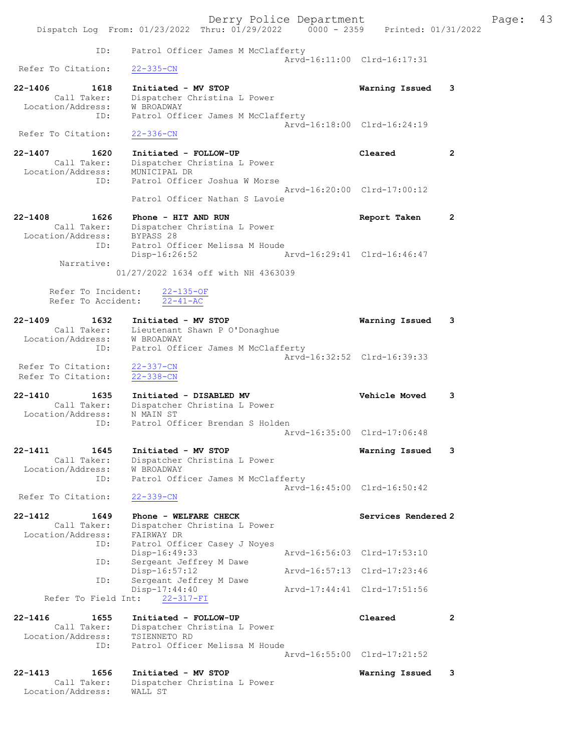ID: Patrol Officer James M McClafferty
Arvd-16:11:00 Clrd-16:17:31
Refer To Citation: 22-335-CN

22-1406 1618 Initiated - MV STOP Warning Issued 3
Call Taker: Dispatcher Christina L Power
Location/Address: W BROADWAY
ID: Patrol Officer James M McClafferty
Arvd-16:18:00 Clrd-16:24:19
Refer To Citation: 22-336-CN

22-1407 1620 Initiated - FOLLOW-UP Cleared 2
Call Taker: Dispatcher Christina L Power
Location/Address: MUNICIPAL DR
ID: Patrol Officer Joshua W Morse
Arvd-16:20:00 Clrd-17:00:12
Patrol Officer Nathan S Lavoie

22-1408 1626 Phone - HIT AND RUN Report Taken 2
Call Taker: Dispatcher Christina L Power
Location/Address: BYPASS 28
ID: Patrol Officer Melissa M Houde
Disp-16:26:52 Arvd-16:29:41 Clrd-16:46:47
Narrative:
01/27/2022 1634 off with NH 4363039

Refer To Incident: 22-135-OF
Refer To Accident: 22-41-AC

22-1409 1632 Initiated - MV STOP Warning Issued 3
Call Taker: Lieutenant Shawn P O'Donaghue
Location/Address: W BROADWAY
ID: Patrol Officer James M McClafferty
Arvd-16:32:52 Clrd-16:39:33
Refer To Citation: 22-337-CN
Refer To Citation: 22-338-CN

22-1410 1635 Initiated - DISABLED MV Vehicle Moved 3
Call Taker: Dispatcher Christina L Power
Location/Address: N MAIN ST
ID: Patrol Officer Brendan S Holden
Arvd-16:35:00 Clrd-17:06:48

22-1411 1645 Initiated - MV STOP Warning Issued 3
Call Taker: Dispatcher Christina L Power
Location/Address: W BROADWAY
ID: Patrol Officer James M McClafferty
Arvd-16:45:00 Clrd-16:50:42
Refer To Citation: 22-339-CN

22-1412 1649 Phone - WELFARE CHECK Services Rendered 2
Call Taker: Dispatcher Christina L Power
Location/Address: FAIRWAY DR
ID: Patrol Officer Casey J Noyes
Disp-16:49:33 Arvd-16:56:03 Clrd-17:53:10
ID: Sergeant Jeffrey M Dawe
Disp-16:57:12 Arvd-16:57:13 Clrd-17:23:46
ID: Sergeant Jeffrey M Dawe
Disp-17:44:40 Arvd-17:44:41 Clrd-17:51:56
Refer To Field Int: 22-317-FI

22-1416 1655 Initiated - FOLLOW-UP Cleared 2
Call Taker: Dispatcher Christina L Power
Location/Address: TSIENNETO RD
ID: Patrol Officer Melissa M Houde
Arvd-16:55:00 Clrd-17:21:52

22-1413 1656 Initiated - MV STOP Warning Issued 3
Call Taker: Dispatcher Christina L Power
Location/Address: WALL ST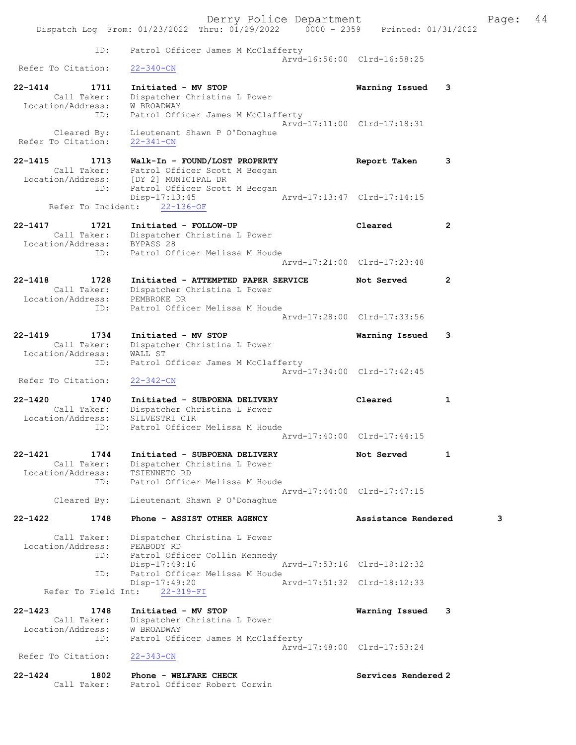ID: Patrol Officer James M McClafferty
Arvd-16:56:00 Clrd-16:58:25
Refer To Citation: 22-340-CN

22-1414 1711 Initiated - MV STOP Warning Issued 3
Call Taker: Dispatcher Christina L Power
Location/Address: W BROADWAY
ID: Patrol Officer James M McClafferty
Arvd-17:11:00 Clrd-17:18:31
Cleared By: Lieutenant Shawn P O'Donaghue
Refer To Citation: 22-341-CN

22-1415 1713 Walk-In - FOUND/LOST PROPERTY Report Taken 3
Call Taker: Patrol Officer Scott M Beegan
Location/Address: [DY 2] MUNICIPAL DR
ID: Patrol Officer Scott M Beegan
Disp-17:13:45 Arvd-17:13:47 Clrd-17:14:15
Refer To Incident: 22-136-OF

22-1417 1721 Initiated - FOLLOW-UP Cleared 2
Call Taker: Dispatcher Christina L Power
Location/Address: BYPASS 28
ID: Patrol Officer Melissa M Houde
Arvd-17:21:00 Clrd-17:23:48

22-1418 1728 Initiated - ATTEMPTED PAPER SERVICE Not Served 2
Call Taker: Dispatcher Christina L Power
Location/Address: PEMBROKE DR
ID: Patrol Officer Melissa M Houde
Arvd-17:28:00 Clrd-17:33:56

22-1419 1734 Initiated - MV STOP Warning Issued 3
Call Taker: Dispatcher Christina L Power
Location/Address: WALL ST
ID: Patrol Officer James M McClafferty
Arvd-17:34:00 Clrd-17:42:45
Refer To Citation: 22-342-CN

22-1420 1740 Initiated - SUBPOENA DELIVERY Cleared 1
Call Taker: Dispatcher Christina L Power
Location/Address: SILVESTRI CIR
ID: Patrol Officer Melissa M Houde
Arvd-17:40:00 Clrd-17:44:15

22-1421 1744 Initiated - SUBPOENA DELIVERY Not Served 1
Call Taker: Dispatcher Christina L Power
Location/Address: TSIENNETO RD
ID: Patrol Officer Melissa M Houde
Arvd-17:44:00 Clrd-17:47:15
Cleared By: Lieutenant Shawn P O'Donaghue

22-1422 1748 Phone - ASSIST OTHER AGENCY Assistance Rendered 3
Call Taker: Dispatcher Christina L Power
Location/Address: PEABODY RD
ID: Patrol Officer Collin Kennedy
Disp-17:49:16 Arvd-17:53:16 Clrd-18:12:32
ID: Patrol Officer Melissa M Houde
Disp-17:49:20 Arvd-17:51:32 Clrd-18:12:33
Refer To Field Int: 22-319-FI

22-1423 1748 Initiated - MV STOP Warning Issued 3
Call Taker: Dispatcher Christina L Power
Location/Address: W BROADWAY
ID: Patrol Officer James M McClafferty
Arvd-17:48:00 Clrd-17:53:24
Refer To Citation: 22-343-CN

22-1424 1802 Phone - WELFARE CHECK Services Rendered 2
Call Taker: Patrol Officer Robert Corwin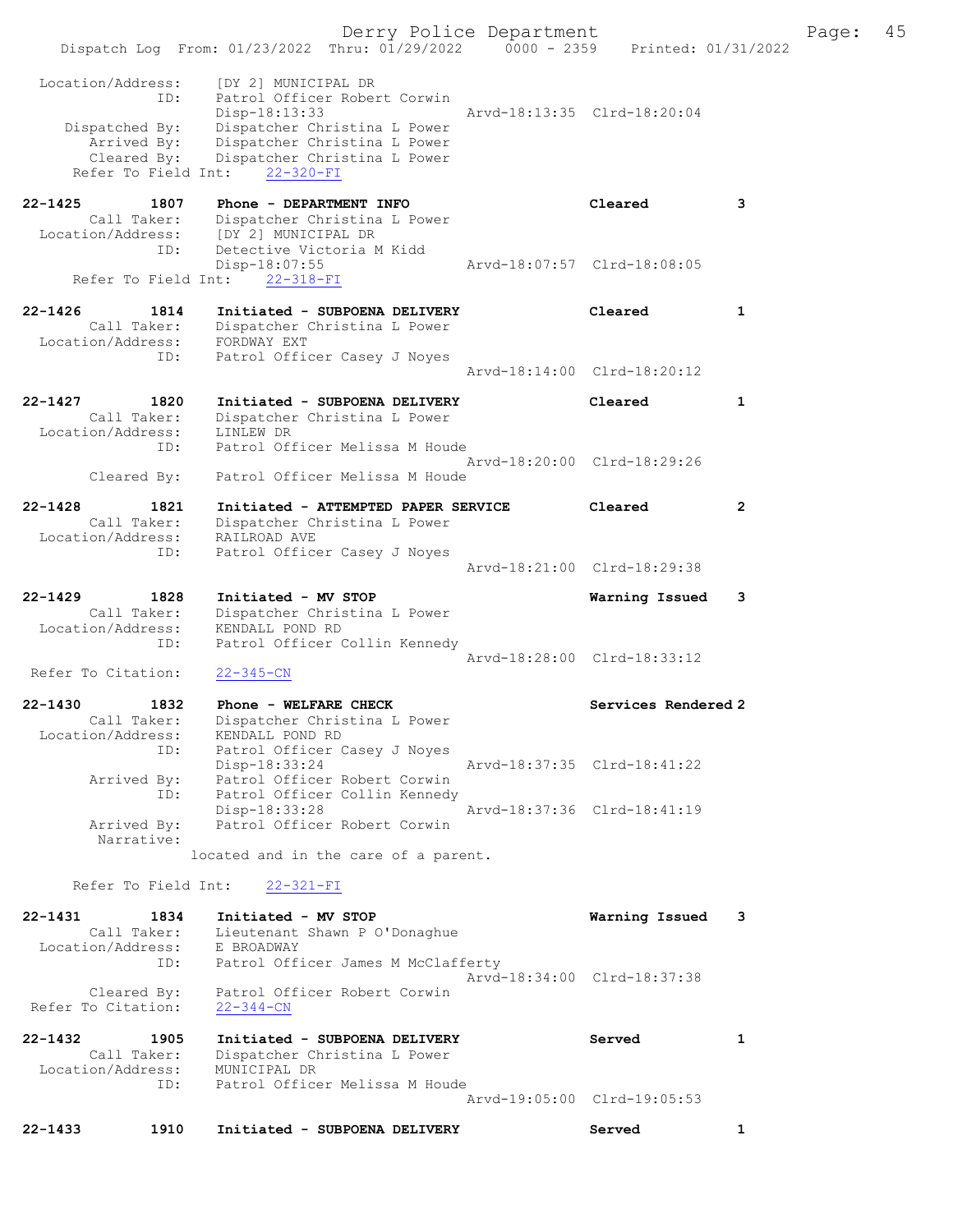```
  Location/Address:     [DY 2] MUNICIPAL DR
                ID:     Patrol Officer Robert Corwin
                        Disp-18:13:33                Arvd-18:13:35  Clrd-18:20:04
     Dispatched By:     Dispatcher Christina L Power
        Arrived By:     Dispatcher Christina L Power
        Cleared By:     Dispatcher Christina L Power
   Refer To Field Int:     22-320-FI

22-1425        1807     Phone - DEPARTMENT INFO                      Cleared          3
        Call Taker:     Dispatcher Christina L Power
  Location/Address:     [DY 2] MUNICIPAL DR
                ID:     Detective Victoria M Kidd
                        Disp-18:07:55                Arvd-18:07:57  Clrd-18:08:05
   Refer To Field Int:     22-318-FI

22-1426        1814     Initiated - SUBPOENA DELIVERY                Cleared          1
        Call Taker:     Dispatcher Christina L Power
  Location/Address:     FORDWAY EXT
                ID:     Patrol Officer Casey J Noyes
                                                     Arvd-18:14:00  Clrd-18:20:12

22-1427        1820     Initiated - SUBPOENA DELIVERY                Cleared          1
        Call Taker:     Dispatcher Christina L Power
  Location/Address:     LINLEW DR
                ID:     Patrol Officer Melissa M Houde
                                                     Arvd-18:20:00  Clrd-18:29:26
        Cleared By:     Patrol Officer Melissa M Houde

22-1428        1821     Initiated - ATTEMPTED PAPER SERVICE          Cleared          2
        Call Taker:     Dispatcher Christina L Power
  Location/Address:     RAILROAD AVE
                ID:     Patrol Officer Casey J Noyes
                                                     Arvd-18:21:00  Clrd-18:29:38

22-1429        1828     Initiated - MV STOP                          Warning Issued   3
        Call Taker:     Dispatcher Christina L Power
  Location/Address:     KENDALL POND RD
                ID:     Patrol Officer Collin Kennedy
                                                     Arvd-18:28:00  Clrd-18:33:12
 Refer To Citation:     22-345-CN

22-1430        1832     Phone - WELFARE CHECK                        Services Rendered 2
        Call Taker:     Dispatcher Christina L Power
  Location/Address:     KENDALL POND RD
                ID:     Patrol Officer Casey J Noyes
                        Disp-18:33:24                Arvd-18:37:35  Clrd-18:41:22
        Arrived By:     Patrol Officer Robert Corwin
                ID:     Patrol Officer Collin Kennedy
                        Disp-18:33:28                Arvd-18:37:36  Clrd-18:41:19
        Arrived By:     Patrol Officer Robert Corwin
         Narrative:
                      located and in the care of a parent.

   Refer To Field Int:     22-321-FI

22-1431        1834     Initiated - MV STOP                          Warning Issued   3
        Call Taker:     Lieutenant Shawn P O'Donaghue
  Location/Address:     E BROADWAY
                ID:     Patrol Officer James M McClafferty
                                                     Arvd-18:34:00  Clrd-18:37:38
        Cleared By:     Patrol Officer Robert Corwin
 Refer To Citation:     22-344-CN

22-1432        1905     Initiated - SUBPOENA DELIVERY                Served           1
        Call Taker:     Dispatcher Christina L Power
  Location/Address:     MUNICIPAL DR
                ID:     Patrol Officer Melissa M Houde
                                                     Arvd-19:05:00  Clrd-19:05:53

22-1433        1910     Initiated - SUBPOENA DELIVERY                Served           1
```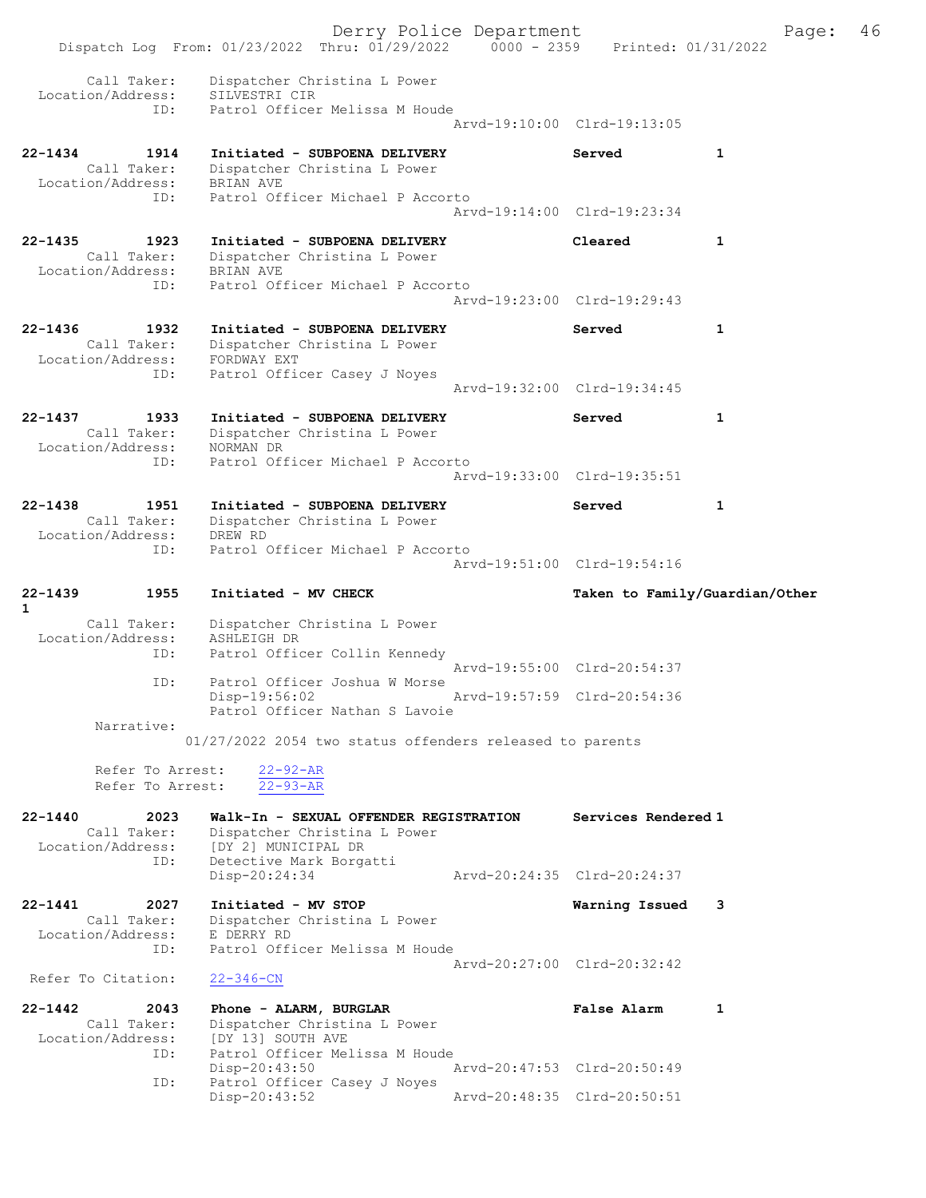Call Taker: Dispatcher Christina L Power
Location/Address: SILVESTRI CIR
ID: Patrol Officer Melissa M Houde
Arvd-19:10:00 Clrd-19:13:05

22-1434 1914 Initiated - SUBPOENA DELIVERY Served 1
Call Taker: Dispatcher Christina L Power
Location/Address: BRIAN AVE
ID: Patrol Officer Michael P Accorto
Arvd-19:14:00 Clrd-19:23:34

22-1435 1923 Initiated - SUBPOENA DELIVERY Cleared 1
Call Taker: Dispatcher Christina L Power
Location/Address: BRIAN AVE
ID: Patrol Officer Michael P Accorto
Arvd-19:23:00 Clrd-19:29:43

22-1436 1932 Initiated - SUBPOENA DELIVERY Served 1
Call Taker: Dispatcher Christina L Power
Location/Address: FORDWAY EXT
ID: Patrol Officer Casey J Noyes
Arvd-19:32:00 Clrd-19:34:45

22-1437 1933 Initiated - SUBPOENA DELIVERY Served 1
Call Taker: Dispatcher Christina L Power
Location/Address: NORMAN DR
ID: Patrol Officer Michael P Accorto
Arvd-19:33:00 Clrd-19:35:51

22-1438 1951 Initiated - SUBPOENA DELIVERY Served 1
Call Taker: Dispatcher Christina L Power
Location/Address: DREW RD
ID: Patrol Officer Michael P Accorto
Arvd-19:51:00 Clrd-19:54:16

22-1439 1955 Initiated - MV CHECK Taken to Family/Guardian/Other 1
Call Taker: Dispatcher Christina L Power
Location/Address: ASHLEIGH DR
ID: Patrol Officer Collin Kennedy
Arvd-19:55:00 Clrd-20:54:37
ID: Patrol Officer Joshua W Morse
Disp-19:56:02 Arvd-19:57:59 Clrd-20:54:36
Patrol Officer Nathan S Lavoie
Narrative:
01/27/2022 2054 two status offenders released to parents

Refer To Arrest: 22-92-AR
Refer To Arrest: 22-93-AR

22-1440 2023 Walk-In - SEXUAL OFFENDER REGISTRATION Services Rendered 1
Call Taker: Dispatcher Christina L Power
Location/Address: [DY 2] MUNICIPAL DR
ID: Detective Mark Borgatti
Disp-20:24:34 Arvd-20:24:35 Clrd-20:24:37

22-1441 2027 Initiated - MV STOP Warning Issued 3
Call Taker: Dispatcher Christina L Power
Location/Address: E DERRY RD
ID: Patrol Officer Melissa M Houde
Arvd-20:27:00 Clrd-20:32:42
Refer To Citation: 22-346-CN

22-1442 2043 Phone - ALARM, BURGLAR False Alarm 1
Call Taker: Dispatcher Christina L Power
Location/Address: [DY 13] SOUTH AVE
ID: Patrol Officer Melissa M Houde
Disp-20:43:50 Arvd-20:47:53 Clrd-20:50:49
ID: Patrol Officer Casey J Noyes
Disp-20:43:52 Arvd-20:48:35 Clrd-20:50:51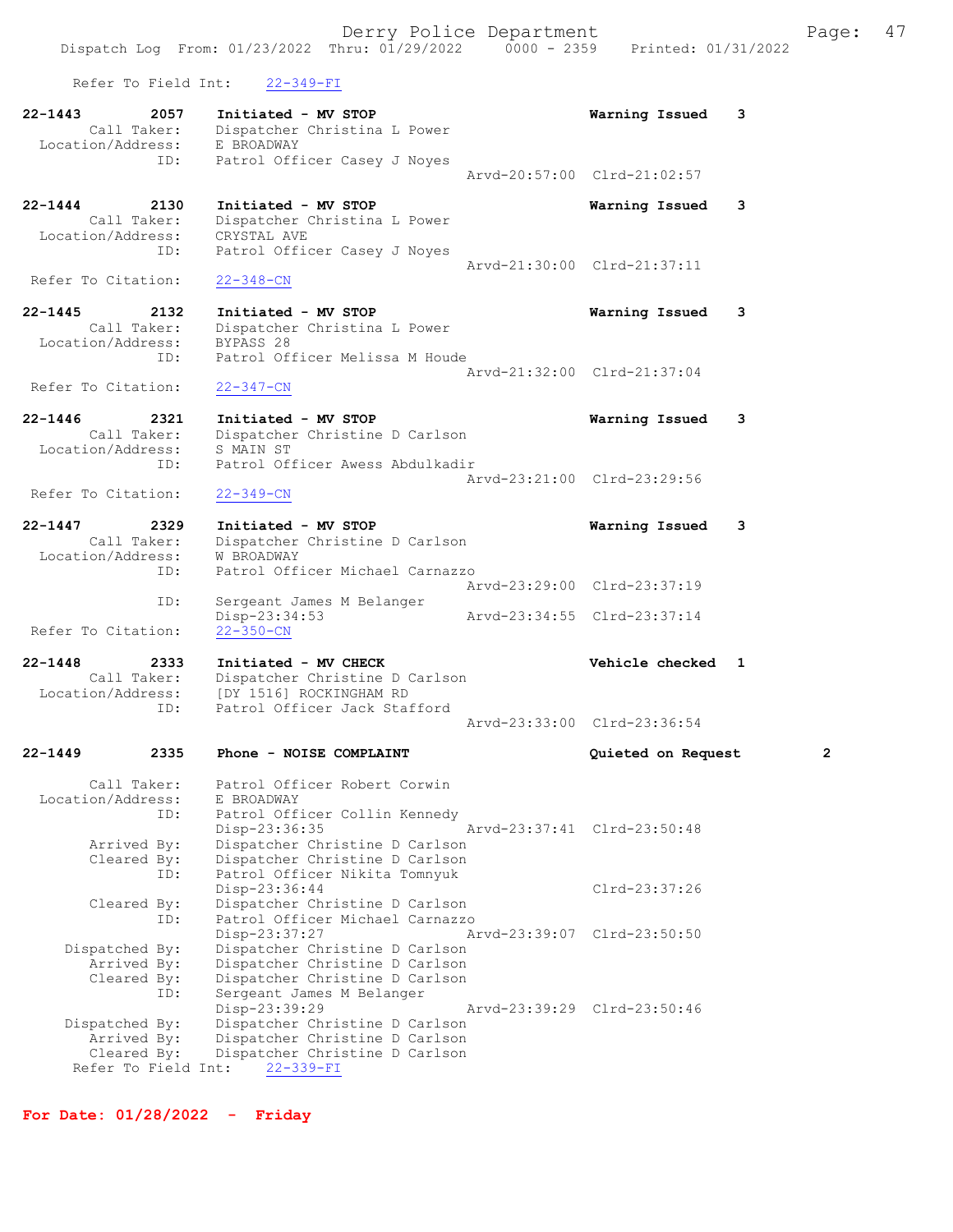Refer To Field Int: 22-349-FI

```
22-1443        2057    Initiated - MV STOP                       Warning Issued    3
        Call Taker:    Dispatcher Christina L Power
  Location/Address:    E BROADWAY
                ID:    Patrol Officer Casey J Noyes
                                                  Arvd-20:57:00  Clrd-21:02:57

22-1444        2130    Initiated - MV STOP                       Warning Issued    3
        Call Taker:    Dispatcher Christina L Power
  Location/Address:    CRYSTAL AVE
                ID:    Patrol Officer Casey J Noyes
                                                  Arvd-21:30:00  Clrd-21:37:11
 Refer To Citation:    22-348-CN

22-1445        2132    Initiated - MV STOP                       Warning Issued    3
        Call Taker:    Dispatcher Christina L Power
  Location/Address:    BYPASS 28
                ID:    Patrol Officer Melissa M Houde
                                                  Arvd-21:32:00  Clrd-21:37:04
 Refer To Citation:    22-347-CN

22-1446        2321    Initiated - MV STOP                       Warning Issued    3
        Call Taker:    Dispatcher Christine D Carlson
  Location/Address:    S MAIN ST
                ID:    Patrol Officer Awess Abdulkadir
                                                  Arvd-23:21:00  Clrd-23:29:56
 Refer To Citation:    22-349-CN

22-1447        2329    Initiated - MV STOP                       Warning Issued    3
        Call Taker:    Dispatcher Christine D Carlson
  Location/Address:    W BROADWAY
                ID:    Patrol Officer Michael Carnazzo
                                                  Arvd-23:29:00  Clrd-23:37:19
                ID:    Sergeant James M Belanger
                       Disp-23:34:53              Arvd-23:34:55  Clrd-23:37:14
 Refer To Citation:    22-350-CN

22-1448        2333    Initiated - MV CHECK                      Vehicle checked   1
        Call Taker:    Dispatcher Christine D Carlson
  Location/Address:    [DY 1516] ROCKINGHAM RD
                ID:    Patrol Officer Jack Stafford
                                                  Arvd-23:33:00  Clrd-23:36:54

22-1449        2335    Phone - NOISE COMPLAINT                   Quieted on Request          2

        Call Taker:    Patrol Officer Robert Corwin
  Location/Address:    E BROADWAY
                ID:    Patrol Officer Collin Kennedy
                       Disp-23:36:35              Arvd-23:37:41  Clrd-23:50:48
        Arrived By:    Dispatcher Christine D Carlson
        Cleared By:    Dispatcher Christine D Carlson
                ID:    Patrol Officer Nikita Tomnyuk
                       Disp-23:36:44                             Clrd-23:37:26
        Cleared By:    Dispatcher Christine D Carlson
                ID:    Patrol Officer Michael Carnazzo
                       Disp-23:37:27              Arvd-23:39:07  Clrd-23:50:50
     Dispatched By:    Dispatcher Christine D Carlson
        Arrived By:    Dispatcher Christine D Carlson
        Cleared By:    Dispatcher Christine D Carlson
                ID:    Sergeant James M Belanger
                       Disp-23:39:29              Arvd-23:39:29  Clrd-23:50:46
     Dispatched By:    Dispatcher Christine D Carlson
        Arrived By:    Dispatcher Christine D Carlson
        Cleared By:    Dispatcher Christine D Carlson
     Refer To Field Int:    22-339-FI
```

**For Date: 01/28/2022 - Friday**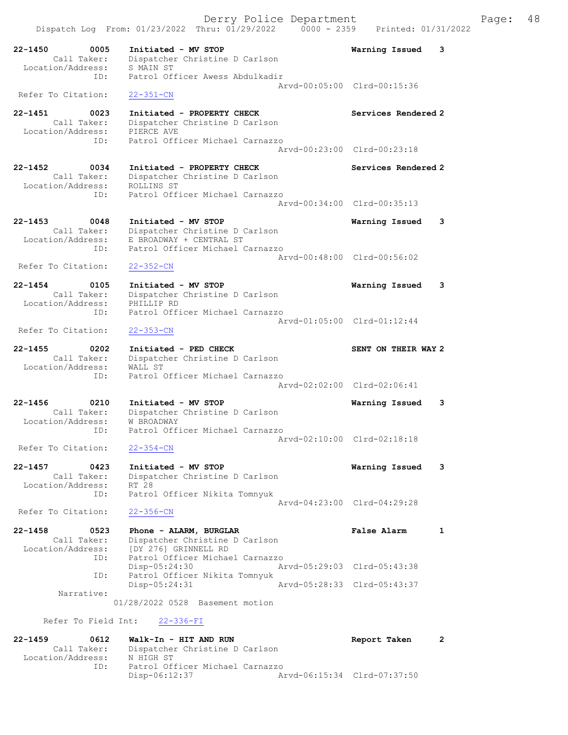Dispatch Log From: 01/23/2022 Thru: 01/29/2022 0000 - 2359 Printed: 01/31/2022

**22-1450** 0005 **Initiated - MV STOP** **Warning Issued 3**
Call Taker: Dispatcher Christine D Carlson
Location/Address: S MAIN ST
ID: Patrol Officer Awess Abdulkadir
Arvd-00:05:00 Clrd-00:15:36
Refer To Citation: 22-351-CN

**22-1451** 0023 **Initiated - PROPERTY CHECK** **Services Rendered 2**
Call Taker: Dispatcher Christine D Carlson
Location/Address: PIERCE AVE
ID: Patrol Officer Michael Carnazzo
Arvd-00:23:00 Clrd-00:23:18

**22-1452** 0034 **Initiated - PROPERTY CHECK** **Services Rendered 2**
Call Taker: Dispatcher Christine D Carlson
Location/Address: ROLLINS ST
ID: Patrol Officer Michael Carnazzo
Arvd-00:34:00 Clrd-00:35:13

**22-1453** 0048 **Initiated - MV STOP** **Warning Issued 3**
Call Taker: Dispatcher Christine D Carlson
Location/Address: E BROADWAY + CENTRAL ST
ID: Patrol Officer Michael Carnazzo
Arvd-00:48:00 Clrd-00:56:02
Refer To Citation: 22-352-CN

**22-1454** 0105 **Initiated - MV STOP** **Warning Issued 3**
Call Taker: Dispatcher Christine D Carlson
Location/Address: PHILLIP RD
ID: Patrol Officer Michael Carnazzo
Arvd-01:05:00 Clrd-01:12:44
Refer To Citation: 22-353-CN

**22-1455** 0202 **Initiated - PED CHECK** **SENT ON THEIR WAY 2**
Call Taker: Dispatcher Christine D Carlson
Location/Address: WALL ST
ID: Patrol Officer Michael Carnazzo
Arvd-02:02:00 Clrd-02:06:41

**22-1456** 0210 **Initiated - MV STOP** **Warning Issued 3**
Call Taker: Dispatcher Christine D Carlson
Location/Address: W BROADWAY
ID: Patrol Officer Michael Carnazzo
Arvd-02:10:00 Clrd-02:18:18
Refer To Citation: 22-354-CN

**22-1457** 0423 **Initiated - MV STOP** **Warning Issued 3**
Call Taker: Dispatcher Christine D Carlson
Location/Address: RT 28
ID: Patrol Officer Nikita Tomnyuk
Arvd-04:23:00 Clrd-04:29:28
Refer To Citation: 22-356-CN

**22-1458** 0523 **Phone - ALARM, BURGLAR** **False Alarm 1**
Call Taker: Dispatcher Christine D Carlson
Location/Address: [DY 276] GRINNELL RD
ID: Patrol Officer Michael Carnazzo
Disp-05:24:30 Arvd-05:29:03 Clrd-05:43:38
ID: Patrol Officer Nikita Tomnyuk
Disp-05:24:31 Arvd-05:28:33 Clrd-05:43:37
Narrative:
01/28/2022 0528 Basement motion

Refer To Field Int: 22-336-FI

**22-1459** 0612 **Walk-In - HIT AND RUN** **Report Taken 2**
Call Taker: Dispatcher Christine D Carlson
Location/Address: N HIGH ST
ID: Patrol Officer Michael Carnazzo
Disp-06:12:37 Arvd-06:15:34 Clrd-07:37:50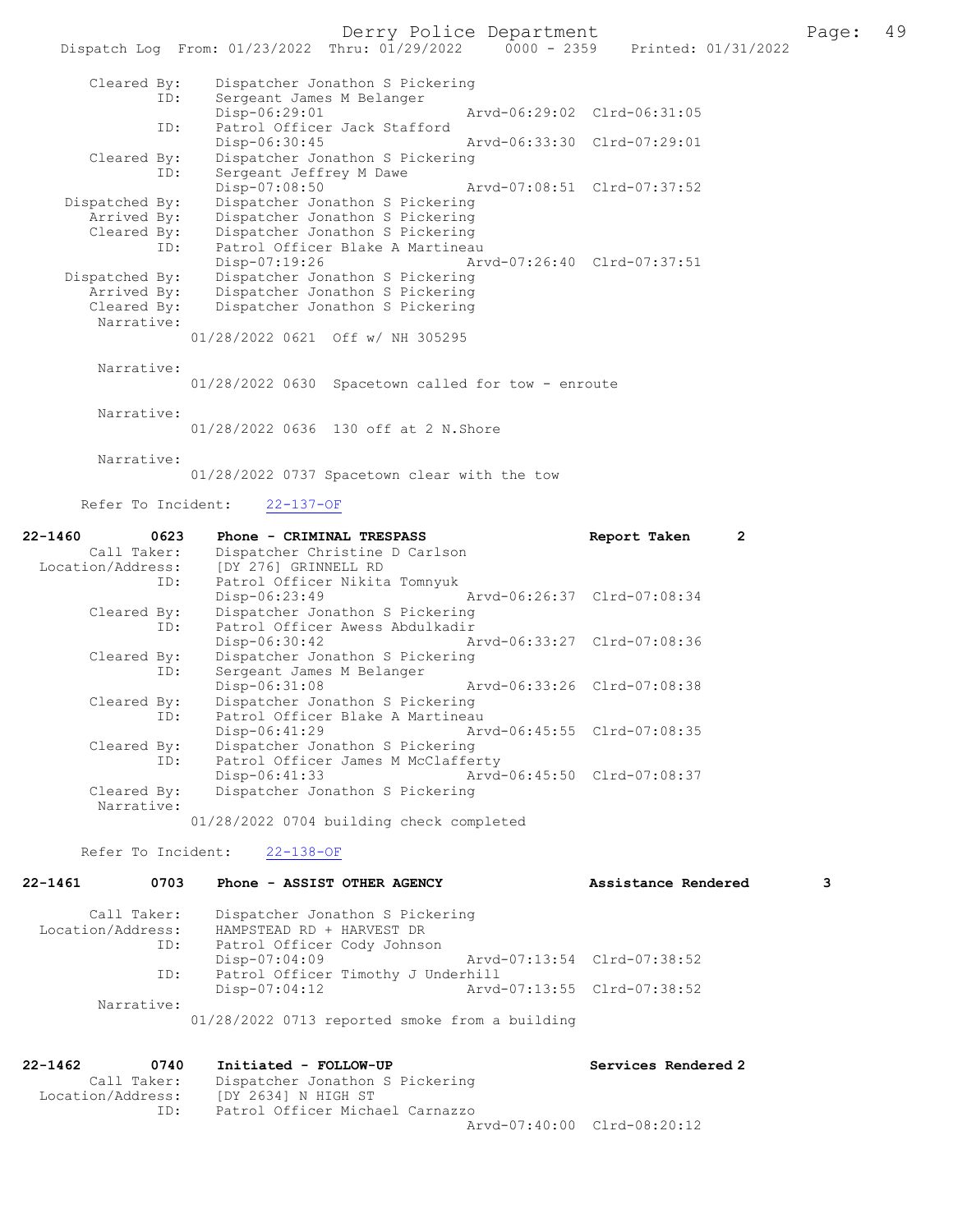```
        Cleared By:    Dispatcher Jonathon S Pickering
                ID:    Sergeant James M Belanger
                       Disp-06:29:01              Arvd-06:29:02  Clrd-06:31:05
                ID:    Patrol Officer Jack Stafford
                       Disp-06:30:45              Arvd-06:33:30  Clrd-07:29:01
        Cleared By:    Dispatcher Jonathon S Pickering
                ID:    Sergeant Jeffrey M Dawe
                       Disp-07:08:50              Arvd-07:08:51  Clrd-07:37:52
     Dispatched By:    Dispatcher Jonathon S Pickering
        Arrived By:    Dispatcher Jonathon S Pickering
        Cleared By:    Dispatcher Jonathon S Pickering
                ID:    Patrol Officer Blake A Martineau
                       Disp-07:19:26              Arvd-07:26:40  Clrd-07:37:51
     Dispatched By:    Dispatcher Jonathon S Pickering
        Arrived By:    Dispatcher Jonathon S Pickering
        Cleared By:    Dispatcher Jonathon S Pickering
         Narrative:
                 01/28/2022 0621  Off w/ NH 305295

         Narrative:
                 01/28/2022 0630  Spacetown called for tow - enroute

         Narrative:
                 01/28/2022 0636  130 off at 2 N.Shore

         Narrative:
                 01/28/2022 0737 Spacetown clear with the tow

      Refer To Incident:    22-137-OF

22-1460        0623    Phone - CRIMINAL TRESPASS                 Report Taken      2
        Call Taker:    Dispatcher Christine D Carlson
  Location/Address:    [DY 276] GRINNELL RD
                ID:    Patrol Officer Nikita Tomnyuk
                       Disp-06:23:49              Arvd-06:26:37  Clrd-07:08:34
        Cleared By:    Dispatcher Jonathon S Pickering
                ID:    Patrol Officer Awess Abdulkadir
                       Disp-06:30:42              Arvd-06:33:27  Clrd-07:08:36
        Cleared By:    Dispatcher Jonathon S Pickering
                ID:    Sergeant James M Belanger
                       Disp-06:31:08              Arvd-06:33:26  Clrd-07:08:38
        Cleared By:    Dispatcher Jonathon S Pickering
                ID:    Patrol Officer Blake A Martineau
                       Disp-06:41:29              Arvd-06:45:55  Clrd-07:08:35
        Cleared By:    Dispatcher Jonathon S Pickering
                ID:    Patrol Officer James M McClafferty
                       Disp-06:41:33              Arvd-06:45:50  Clrd-07:08:37
        Cleared By:    Dispatcher Jonathon S Pickering
         Narrative:
                 01/28/2022 0704 building check completed

      Refer To Incident:    22-138-OF

22-1461        0703    Phone - ASSIST OTHER AGENCY               Assistance Rendered       3

        Call Taker:    Dispatcher Jonathon S Pickering
  Location/Address:    HAMPSTEAD RD + HARVEST DR
                ID:    Patrol Officer Cody Johnson
                       Disp-07:04:09              Arvd-07:13:54  Clrd-07:38:52
                ID:    Patrol Officer Timothy J Underhill
                       Disp-07:04:12              Arvd-07:13:55  Clrd-07:38:52
         Narrative:
                 01/28/2022 0713 reported smoke from a building

22-1462        0740    Initiated - FOLLOW-UP                     Services Rendered 2
        Call Taker:    Dispatcher Jonathon S Pickering
  Location/Address:    [DY 2634] N HIGH ST
                ID:    Patrol Officer Michael Carnazzo
                                                  Arvd-07:40:00  Clrd-08:20:12
```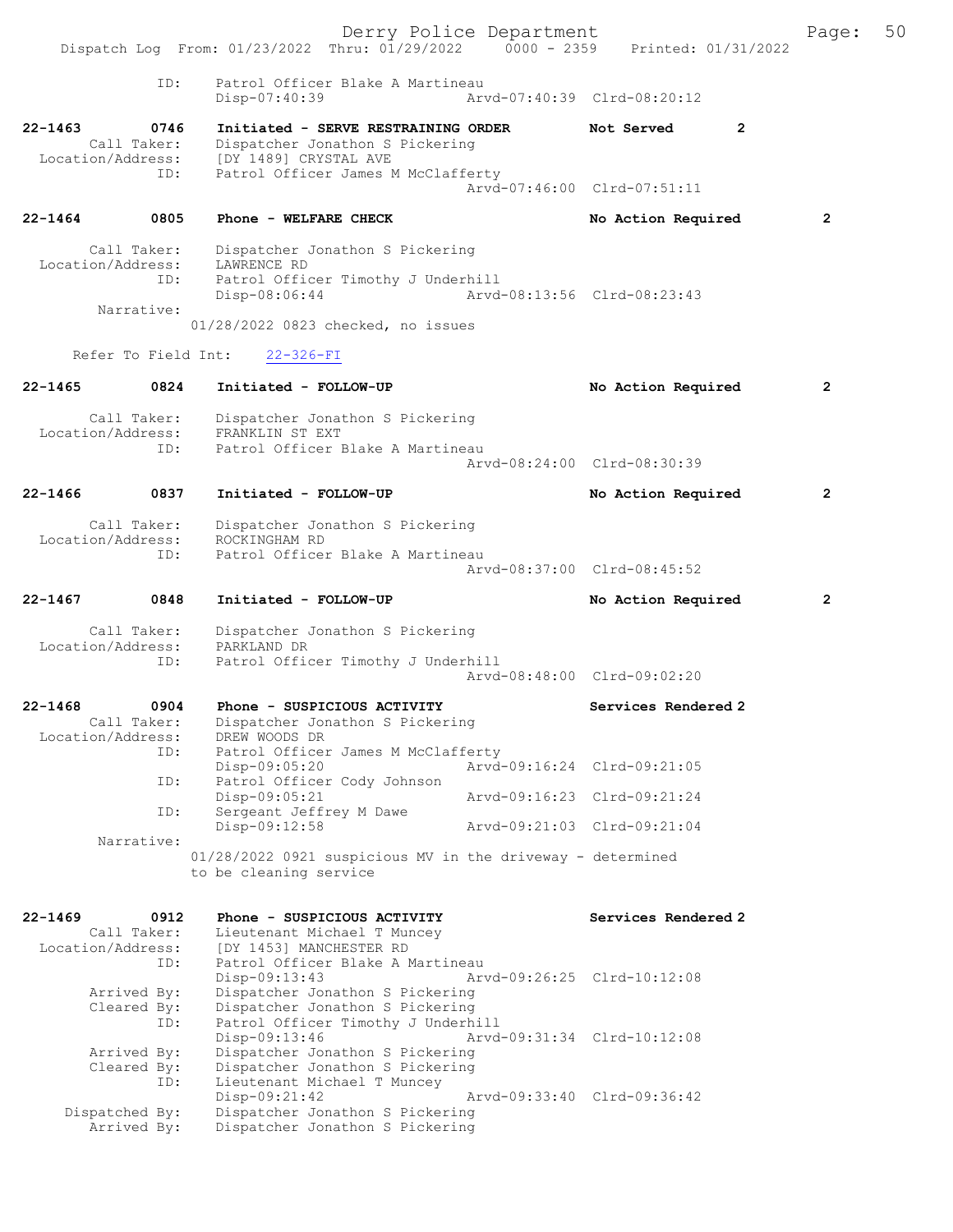ID: Patrol Officer Blake A Martineau
Disp-07:40:39 Arvd-07:40:39 Clrd-08:20:12

**22-1463 0746 Initiated - SERVE RESTRAINING ORDER Not Served 2**
Call Taker: Dispatcher Jonathon S Pickering
Location/Address: [DY 1489] CRYSTAL AVE
ID: Patrol Officer James M McClafferty
Arvd-07:46:00 Clrd-07:51:11

**22-1464 0805 Phone - WELFARE CHECK No Action Required 2**
Call Taker: Dispatcher Jonathon S Pickering
Location/Address: LAWRENCE RD
ID: Patrol Officer Timothy J Underhill
Disp-08:06:44 Arvd-08:13:56 Clrd-08:23:43
Narrative:
01/28/2022 0823 checked, no issues

Refer To Field Int: 22-326-FI

**22-1465 0824 Initiated - FOLLOW-UP No Action Required 2**
Call Taker: Dispatcher Jonathon S Pickering
Location/Address: FRANKLIN ST EXT
ID: Patrol Officer Blake A Martineau
Arvd-08:24:00 Clrd-08:30:39

**22-1466 0837 Initiated - FOLLOW-UP No Action Required 2**
Call Taker: Dispatcher Jonathon S Pickering
Location/Address: ROCKINGHAM RD
ID: Patrol Officer Blake A Martineau
Arvd-08:37:00 Clrd-08:45:52

**22-1467 0848 Initiated - FOLLOW-UP No Action Required 2**
Call Taker: Dispatcher Jonathon S Pickering
Location/Address: PARKLAND DR
ID: Patrol Officer Timothy J Underhill
Arvd-08:48:00 Clrd-09:02:20

**22-1468 0904 Phone - SUSPICIOUS ACTIVITY Services Rendered 2**
Call Taker: Dispatcher Jonathon S Pickering
Location/Address: DREW WOODS DR
ID: Patrol Officer James M McClafferty
Disp-09:05:20 Arvd-09:16:24 Clrd-09:21:05
ID: Patrol Officer Cody Johnson
Disp-09:05:21 Arvd-09:16:23 Clrd-09:21:24
ID: Sergeant Jeffrey M Dawe
Disp-09:12:58 Arvd-09:21:03 Clrd-09:21:04
Narrative:
01/28/2022 0921 suspicious MV in the driveway - determined to be cleaning service

**22-1469 0912 Phone - SUSPICIOUS ACTIVITY Services Rendered 2**
Call Taker: Lieutenant Michael T Muncey
Location/Address: [DY 1453] MANCHESTER RD
ID: Patrol Officer Blake A Martineau
Disp-09:13:43 Arvd-09:26:25 Clrd-10:12:08
Arrived By: Dispatcher Jonathon S Pickering
Cleared By: Dispatcher Jonathon S Pickering
ID: Patrol Officer Timothy J Underhill
Disp-09:13:46 Arvd-09:31:34 Clrd-10:12:08
Arrived By: Dispatcher Jonathon S Pickering
Cleared By: Dispatcher Jonathon S Pickering
ID: Lieutenant Michael T Muncey
Disp-09:21:42 Arvd-09:33:40 Clrd-09:36:42
Dispatched By: Dispatcher Jonathon S Pickering
Arrived By: Dispatcher Jonathon S Pickering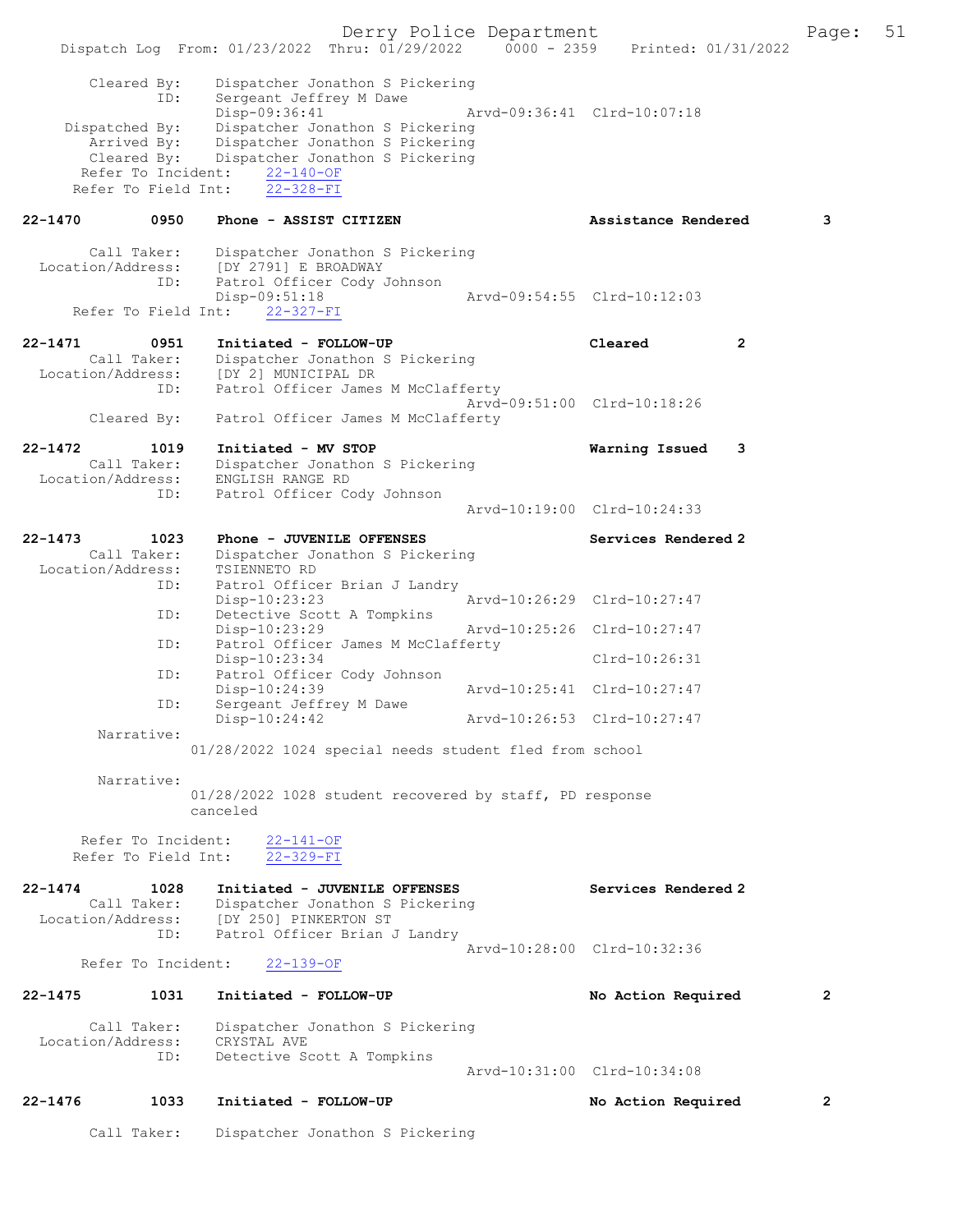```
        Cleared By:    Dispatcher Jonathon S Pickering
               ID:     Sergeant Jeffrey M Dawe
                       Disp-09:36:41              Arvd-09:36:41  Clrd-10:07:18
     Dispatched By:    Dispatcher Jonathon S Pickering
        Arrived By:    Dispatcher Jonathon S Pickering
        Cleared By:    Dispatcher Jonathon S Pickering
       Refer To Incident:    22-140-OF
      Refer To Field Int:    22-328-FI

22-1470        0950    Phone - ASSIST CITIZEN                     Assistance Rendered      3

        Call Taker:    Dispatcher Jonathon S Pickering
  Location/Address:    [DY 2791] E BROADWAY
               ID:     Patrol Officer Cody Johnson
                       Disp-09:51:18              Arvd-09:54:55  Clrd-10:12:03
      Refer To Field Int:    22-327-FI

22-1471        0951    Initiated - FOLLOW-UP                      Cleared           2
        Call Taker:    Dispatcher Jonathon S Pickering
  Location/Address:    [DY 2] MUNICIPAL DR
               ID:     Patrol Officer James M McClafferty
                                                  Arvd-09:51:00  Clrd-10:18:26
        Cleared By:    Patrol Officer James M McClafferty

22-1472        1019    Initiated - MV STOP                        Warning Issued    3
        Call Taker:    Dispatcher Jonathon S Pickering
  Location/Address:    ENGLISH RANGE RD
               ID:     Patrol Officer Cody Johnson
                                                  Arvd-10:19:00  Clrd-10:24:33

22-1473        1023    Phone - JUVENILE OFFENSES                  Services Rendered 2
        Call Taker:    Dispatcher Jonathon S Pickering
  Location/Address:    TSIENNETO RD
               ID:     Patrol Officer Brian J Landry
                       Disp-10:23:23              Arvd-10:26:29  Clrd-10:27:47
               ID:     Detective Scott A Tompkins
                       Disp-10:23:29              Arvd-10:25:26  Clrd-10:27:47
               ID:     Patrol Officer James M McClafferty
                       Disp-10:23:34                             Clrd-10:26:31
               ID:     Patrol Officer Cody Johnson
                       Disp-10:24:39              Arvd-10:25:41  Clrd-10:27:47
               ID:     Sergeant Jeffrey M Dawe
                       Disp-10:24:42              Arvd-10:26:53  Clrd-10:27:47
         Narrative:
                     01/28/2022 1024 special needs student fled from school

         Narrative:
                     01/28/2022 1028 student recovered by staff, PD response
                     canceled

       Refer To Incident:    22-141-OF
      Refer To Field Int:    22-329-FI

22-1474        1028    Initiated - JUVENILE OFFENSES              Services Rendered 2
        Call Taker:    Dispatcher Jonathon S Pickering
  Location/Address:    [DY 250] PINKERTON ST
               ID:     Patrol Officer Brian J Landry
                                                  Arvd-10:28:00  Clrd-10:32:36
       Refer To Incident:    22-139-OF

22-1475        1031    Initiated - FOLLOW-UP                      No Action Required       2

        Call Taker:    Dispatcher Jonathon S Pickering
  Location/Address:    CRYSTAL AVE
               ID:     Detective Scott A Tompkins
                                                  Arvd-10:31:00  Clrd-10:34:08

22-1476        1033    Initiated - FOLLOW-UP                      No Action Required       2

        Call Taker:    Dispatcher Jonathon S Pickering
```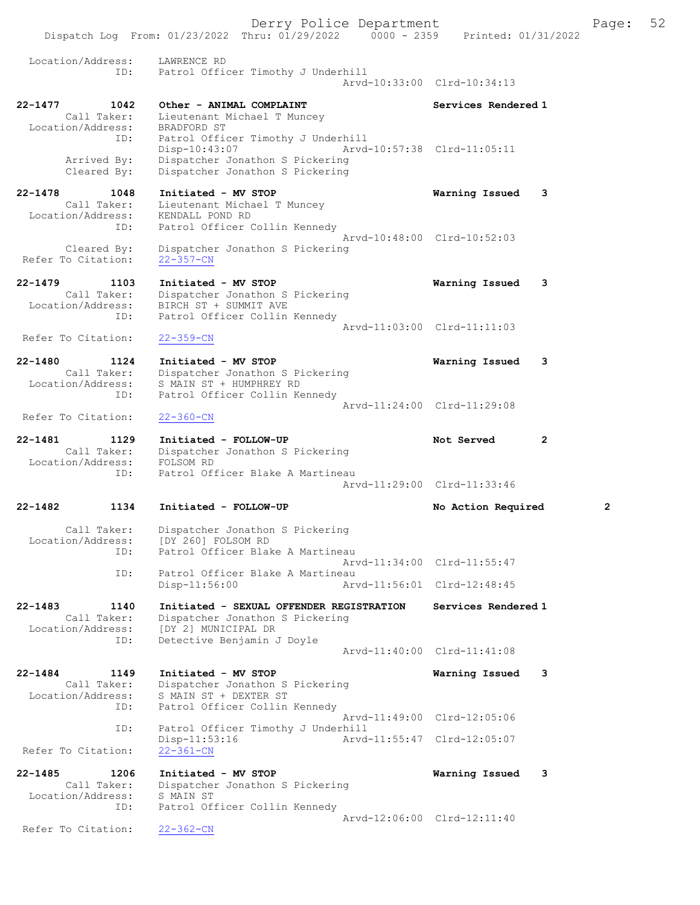Location/Address: LAWRENCE RD
ID: Patrol Officer Timothy J Underhill
Arvd-10:33:00 Clrd-10:34:13

22-1477 1042 Other - ANIMAL COMPLAINT Services Rendered 1
Call Taker: Lieutenant Michael T Muncey
Location/Address: BRADFORD ST
ID: Patrol Officer Timothy J Underhill
Disp-10:43:07 Arvd-10:57:38 Clrd-11:05:11
Arrived By: Dispatcher Jonathon S Pickering
Cleared By: Dispatcher Jonathon S Pickering

22-1478 1048 Initiated - MV STOP Warning Issued 3
Call Taker: Lieutenant Michael T Muncey
Location/Address: KENDALL POND RD
ID: Patrol Officer Collin Kennedy
Arvd-10:48:00 Clrd-10:52:03
Cleared By: Dispatcher Jonathon S Pickering
Refer To Citation: 22-357-CN

22-1479 1103 Initiated - MV STOP Warning Issued 3
Call Taker: Dispatcher Jonathon S Pickering
Location/Address: BIRCH ST + SUMMIT AVE
ID: Patrol Officer Collin Kennedy
Arvd-11:03:00 Clrd-11:11:03
Refer To Citation: 22-359-CN

22-1480 1124 Initiated - MV STOP Warning Issued 3
Call Taker: Dispatcher Jonathon S Pickering
Location/Address: S MAIN ST + HUMPHREY RD
ID: Patrol Officer Collin Kennedy
Arvd-11:24:00 Clrd-11:29:08
Refer To Citation: 22-360-CN

22-1481 1129 Initiated - FOLLOW-UP Not Served 2
Call Taker: Dispatcher Jonathon S Pickering
Location/Address: FOLSOM RD
ID: Patrol Officer Blake A Martineau
Arvd-11:29:00 Clrd-11:33:46

22-1482 1134 Initiated - FOLLOW-UP No Action Required 2
Call Taker: Dispatcher Jonathon S Pickering
Location/Address: [DY 260] FOLSOM RD
ID: Patrol Officer Blake A Martineau
Arvd-11:34:00 Clrd-11:55:47
ID: Patrol Officer Blake A Martineau
Disp-11:56:00 Arvd-11:56:01 Clrd-12:48:45

22-1483 1140 Initiated - SEXUAL OFFENDER REGISTRATION Services Rendered 1
Call Taker: Dispatcher Jonathon S Pickering
Location/Address: [DY 2] MUNICIPAL DR
ID: Detective Benjamin J Doyle
Arvd-11:40:00 Clrd-11:41:08

22-1484 1149 Initiated - MV STOP Warning Issued 3
Call Taker: Dispatcher Jonathon S Pickering
Location/Address: S MAIN ST + DEXTER ST
ID: Patrol Officer Collin Kennedy
Arvd-11:49:00 Clrd-12:05:06
ID: Patrol Officer Timothy J Underhill
Disp-11:53:16 Arvd-11:55:47 Clrd-12:05:07
Refer To Citation: 22-361-CN

22-1485 1206 Initiated - MV STOP Warning Issued 3
Call Taker: Dispatcher Jonathon S Pickering
Location/Address: S MAIN ST
ID: Patrol Officer Collin Kennedy
Arvd-12:06:00 Clrd-12:11:40
Refer To Citation: 22-362-CN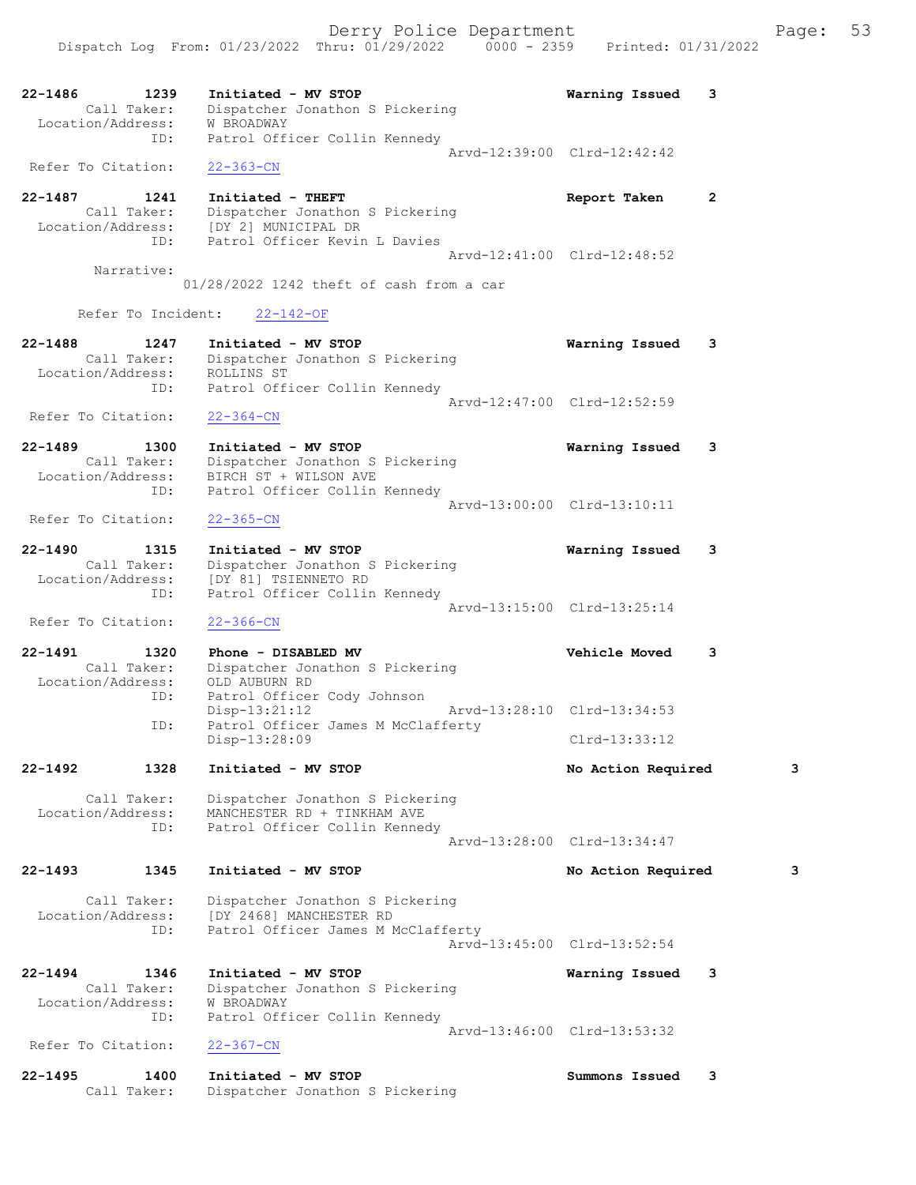22-1486 1239 Initiated - MV STOP Warning Issued 3
Call Taker: Dispatcher Jonathon S Pickering
Location/Address: W BROADWAY
ID: Patrol Officer Collin Kennedy
Arvd-12:39:00 Clrd-12:42:42
Refer To Citation: 22-363-CN

22-1487 1241 Initiated - THEFT Report Taken 2
Call Taker: Dispatcher Jonathon S Pickering
Location/Address: [DY 2] MUNICIPAL DR
ID: Patrol Officer Kevin L Davies
Arvd-12:41:00 Clrd-12:48:52
Narrative:
01/28/2022 1242 theft of cash from a car

Refer To Incident: 22-142-OF

22-1488 1247 Initiated - MV STOP Warning Issued 3
Call Taker: Dispatcher Jonathon S Pickering
Location/Address: ROLLINS ST
ID: Patrol Officer Collin Kennedy
Arvd-12:47:00 Clrd-12:52:59
Refer To Citation: 22-364-CN

22-1489 1300 Initiated - MV STOP Warning Issued 3
Call Taker: Dispatcher Jonathon S Pickering
Location/Address: BIRCH ST + WILSON AVE
ID: Patrol Officer Collin Kennedy
Arvd-13:00:00 Clrd-13:10:11
Refer To Citation: 22-365-CN

22-1490 1315 Initiated - MV STOP Warning Issued 3
Call Taker: Dispatcher Jonathon S Pickering
Location/Address: [DY 81] TSIENNETO RD
ID: Patrol Officer Collin Kennedy
Arvd-13:15:00 Clrd-13:25:14
Refer To Citation: 22-366-CN

22-1491 1320 Phone - DISABLED MV Vehicle Moved 3
Call Taker: Dispatcher Jonathon S Pickering
Location/Address: OLD AUBURN RD
ID: Patrol Officer Cody Johnson
Disp-13:21:12 Arvd-13:28:10 Clrd-13:34:53
ID: Patrol Officer James M McClafferty
Disp-13:28:09 Clrd-13:33:12

22-1492 1328 Initiated - MV STOP No Action Required 3
Call Taker: Dispatcher Jonathon S Pickering
Location/Address: MANCHESTER RD + TINKHAM AVE
ID: Patrol Officer Collin Kennedy
Arvd-13:28:00 Clrd-13:34:47

22-1493 1345 Initiated - MV STOP No Action Required 3
Call Taker: Dispatcher Jonathon S Pickering
Location/Address: [DY 2468] MANCHESTER RD
ID: Patrol Officer James M McClafferty
Arvd-13:45:00 Clrd-13:52:54

22-1494 1346 Initiated - MV STOP Warning Issued 3
Call Taker: Dispatcher Jonathon S Pickering
Location/Address: W BROADWAY
ID: Patrol Officer Collin Kennedy
Arvd-13:46:00 Clrd-13:53:32
Refer To Citation: 22-367-CN

22-1495 1400 Initiated - MV STOP Summons Issued 3
Call Taker: Dispatcher Jonathon S Pickering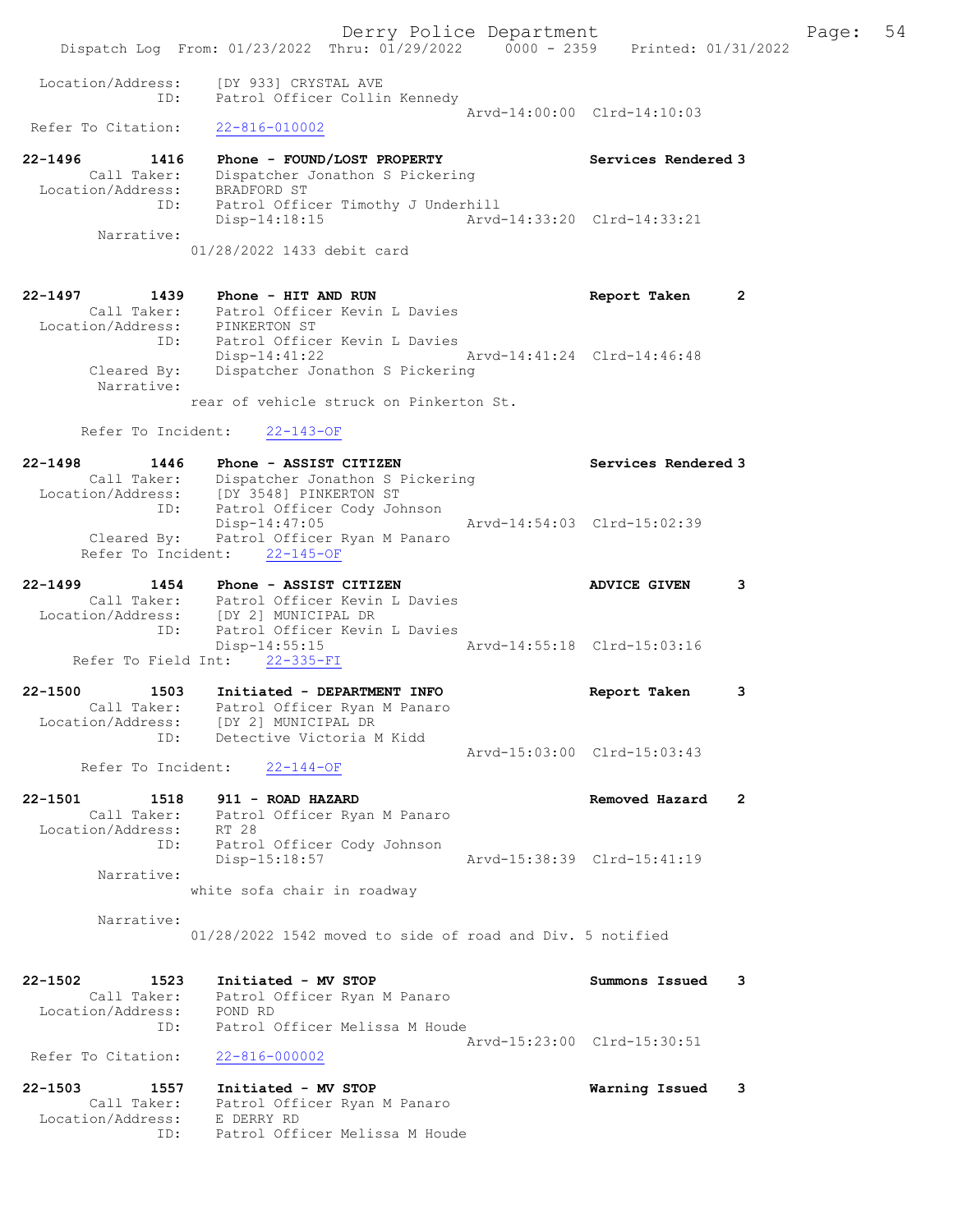Location/Address: [DY 933] CRYSTAL AVE
ID: Patrol Officer Collin Kennedy
Arvd-14:00:00 Clrd-14:10:03
Refer To Citation: 22-816-010002

22-1496 1416 Phone - FOUND/LOST PROPERTY Services Rendered 3
Call Taker: Dispatcher Jonathon S Pickering
Location/Address: BRADFORD ST
ID: Patrol Officer Timothy J Underhill
Disp-14:18:15 Arvd-14:33:20 Clrd-14:33:21
Narrative:
01/28/2022 1433 debit card

22-1497 1439 Phone - HIT AND RUN Report Taken 2
Call Taker: Patrol Officer Kevin L Davies
Location/Address: PINKERTON ST
ID: Patrol Officer Kevin L Davies
Disp-14:41:22 Arvd-14:41:24 Clrd-14:46:48
Cleared By: Dispatcher Jonathon S Pickering
Narrative:
rear of vehicle struck on Pinkerton St.

Refer To Incident: 22-143-OF

22-1498 1446 Phone - ASSIST CITIZEN Services Rendered 3
Call Taker: Dispatcher Jonathon S Pickering
Location/Address: [DY 3548] PINKERTON ST
ID: Patrol Officer Cody Johnson
Disp-14:47:05 Arvd-14:54:03 Clrd-15:02:39
Cleared By: Patrol Officer Ryan M Panaro
Refer To Incident: 22-145-OF

22-1499 1454 Phone - ASSIST CITIZEN ADVICE GIVEN 3
Call Taker: Patrol Officer Kevin L Davies
Location/Address: [DY 2] MUNICIPAL DR
ID: Patrol Officer Kevin L Davies
Disp-14:55:15 Arvd-14:55:18 Clrd-15:03:16
Refer To Field Int: 22-335-FI

22-1500 1503 Initiated - DEPARTMENT INFO Report Taken 3
Call Taker: Patrol Officer Ryan M Panaro
Location/Address: [DY 2] MUNICIPAL DR
ID: Detective Victoria M Kidd
Arvd-15:03:00 Clrd-15:03:43
Refer To Incident: 22-144-OF

22-1501 1518 911 - ROAD HAZARD Removed Hazard 2
Call Taker: Patrol Officer Ryan M Panaro
Location/Address: RT 28
ID: Patrol Officer Cody Johnson
Disp-15:18:57 Arvd-15:38:39 Clrd-15:41:19
Narrative:
white sofa chair in roadway

Narrative:
01/28/2022 1542 moved to side of road and Div. 5 notified

22-1502 1523 Initiated - MV STOP Summons Issued 3
Call Taker: Patrol Officer Ryan M Panaro
Location/Address: POND RD
ID: Patrol Officer Melissa M Houde
Arvd-15:23:00 Clrd-15:30:51
Refer To Citation: 22-816-000002

22-1503 1557 Initiated - MV STOP Warning Issued 3
Call Taker: Patrol Officer Ryan M Panaro
Location/Address: E DERRY RD
ID: Patrol Officer Melissa M Houde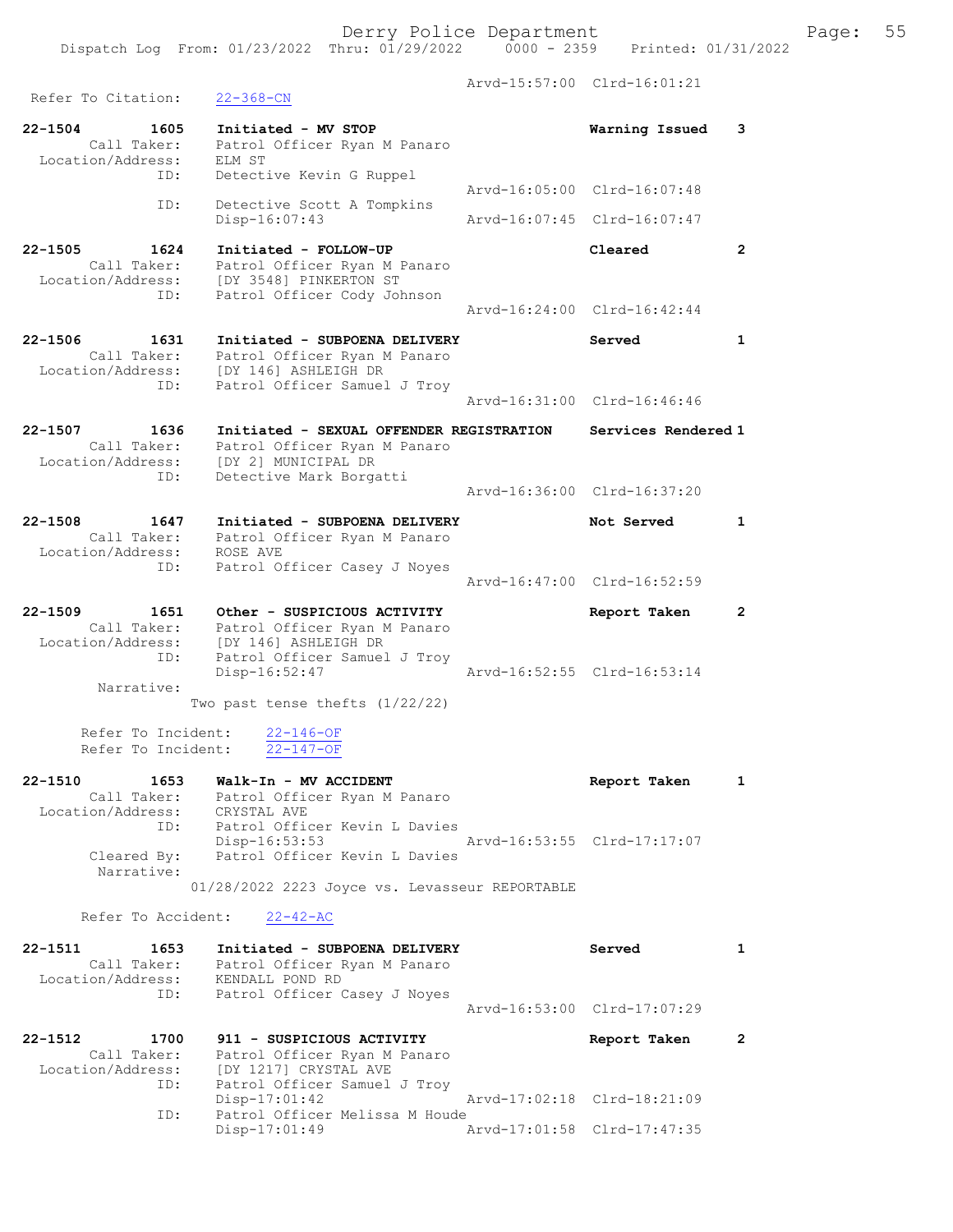Arvd-15:57:00 Clrd-16:01:21

Refer To Citation: 22-368-CN

22-1504 1605 Initiated - MV STOP Warning Issued 3
Call Taker: Patrol Officer Ryan M Panaro
Location/Address: ELM ST
ID: Detective Kevin G Ruppel
Arvd-16:05:00 Clrd-16:07:48
ID: Detective Scott A Tompkins
Disp-16:07:43 Arvd-16:07:45 Clrd-16:07:47

22-1505 1624 Initiated - FOLLOW-UP Cleared 2
Call Taker: Patrol Officer Ryan M Panaro
Location/Address: [DY 3548] PINKERTON ST
ID: Patrol Officer Cody Johnson
Arvd-16:24:00 Clrd-16:42:44

22-1506 1631 Initiated - SUBPOENA DELIVERY Served 1
Call Taker: Patrol Officer Ryan M Panaro
Location/Address: [DY 146] ASHLEIGH DR
ID: Patrol Officer Samuel J Troy
Arvd-16:31:00 Clrd-16:46:46

22-1507 1636 Initiated - SEXUAL OFFENDER REGISTRATION Services Rendered 1
Call Taker: Patrol Officer Ryan M Panaro
Location/Address: [DY 2] MUNICIPAL DR
ID: Detective Mark Borgatti
Arvd-16:36:00 Clrd-16:37:20

22-1508 1647 Initiated - SUBPOENA DELIVERY Not Served 1
Call Taker: Patrol Officer Ryan M Panaro
Location/Address: ROSE AVE
ID: Patrol Officer Casey J Noyes
Arvd-16:47:00 Clrd-16:52:59

22-1509 1651 Other - SUSPICIOUS ACTIVITY Report Taken 2
Call Taker: Patrol Officer Ryan M Panaro
Location/Address: [DY 146] ASHLEIGH DR
ID: Patrol Officer Samuel J Troy
Disp-16:52:47 Arvd-16:52:55 Clrd-16:53:14
Narrative:
Two past tense thefts (1/22/22)

Refer To Incident: 22-146-OF
Refer To Incident: 22-147-OF

22-1510 1653 Walk-In - MV ACCIDENT Report Taken 1
Call Taker: Patrol Officer Ryan M Panaro
Location/Address: CRYSTAL AVE
ID: Patrol Officer Kevin L Davies
Disp-16:53:53 Arvd-16:53:55 Clrd-17:17:07
Cleared By: Patrol Officer Kevin L Davies
Narrative:
01/28/2022 2223 Joyce vs. Levasseur REPORTABLE

Refer To Accident: 22-42-AC

22-1511 1653 Initiated - SUBPOENA DELIVERY Served 1
Call Taker: Patrol Officer Ryan M Panaro
Location/Address: KENDALL POND RD
ID: Patrol Officer Casey J Noyes
Arvd-16:53:00 Clrd-17:07:29

22-1512 1700 911 - SUSPICIOUS ACTIVITY Report Taken 2
Call Taker: Patrol Officer Ryan M Panaro
Location/Address: [DY 1217] CRYSTAL AVE
ID: Patrol Officer Samuel J Troy
Disp-17:01:42 Arvd-17:02:18 Clrd-18:21:09
ID: Patrol Officer Melissa M Houde
Disp-17:01:49 Arvd-17:01:58 Clrd-17:47:35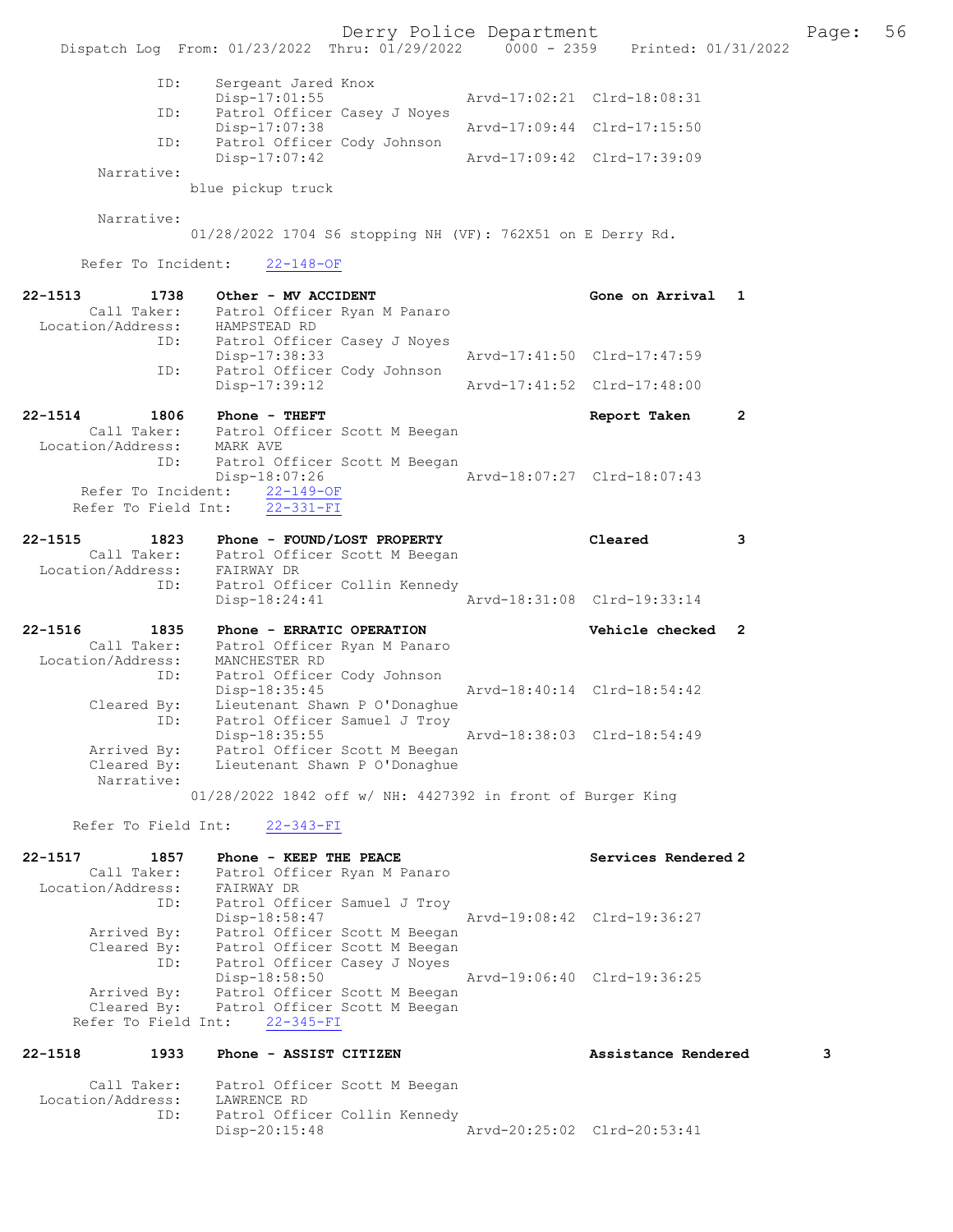```
            ID:     Sergeant Jared Knox
                    Disp-17:01:55                 Arvd-17:02:21  Clrd-18:08:31
            ID:     Patrol Officer Casey J Noyes
                    Disp-17:07:38                 Arvd-17:09:44  Clrd-17:15:50
            ID:     Patrol Officer Cody Johnson
                    Disp-17:07:42                 Arvd-17:09:42  Clrd-17:39:09
        Narrative:
                  blue pickup truck

        Narrative:
                  01/28/2022 1704 S6 stopping NH (VF): 762X51 on E Derry Rd.

      Refer To Incident:    22-148-OF

22-1513        1738    Other - MV ACCIDENT                       Gone on Arrival  1
        Call Taker:     Patrol Officer Ryan M Panaro
  Location/Address:     HAMPSTEAD RD
               ID:      Patrol Officer Casey J Noyes
                        Disp-17:38:33                 Arvd-17:41:50  Clrd-17:47:59
               ID:      Patrol Officer Cody Johnson
                        Disp-17:39:12                 Arvd-17:41:52  Clrd-17:48:00

22-1514        1806    Phone - THEFT                             Report Taken     2
        Call Taker:     Patrol Officer Scott M Beegan
  Location/Address:     MARK AVE
               ID:      Patrol Officer Scott M Beegan
                        Disp-18:07:26                 Arvd-18:07:27  Clrd-18:07:43
      Refer To Incident:    22-149-OF
     Refer To Field Int:    22-331-FI

22-1515        1823    Phone - FOUND/LOST PROPERTY               Cleared          3
        Call Taker:     Patrol Officer Scott M Beegan
  Location/Address:     FAIRWAY DR
               ID:      Patrol Officer Collin Kennedy
                        Disp-18:24:41                 Arvd-18:31:08  Clrd-19:33:14

22-1516        1835    Phone - ERRATIC OPERATION                 Vehicle checked  2
        Call Taker:     Patrol Officer Ryan M Panaro
  Location/Address:     MANCHESTER RD
               ID:      Patrol Officer Cody Johnson
                        Disp-18:35:45                 Arvd-18:40:14  Clrd-18:54:42
        Cleared By:     Lieutenant Shawn P O'Donaghue
               ID:      Patrol Officer Samuel J Troy
                        Disp-18:35:55                 Arvd-18:38:03  Clrd-18:54:49
        Arrived By:     Patrol Officer Scott M Beegan
        Cleared By:     Lieutenant Shawn P O'Donaghue
         Narrative:
                  01/28/2022 1842 off w/ NH: 4427392 in front of Burger King

     Refer To Field Int:    22-343-FI

22-1517        1857    Phone - KEEP THE PEACE                    Services Rendered 2
        Call Taker:     Patrol Officer Ryan M Panaro
  Location/Address:     FAIRWAY DR
               ID:      Patrol Officer Samuel J Troy
                        Disp-18:58:47                 Arvd-19:08:42  Clrd-19:36:27
        Arrived By:     Patrol Officer Scott M Beegan
        Cleared By:     Patrol Officer Scott M Beegan
               ID:      Patrol Officer Casey J Noyes
                        Disp-18:58:50                 Arvd-19:06:40  Clrd-19:36:25
        Arrived By:     Patrol Officer Scott M Beegan
        Cleared By:     Patrol Officer Scott M Beegan
     Refer To Field Int:    22-345-FI

22-1518        1933    Phone - ASSIST CITIZEN                    Assistance Rendered        3

        Call Taker:     Patrol Officer Scott M Beegan
  Location/Address:     LAWRENCE RD
               ID:      Patrol Officer Collin Kennedy
                        Disp-20:15:48                 Arvd-20:25:02  Clrd-20:53:41
```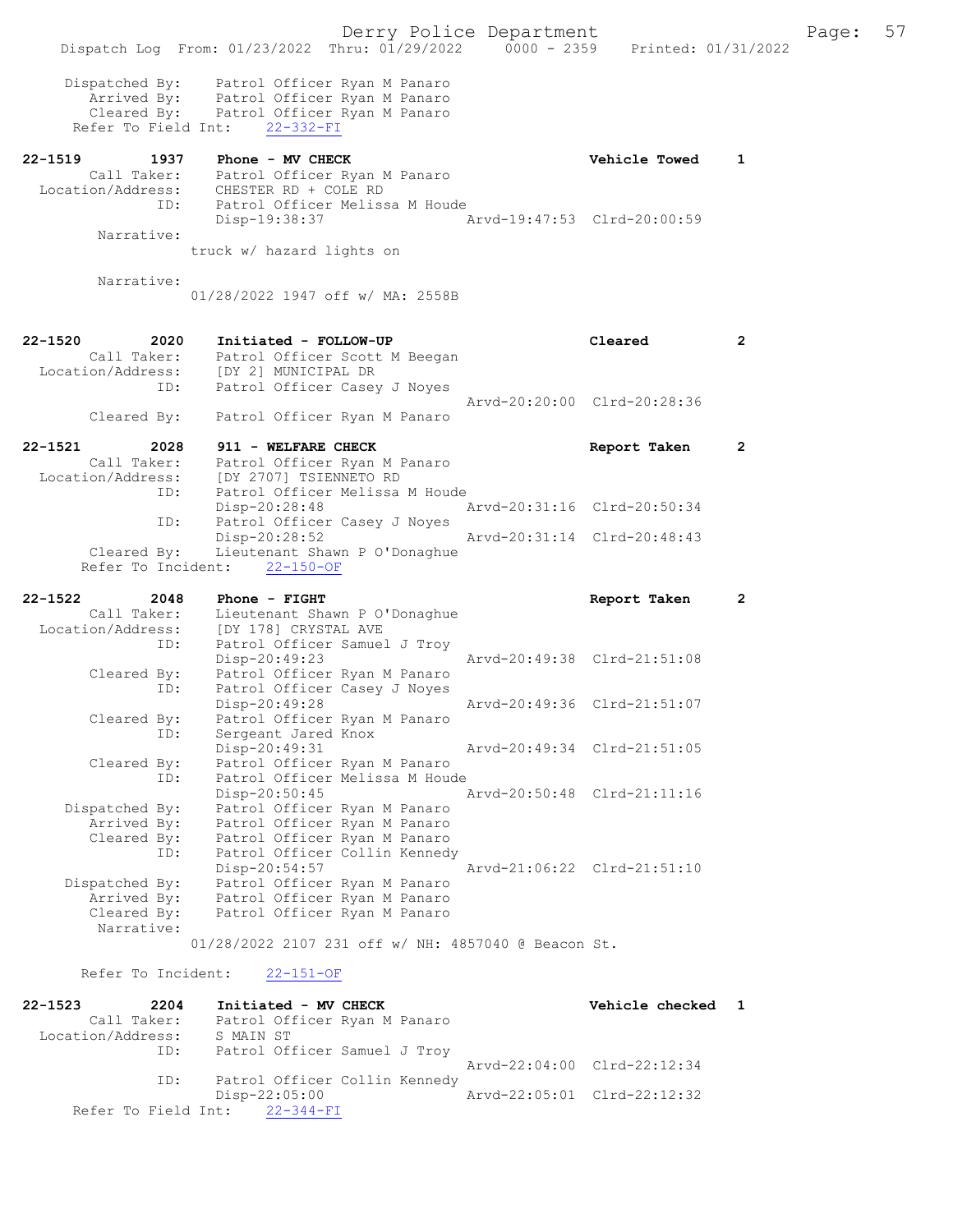```
    Dispatched By:    Patrol Officer Ryan M Panaro
       Arrived By:    Patrol Officer Ryan M Panaro
       Cleared By:    Patrol Officer Ryan M Panaro
    Refer To Field Int:    22-332-FI

22-1519        1937    Phone - MV CHECK                        Vehicle Towed    1
       Call Taker:     Patrol Officer Ryan M Panaro
  Location/Address:    CHESTER RD + COLE RD
               ID:     Patrol Officer Melissa M Houde
                       Disp-19:38:37               Arvd-19:47:53  Clrd-20:00:59
        Narrative:
                   truck w/ hazard lights on

        Narrative:
                   01/28/2022 1947 off w/ MA: 2558B


22-1520        2020    Initiated - FOLLOW-UP                   Cleared          2
       Call Taker:     Patrol Officer Scott M Beegan
  Location/Address:    [DY 2] MUNICIPAL DR
               ID:     Patrol Officer Casey J Noyes
                                                   Arvd-20:20:00  Clrd-20:28:36
       Cleared By:     Patrol Officer Ryan M Panaro

22-1521        2028    911 - WELFARE CHECK                     Report Taken     2
       Call Taker:     Patrol Officer Ryan M Panaro
  Location/Address:    [DY 2707] TSIENNETO RD
               ID:     Patrol Officer Melissa M Houde
                       Disp-20:28:48               Arvd-20:31:16  Clrd-20:50:34
               ID:     Patrol Officer Casey J Noyes
                       Disp-20:28:52               Arvd-20:31:14  Clrd-20:48:43
       Cleared By:     Lieutenant Shawn P O'Donaghue
     Refer To Incident:    22-150-OF

22-1522        2048    Phone - FIGHT                           Report Taken     2
       Call Taker:     Lieutenant Shawn P O'Donaghue
  Location/Address:    [DY 178] CRYSTAL AVE
               ID:     Patrol Officer Samuel J Troy
                       Disp-20:49:23               Arvd-20:49:38  Clrd-21:51:08
       Cleared By:     Patrol Officer Ryan M Panaro
               ID:     Patrol Officer Casey J Noyes
                       Disp-20:49:28               Arvd-20:49:36  Clrd-21:51:07
       Cleared By:     Patrol Officer Ryan M Panaro
               ID:     Sergeant Jared Knox
                       Disp-20:49:31               Arvd-20:49:34  Clrd-21:51:05
       Cleared By:     Patrol Officer Ryan M Panaro
               ID:     Patrol Officer Melissa M Houde
                       Disp-20:50:45               Arvd-20:50:48  Clrd-21:11:16
    Dispatched By:     Patrol Officer Ryan M Panaro
       Arrived By:     Patrol Officer Ryan M Panaro
       Cleared By:     Patrol Officer Ryan M Panaro
               ID:     Patrol Officer Collin Kennedy
                       Disp-20:54:57               Arvd-21:06:22  Clrd-21:51:10
    Dispatched By:     Patrol Officer Ryan M Panaro
       Arrived By:     Patrol Officer Ryan M Panaro
       Cleared By:     Patrol Officer Ryan M Panaro
        Narrative:
                   01/28/2022 2107 231 off w/ NH: 4857040 @ Beacon St.

     Refer To Incident:    22-151-OF

22-1523        2204    Initiated - MV CHECK                    Vehicle checked  1
       Call Taker:     Patrol Officer Ryan M Panaro
  Location/Address:    S MAIN ST
               ID:     Patrol Officer Samuel J Troy
                                                   Arvd-22:04:00  Clrd-22:12:34
               ID:     Patrol Officer Collin Kennedy
                       Disp-22:05:00               Arvd-22:05:01  Clrd-22:12:32
    Refer To Field Int:    22-344-FI
```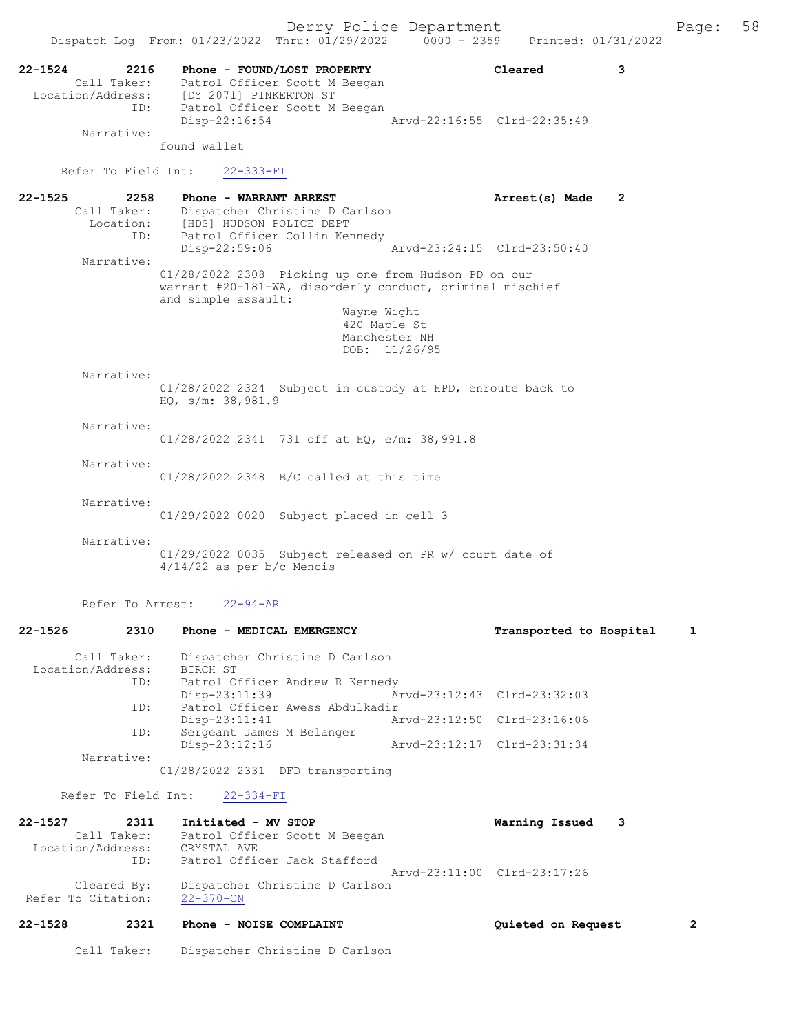**22-1524** 2216 **Phone - FOUND/LOST PROPERTY** **Cleared** **3**

Call Taker: Patrol Officer Scott M Beegan
Location/Address: [DY 2071] PINKERTON ST
ID: Patrol Officer Scott M Beegan
Disp-22:16:54 Arvd-22:16:55 Clrd-22:35:49

Narrative:
found wallet

Refer To Field Int: 22-333-FI

**22-1525** 2258 **Phone - WARRANT ARREST** **Arrest(s) Made** **2**

Call Taker: Dispatcher Christine D Carlson
Location: [HDS] HUDSON POLICE DEPT
ID: Patrol Officer Collin Kennedy
Disp-22:59:06 Arvd-23:24:15 Clrd-23:50:40

Narrative:
01/28/2022 2308 Picking up one from Hudson PD on our warrant #20-181-WA, disorderly conduct, criminal mischief and simple assault:
Wayne Wight
420 Maple St
Manchester NH
DOB: 11/26/95

Narrative:
01/28/2022 2324 Subject in custody at HPD, enroute back to HQ, s/m: 38,981.9

Narrative:
01/28/2022 2341 731 off at HQ, e/m: 38,991.8

Narrative:
01/28/2022 2348 B/C called at this time

Narrative:
01/29/2022 0020 Subject placed in cell 3

Narrative:
01/29/2022 0035 Subject released on PR w/ court date of 4/14/22 as per b/c Mencis

Refer To Arrest: 22-94-AR

**22-1526** 2310 **Phone - MEDICAL EMERGENCY** **Transported to Hospital** **1**

Call Taker: Dispatcher Christine D Carlson
Location/Address: BIRCH ST
ID: Patrol Officer Andrew R Kennedy
Disp-23:11:39 Arvd-23:12:43 Clrd-23:32:03
ID: Patrol Officer Awess Abdulkadir
Disp-23:11:41 Arvd-23:12:50 Clrd-23:16:06
ID: Sergeant James M Belanger
Disp-23:12:16 Arvd-23:12:17 Clrd-23:31:34

Narrative:
01/28/2022 2331 DFD transporting

Refer To Field Int: 22-334-FI

**22-1527** 2311 **Initiated - MV STOP** **Warning Issued** **3**

Call Taker: Patrol Officer Scott M Beegan
Location/Address: CRYSTAL AVE
ID: Patrol Officer Jack Stafford
Arvd-23:11:00 Clrd-23:17:26
Cleared By: Dispatcher Christine D Carlson
Refer To Citation: 22-370-CN

**22-1528** 2321 **Phone - NOISE COMPLAINT** **Quieted on Request** **2**

Call Taker: Dispatcher Christine D Carlson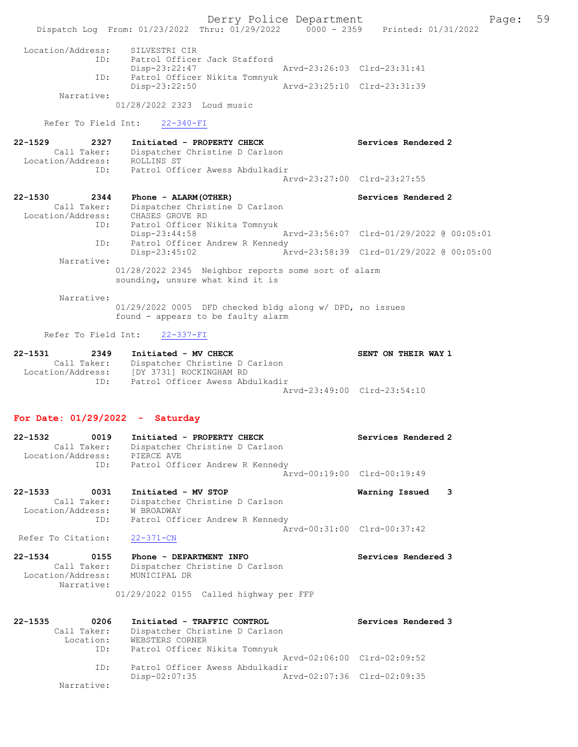```
 Location/Address:    SILVESTRI CIR
               ID:    Patrol Officer Jack Stafford
                      Disp-23:22:47              Arvd-23:26:03  Clrd-23:31:41
               ID:    Patrol Officer Nikita Tomnyuk
                      Disp-23:22:50              Arvd-23:25:10  Clrd-23:31:39
        Narrative:
                  01/28/2022 2323  Loud music

      Refer To Field Int:     22-340-FI

22-1529        2327    Initiated - PROPERTY CHECK                  Services Rendered 2
        Call Taker:    Dispatcher Christine D Carlson
  Location/Address:    ROLLINS ST
               ID:     Patrol Officer Awess Abdulkadir
                                                 Arvd-23:27:00  Clrd-23:27:55

22-1530        2344    Phone - ALARM(OTHER)                        Services Rendered 2
        Call Taker:    Dispatcher Christine D Carlson
  Location/Address:    CHASES GROVE RD
               ID:     Patrol Officer Nikita Tomnyuk
                       Disp-23:44:58             Arvd-23:56:07  Clrd-01/29/2022 @ 00:05:01
               ID:     Patrol Officer Andrew R Kennedy
                       Disp-23:45:02             Arvd-23:58:39  Clrd-01/29/2022 @ 00:05:00
        Narrative:
                  01/28/2022 2345  Neighbor reports some sort of alarm
                  sounding, unsure what kind it is

        Narrative:
                  01/29/2022 0005  DFD checked bldg along w/ DPD, no issues
                  found - appears to be faulty alarm

      Refer To Field Int:     22-337-FI

22-1531        2349    Initiated - MV CHECK                        SENT ON THEIR WAY 1
        Call Taker:    Dispatcher Christine D Carlson
  Location/Address:    [DY 3731] ROCKINGHAM RD
               ID:     Patrol Officer Awess Abdulkadir
                                                 Arvd-23:49:00  Clrd-23:54:10
```

**For Date: 01/29/2022 - Saturday**

```
22-1532        0019    Initiated - PROPERTY CHECK                  Services Rendered 2
        Call Taker:    Dispatcher Christine D Carlson
  Location/Address:    PIERCE AVE
               ID:     Patrol Officer Andrew R Kennedy
                                                 Arvd-00:19:00  Clrd-00:19:49

22-1533        0031    Initiated - MV STOP                         Warning Issued    3
        Call Taker:    Dispatcher Christine D Carlson
  Location/Address:    W BROADWAY
               ID:     Patrol Officer Andrew R Kennedy
                                                 Arvd-00:31:00  Clrd-00:37:42
 Refer To Citation:    22-371-CN

22-1534        0155    Phone - DEPARTMENT INFO                     Services Rendered 3
        Call Taker:    Dispatcher Christine D Carlson
  Location/Address:    MUNICIPAL DR
        Narrative:
                  01/29/2022 0155  Called highway per FFP

22-1535        0206    Initiated - TRAFFIC CONTROL                 Services Rendered 3
        Call Taker:    Dispatcher Christine D Carlson
          Location:    WEBSTERS CORNER
               ID:     Patrol Officer Nikita Tomnyuk
                                                 Arvd-02:06:00  Clrd-02:09:52
               ID:     Patrol Officer Awess Abdulkadir
                       Disp-02:07:35             Arvd-02:07:36  Clrd-02:09:35
        Narrative:
```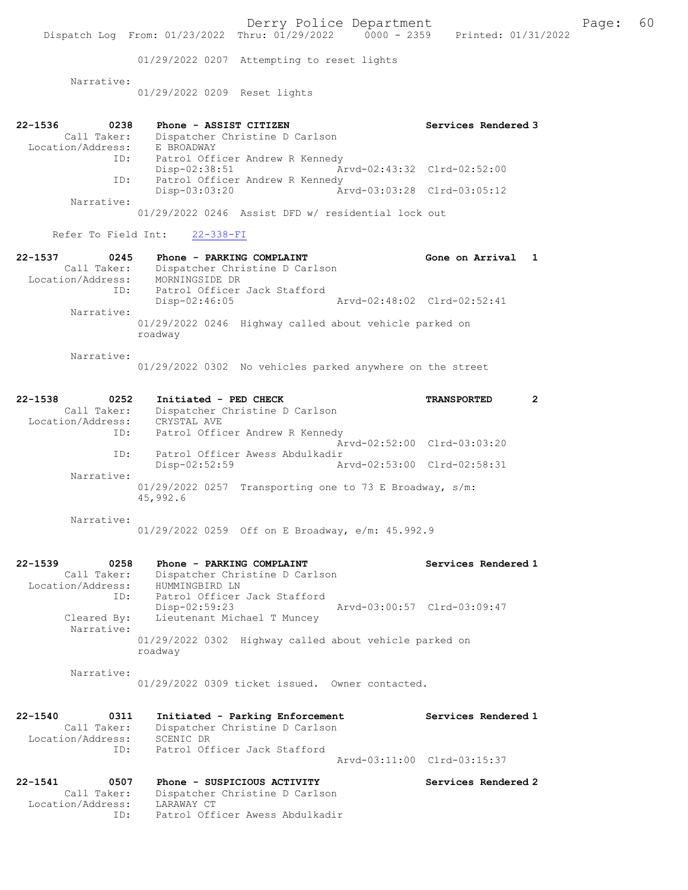01/29/2022 0207 Attempting to reset lights

Narrative:
01/29/2022 0209 Reset lights

**22-1536 0238 Phone - ASSIST CITIZEN** Services Rendered 3
Call Taker: Dispatcher Christine D Carlson
Location/Address: E BROADWAY
ID: Patrol Officer Andrew R Kennedy
Disp-02:38:51 Arvd-02:43:32 Clrd-02:52:00
ID: Patrol Officer Andrew R Kennedy
Disp-03:03:20 Arvd-03:03:28 Clrd-03:05:12
Narrative:
01/29/2022 0246 Assist DFD w/ residential lock out

Refer To Field Int: 22-338-FI

**22-1537 0245 Phone - PARKING COMPLAINT** Gone on Arrival 1
Call Taker: Dispatcher Christine D Carlson
Location/Address: MORNINGSIDE DR
ID: Patrol Officer Jack Stafford
Disp-02:46:05 Arvd-02:48:02 Clrd-02:52:41
Narrative:
01/29/2022 0246 Highway called about vehicle parked on roadway

Narrative:
01/29/2022 0302 No vehicles parked anywhere on the street

**22-1538 0252 Initiated - PED CHECK** TRANSPORTED 2
Call Taker: Dispatcher Christine D Carlson
Location/Address: CRYSTAL AVE
ID: Patrol Officer Andrew R Kennedy
Arvd-02:52:00 Clrd-03:03:20
ID: Patrol Officer Awess Abdulkadir
Disp-02:52:59 Arvd-02:53:00 Clrd-02:58:31
Narrative:
01/29/2022 0257 Transporting one to 73 E Broadway, s/m: 45,992.6

Narrative:
01/29/2022 0259 Off on E Broadway, e/m: 45.992.9

**22-1539 0258 Phone - PARKING COMPLAINT** Services Rendered 1
Call Taker: Dispatcher Christine D Carlson
Location/Address: HUMMINGBIRD LN
ID: Patrol Officer Jack Stafford
Disp-02:59:23 Arvd-03:00:57 Clrd-03:09:47
Cleared By: Lieutenant Michael T Muncey
Narrative:
01/29/2022 0302 Highway called about vehicle parked on roadway

Narrative:
01/29/2022 0309 ticket issued. Owner contacted.

**22-1540 0311 Initiated - Parking Enforcement** Services Rendered 1
Call Taker: Dispatcher Christine D Carlson
Location/Address: SCENIC DR
ID: Patrol Officer Jack Stafford
Arvd-03:11:00 Clrd-03:15:37

**22-1541 0507 Phone - SUSPICIOUS ACTIVITY** Services Rendered 2
Call Taker: Dispatcher Christine D Carlson
Location/Address: LARAWAY CT
ID: Patrol Officer Awess Abdulkadir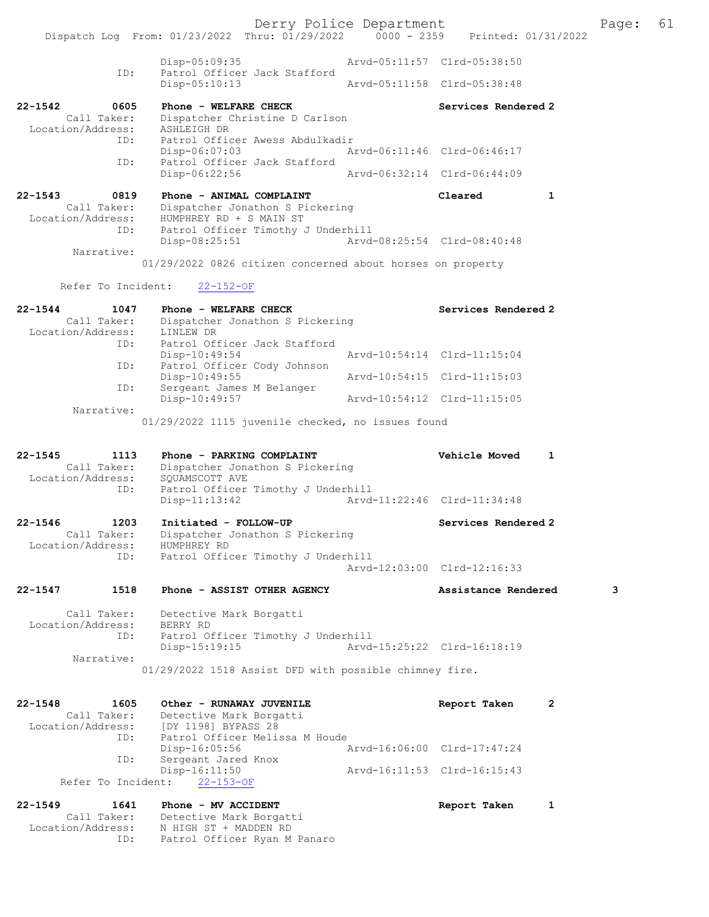Disp-05:09:35 Arvd-05:11:57 Clrd-05:38:50
ID: Patrol Officer Jack Stafford
Disp-05:10:13 Arvd-05:11:58 Clrd-05:38:48

22-1542 0605 Phone - WELFARE CHECK Services Rendered 2
Call Taker: Dispatcher Christine D Carlson
Location/Address: ASHLEIGH DR
ID: Patrol Officer Awess Abdulkadir
Disp-06:07:03 Arvd-06:11:46 Clrd-06:46:17
ID: Patrol Officer Jack Stafford
Disp-06:22:56 Arvd-06:32:14 Clrd-06:44:09

22-1543 0819 Phone - ANIMAL COMPLAINT Cleared 1
Call Taker: Dispatcher Jonathon S Pickering
Location/Address: HUMPHREY RD + S MAIN ST
ID: Patrol Officer Timothy J Underhill
Disp-08:25:51 Arvd-08:25:54 Clrd-08:40:48
Narrative:
01/29/2022 0826 citizen concerned about horses on property

Refer To Incident: 22-152-OF

22-1544 1047 Phone - WELFARE CHECK Services Rendered 2
Call Taker: Dispatcher Jonathon S Pickering
Location/Address: LINLEW DR
ID: Patrol Officer Jack Stafford
Disp-10:49:54 Arvd-10:54:14 Clrd-11:15:04
ID: Patrol Officer Cody Johnson
Disp-10:49:55 Arvd-10:54:15 Clrd-11:15:03
ID: Sergeant James M Belanger
Disp-10:49:57 Arvd-10:54:12 Clrd-11:15:05
Narrative:
01/29/2022 1115 juvenile checked, no issues found

22-1545 1113 Phone - PARKING COMPLAINT Vehicle Moved 1
Call Taker: Dispatcher Jonathon S Pickering
Location/Address: SQUAMSCOTT AVE
ID: Patrol Officer Timothy J Underhill
Disp-11:13:42 Arvd-11:22:46 Clrd-11:34:48

22-1546 1203 Initiated - FOLLOW-UP Services Rendered 2
Call Taker: Dispatcher Jonathon S Pickering
Location/Address: HUMPHREY RD
ID: Patrol Officer Timothy J Underhill
Arvd-12:03:00 Clrd-12:16:33

22-1547 1518 Phone - ASSIST OTHER AGENCY Assistance Rendered 3

Call Taker: Detective Mark Borgatti
Location/Address: BERRY RD
ID: Patrol Officer Timothy J Underhill
Disp-15:19:15 Arvd-15:25:22 Clrd-16:18:19
Narrative:
01/29/2022 1518 Assist DFD with possible chimney fire.

22-1548 1605 Other - RUNAWAY JUVENILE Report Taken 2
Call Taker: Detective Mark Borgatti
Location/Address: [DY 1198] BYPASS 28
ID: Patrol Officer Melissa M Houde
Disp-16:05:56 Arvd-16:06:00 Clrd-17:47:24
ID: Sergeant Jared Knox
Disp-16:11:50 Arvd-16:11:53 Clrd-16:15:43
Refer To Incident: 22-153-OF

22-1549 1641 Phone - MV ACCIDENT Report Taken 1
Call Taker: Detective Mark Borgatti
Location/Address: N HIGH ST + MADDEN RD
ID: Patrol Officer Ryan M Panaro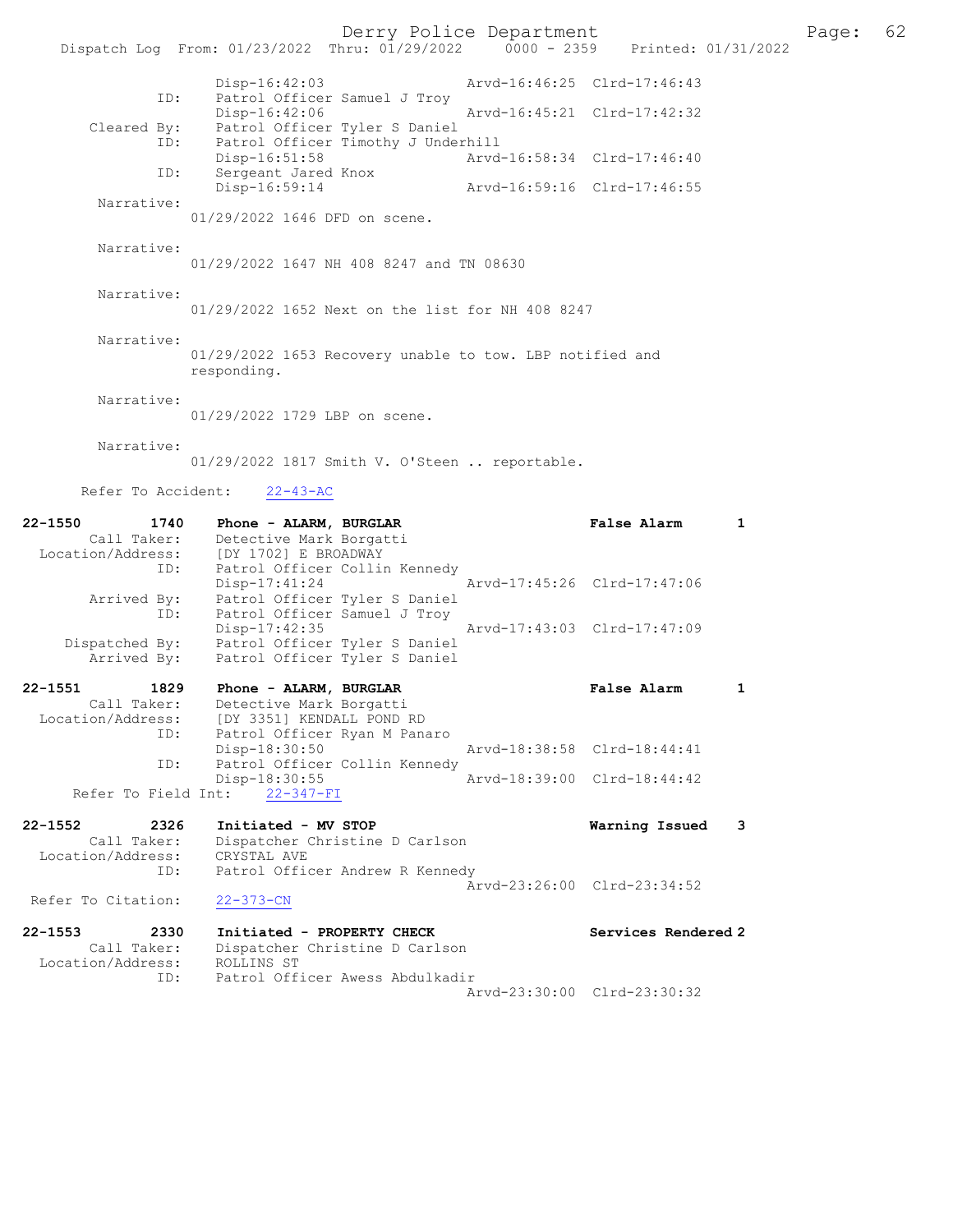```
                Disp-16:42:03                Arvd-16:46:25  Clrd-17:46:43
            ID:  Patrol Officer Samuel J Troy
                Disp-16:42:06                Arvd-16:45:21  Clrd-17:42:32
    Cleared By:  Patrol Officer Tyler S Daniel
            ID:  Patrol Officer Timothy J Underhill
                Disp-16:51:58                Arvd-16:58:34  Clrd-17:46:40
            ID:  Sergeant Jared Knox
                Disp-16:59:14                Arvd-16:59:16  Clrd-17:46:55
     Narrative:
              01/29/2022 1646 DFD on scene.

     Narrative:
              01/29/2022 1647 NH 408 8247 and TN 08630

     Narrative:
              01/29/2022 1652 Next on the list for NH 408 8247

     Narrative:
              01/29/2022 1653 Recovery unable to tow. LBP notified and
              responding.

     Narrative:
              01/29/2022 1729 LBP on scene.

     Narrative:
              01/29/2022 1817 Smith V. O'Steen .. reportable.

   Refer To Accident:    22-43-AC

22-1550        1740    Phone - ALARM, BURGLAR                   False Alarm       1
        Call Taker:    Detective Mark Borgatti
  Location/Address:    [DY 1702] E BROADWAY
               ID:     Patrol Officer Collin Kennedy
                       Disp-17:41:24                Arvd-17:45:26  Clrd-17:47:06
       Arrived By:     Patrol Officer Tyler S Daniel
               ID:     Patrol Officer Samuel J Troy
                       Disp-17:42:35                Arvd-17:43:03  Clrd-17:47:09
    Dispatched By:     Patrol Officer Tyler S Daniel
       Arrived By:     Patrol Officer Tyler S Daniel

22-1551        1829    Phone - ALARM, BURGLAR                   False Alarm       1
        Call Taker:    Detective Mark Borgatti
  Location/Address:    [DY 3351] KENDALL POND RD
               ID:     Patrol Officer Ryan M Panaro
                       Disp-18:30:50                Arvd-18:38:58  Clrd-18:44:41
               ID:     Patrol Officer Collin Kennedy
                       Disp-18:30:55                Arvd-18:39:00  Clrd-18:44:42
   Refer To Field Int:    22-347-FI

22-1552        2326    Initiated - MV STOP                      Warning Issued    3
        Call Taker:    Dispatcher Christine D Carlson
  Location/Address:    CRYSTAL AVE
               ID:     Patrol Officer Andrew R Kennedy
                                                    Arvd-23:26:00  Clrd-23:34:52
 Refer To Citation:    22-373-CN

22-1553        2330    Initiated - PROPERTY CHECK               Services Rendered 2
        Call Taker:    Dispatcher Christine D Carlson
  Location/Address:    ROLLINS ST
               ID:     Patrol Officer Awess Abdulkadir
                                                    Arvd-23:30:00  Clrd-23:30:32
```